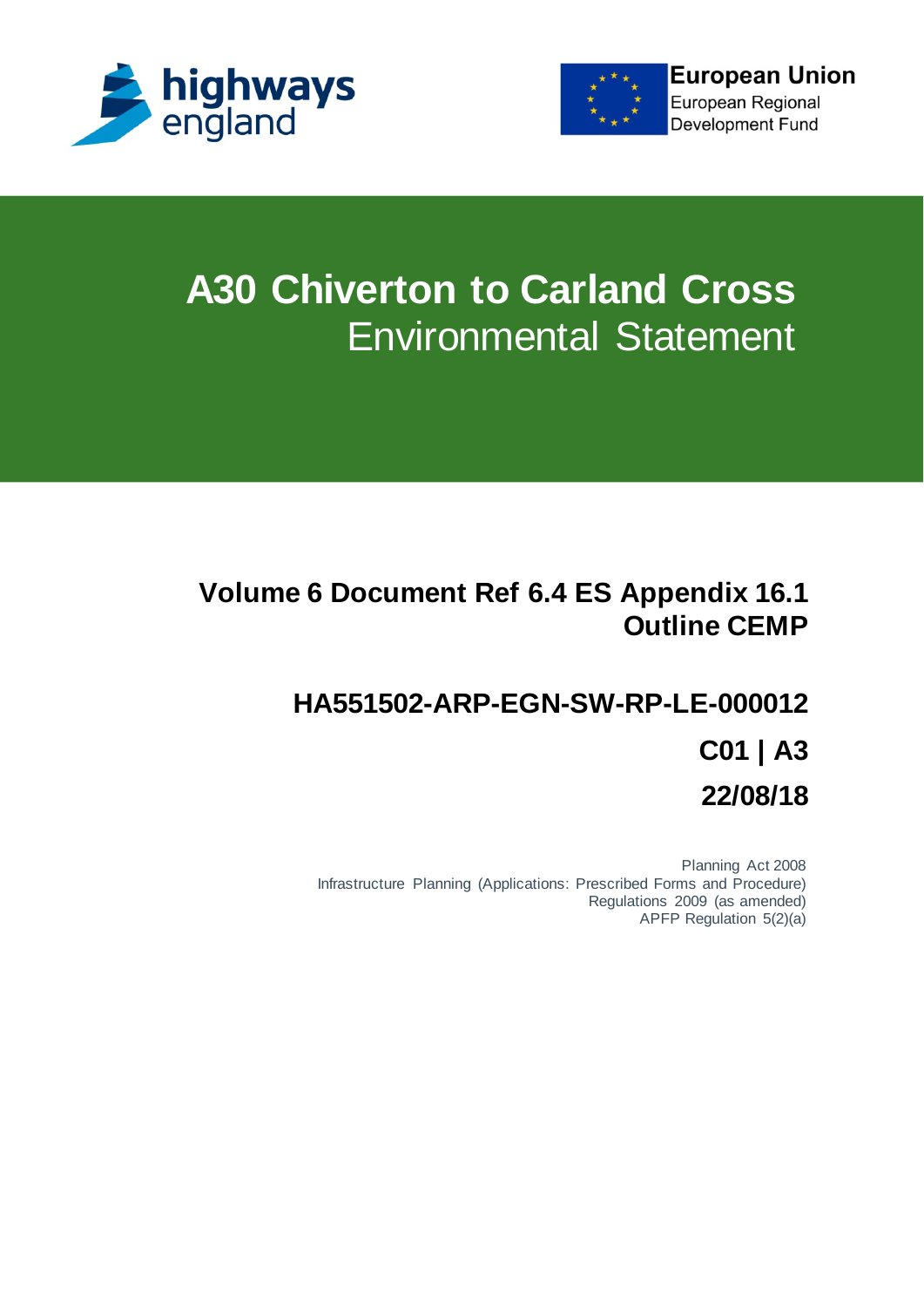highways england

European Union
European Regional Development Fund

# A30 Chiverton to Carland Cross
## Environmental Statement

**Volume 6 Document Ref 6.4 ES Appendix 16.1 Outline CEMP**

**HA551502-ARP-EGN-SW-RP-LE-000012**

**C01 | A3**

**22/08/18**

Planning Act 2008
Infrastructure Planning (Applications: Prescribed Forms and Procedure) Regulations 2009 (as amended)
APFP Regulation 5(2)(a)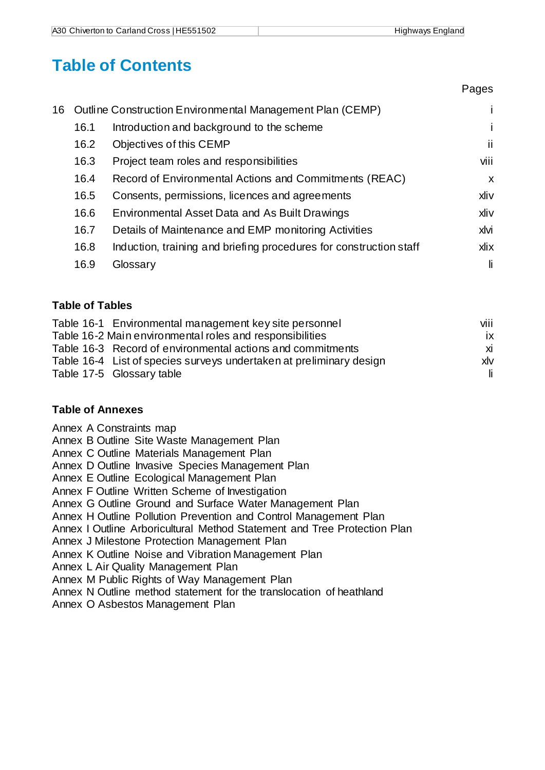# Table of Contents

| | | Pages |
|---|---|---|
| 16 | Outline Construction Environmental Management Plan (CEMP) | i |
| 16.1 | Introduction and background to the scheme | i |
| 16.2 | Objectives of this CEMP | ii |
| 16.3 | Project team roles and responsibilities | viii |
| 16.4 | Record of Environmental Actions and Commitments (REAC) | x |
| 16.5 | Consents, permissions, licences and agreements | xliv |
| 16.6 | Environmental Asset Data and As Built Drawings | xliv |
| 16.7 | Details of Maintenance and EMP monitoring Activities | xlvi |
| 16.8 | Induction, training and briefing procedures for construction staff | xlix |
| 16.9 | Glossary | li |

### Table of Tables

| | |
|---|---|
| Table 16-1 Environmental management key site personnel | viii |
| Table 16-2 Main environmental roles and responsibilities | ix |
| Table 16-3 Record of environmental actions and commitments | xi |
| Table 16-4 List of species surveys undertaken at preliminary design | xlv |
| Table 17-5 Glossary table | li |

### Table of Annexes

Annex A Constraints map
Annex B Outline Site Waste Management Plan
Annex C Outline Materials Management Plan
Annex D Outline Invasive Species Management Plan
Annex E Outline Ecological Management Plan
Annex F Outline Written Scheme of Investigation
Annex G Outline Ground and Surface Water Management Plan
Annex H Outline Pollution Prevention and Control Management Plan
Annex I Outline Arboricultural Method Statement and Tree Protection Plan
Annex J Milestone Protection Management Plan
Annex K Outline Noise and Vibration Management Plan
Annex L Air Quality Management Plan
Annex M Public Rights of Way Management Plan
Annex N Outline method statement for the translocation of heathland
Annex O Asbestos Management Plan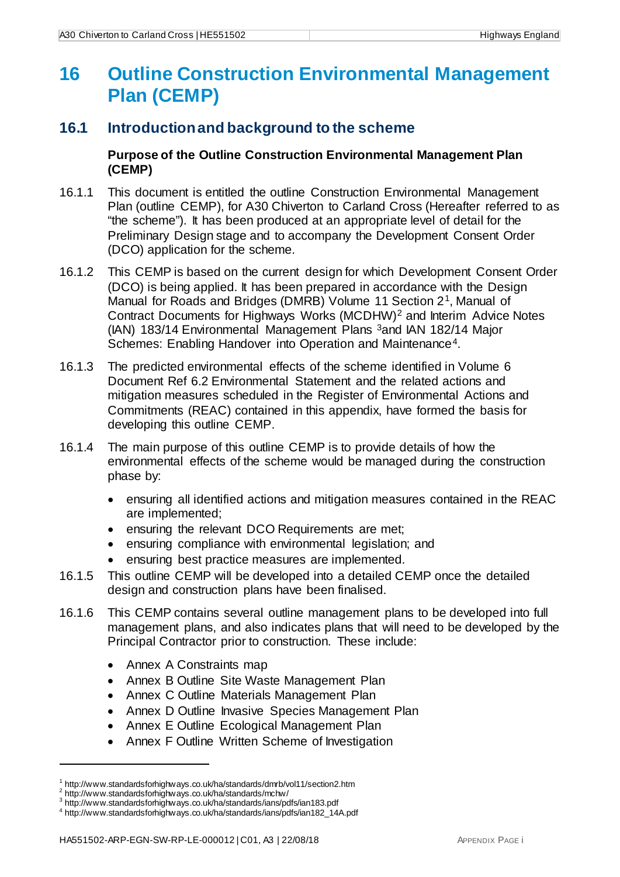# 16 Outline Construction Environmental Management Plan (CEMP)

## 16.1 Introduction and background to the scheme

### Purpose of the Outline Construction Environmental Management Plan (CEMP)

16.1.1 This document is entitled the outline Construction Environmental Management Plan (outline CEMP), for A30 Chiverton to Carland Cross (Hereafter referred to as "the scheme"). It has been produced at an appropriate level of detail for the Preliminary Design stage and to accompany the Development Consent Order (DCO) application for the scheme.

16.1.2 This CEMP is based on the current design for which Development Consent Order (DCO) is being applied. It has been prepared in accordance with the Design Manual for Roads and Bridges (DMRB) Volume 11 Section 2[1], Manual of Contract Documents for Highways Works (MCDHW)[2] and Interim Advice Notes (IAN) 183/14 Environmental Management Plans [3]and IAN 182/14 Major Schemes: Enabling Handover into Operation and Maintenance[4].

16.1.3 The predicted environmental effects of the scheme identified in Volume 6 Document Ref 6.2 Environmental Statement and the related actions and mitigation measures scheduled in the Register of Environmental Actions and Commitments (REAC) contained in this appendix, have formed the basis for developing this outline CEMP.

16.1.4 The main purpose of this outline CEMP is to provide details of how the environmental effects of the scheme would be managed during the construction phase by:

- ensuring all identified actions and mitigation measures contained in the REAC are implemented;
- ensuring the relevant DCO Requirements are met;
- ensuring compliance with environmental legislation; and
- ensuring best practice measures are implemented.

16.1.5 This outline CEMP will be developed into a detailed CEMP once the detailed design and construction plans have been finalised.

16.1.6 This CEMP contains several outline management plans to be developed into full management plans, and also indicates plans that will need to be developed by the Principal Contractor prior to construction. These include:

- Annex A Constraints map
- Annex B Outline Site Waste Management Plan
- Annex C Outline Materials Management Plan
- Annex D Outline Invasive Species Management Plan
- Annex E Outline Ecological Management Plan
- Annex F Outline Written Scheme of Investigation

---

[1] http://www.standardsforhighways.co.uk/ha/standards/dmrb/vol11/section2.htm
[2] http://www.standardsforhighways.co.uk/ha/standards/mchw/
[3] http://www.standardsforhighways.co.uk/ha/standards/ians/pdfs/ian183.pdf
[4] http://www.standardsforhighways.co.uk/ha/standards/ians/pdfs/ian182_14A.pdf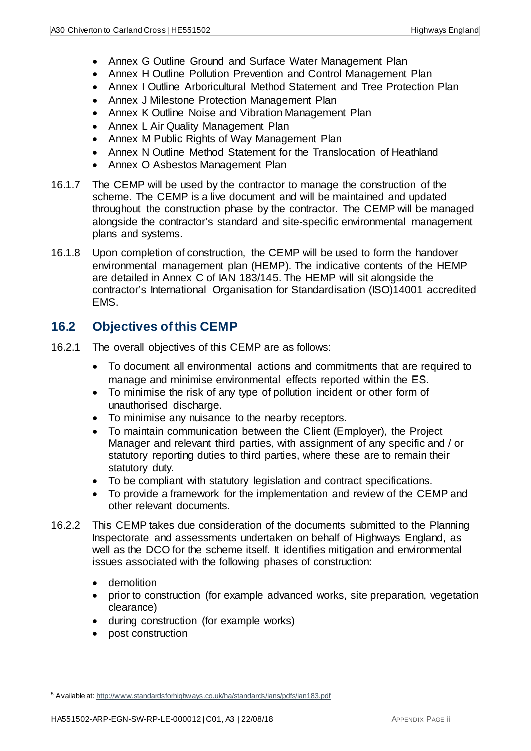- Annex G Outline Ground and Surface Water Management Plan
- Annex H Outline Pollution Prevention and Control Management Plan
- Annex I Outline Arboricultural Method Statement and Tree Protection Plan
- Annex J Milestone Protection Management Plan
- Annex K Outline Noise and Vibration Management Plan
- Annex L Air Quality Management Plan
- Annex M Public Rights of Way Management Plan
- Annex N Outline Method Statement for the Translocation of Heathland
- Annex O Asbestos Management Plan

16.1.7 The CEMP will be used by the contractor to manage the construction of the scheme. The CEMP is a live document and will be maintained and updated throughout the construction phase by the contractor. The CEMP will be managed alongside the contractor's standard and site-specific environmental management plans and systems.

16.1.8 Upon completion of construction, the CEMP will be used to form the handover environmental management plan (HEMP). The indicative contents of the HEMP are detailed in Annex C of IAN 183/14[5]. The HEMP will sit alongside the contractor's International Organisation for Standardisation (ISO)14001 accredited EMS.

## 16.2 Objectives of this CEMP

16.2.1 The overall objectives of this CEMP are as follows:

- To document all environmental actions and commitments that are required to manage and minimise environmental effects reported within the ES.
- To minimise the risk of any type of pollution incident or other form of unauthorised discharge.
- To minimise any nuisance to the nearby receptors.
- To maintain communication between the Client (Employer), the Project Manager and relevant third parties, with assignment of any specific and / or statutory reporting duties to third parties, where these are to remain their statutory duty.
- To be compliant with statutory legislation and contract specifications.
- To provide a framework for the implementation and review of the CEMP and other relevant documents.

16.2.2 This CEMP takes due consideration of the documents submitted to the Planning Inspectorate and assessments undertaken on behalf of Highways England, as well as the DCO for the scheme itself. It identifies mitigation and environmental issues associated with the following phases of construction:

- demolition
- prior to construction (for example advanced works, site preparation, vegetation clearance)
- during construction (for example works)
- post construction

[5] Available at: http://www.standardsforhighways.co.uk/ha/standards/ians/pdfs/ian183.pdf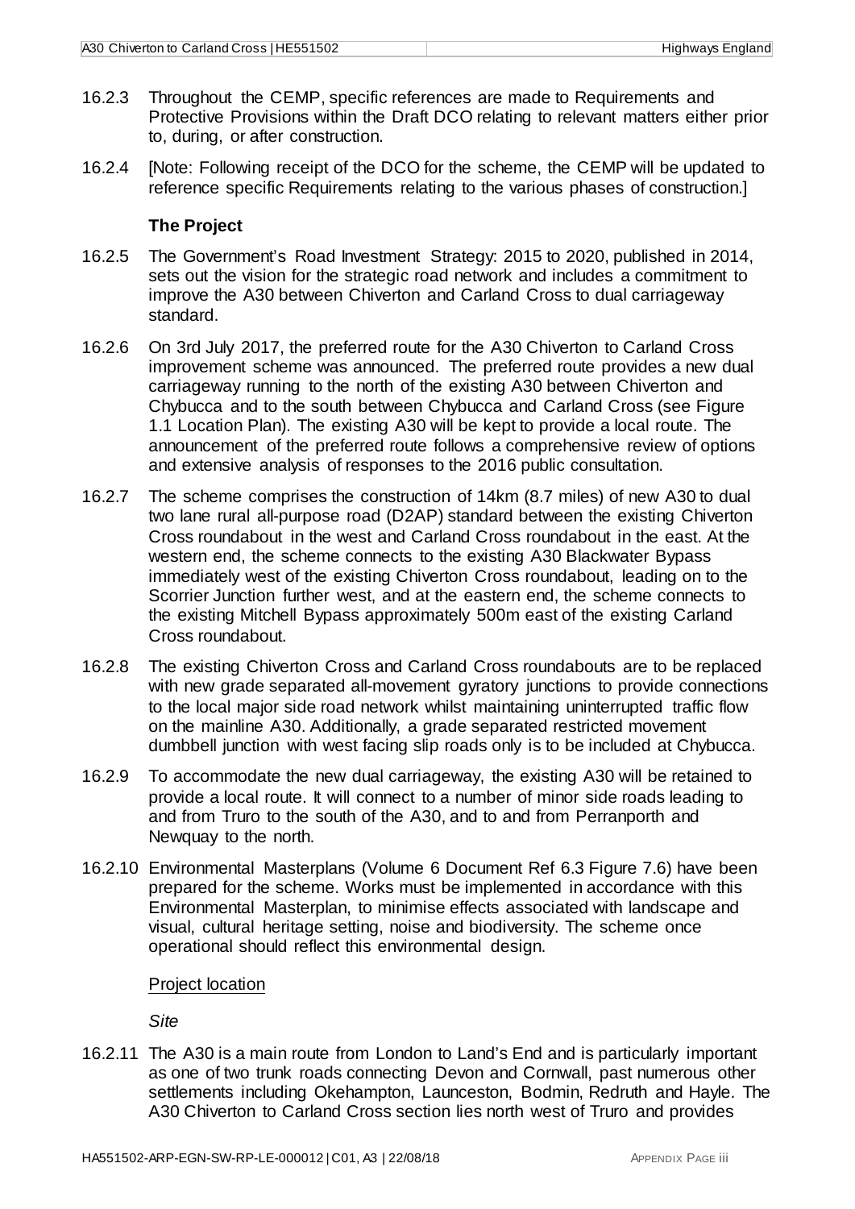16.2.3 Throughout the CEMP, specific references are made to Requirements and Protective Provisions within the Draft DCO relating to relevant matters either prior to, during, or after construction.

16.2.4 [Note: Following receipt of the DCO for the scheme, the CEMP will be updated to reference specific Requirements relating to the various phases of construction.]

**The Project**

16.2.5 The Government's Road Investment Strategy: 2015 to 2020, published in 2014, sets out the vision for the strategic road network and includes a commitment to improve the A30 between Chiverton and Carland Cross to dual carriageway standard.

16.2.6 On 3rd July 2017, the preferred route for the A30 Chiverton to Carland Cross improvement scheme was announced. The preferred route provides a new dual carriageway running to the north of the existing A30 between Chiverton and Chybucca and to the south between Chybucca and Carland Cross (see Figure 1.1 Location Plan). The existing A30 will be kept to provide a local route. The announcement of the preferred route follows a comprehensive review of options and extensive analysis of responses to the 2016 public consultation.

16.2.7 The scheme comprises the construction of 14km (8.7 miles) of new A30 to dual two lane rural all-purpose road (D2AP) standard between the existing Chiverton Cross roundabout in the west and Carland Cross roundabout in the east. At the western end, the scheme connects to the existing A30 Blackwater Bypass immediately west of the existing Chiverton Cross roundabout, leading on to the Scorrier Junction further west, and at the eastern end, the scheme connects to the existing Mitchell Bypass approximately 500m east of the existing Carland Cross roundabout.

16.2.8 The existing Chiverton Cross and Carland Cross roundabouts are to be replaced with new grade separated all-movement gyratory junctions to provide connections to the local major side road network whilst maintaining uninterrupted traffic flow on the mainline A30. Additionally, a grade separated restricted movement dumbbell junction with west facing slip roads only is to be included at Chybucca.

16.2.9 To accommodate the new dual carriageway, the existing A30 will be retained to provide a local route. It will connect to a number of minor side roads leading to and from Truro to the south of the A30, and to and from Perranporth and Newquay to the north.

16.2.10 Environmental Masterplans (Volume 6 Document Ref 6.3 Figure 7.6) have been prepared for the scheme. Works must be implemented in accordance with this Environmental Masterplan, to minimise effects associated with landscape and visual, cultural heritage setting, noise and biodiversity. The scheme once operational should reflect this environmental design.

Project location

*Site*

16.2.11 The A30 is a main route from London to Land's End and is particularly important as one of two trunk roads connecting Devon and Cornwall, past numerous other settlements including Okehampton, Launceston, Bodmin, Redruth and Hayle. The A30 Chiverton to Carland Cross section lies north west of Truro and provides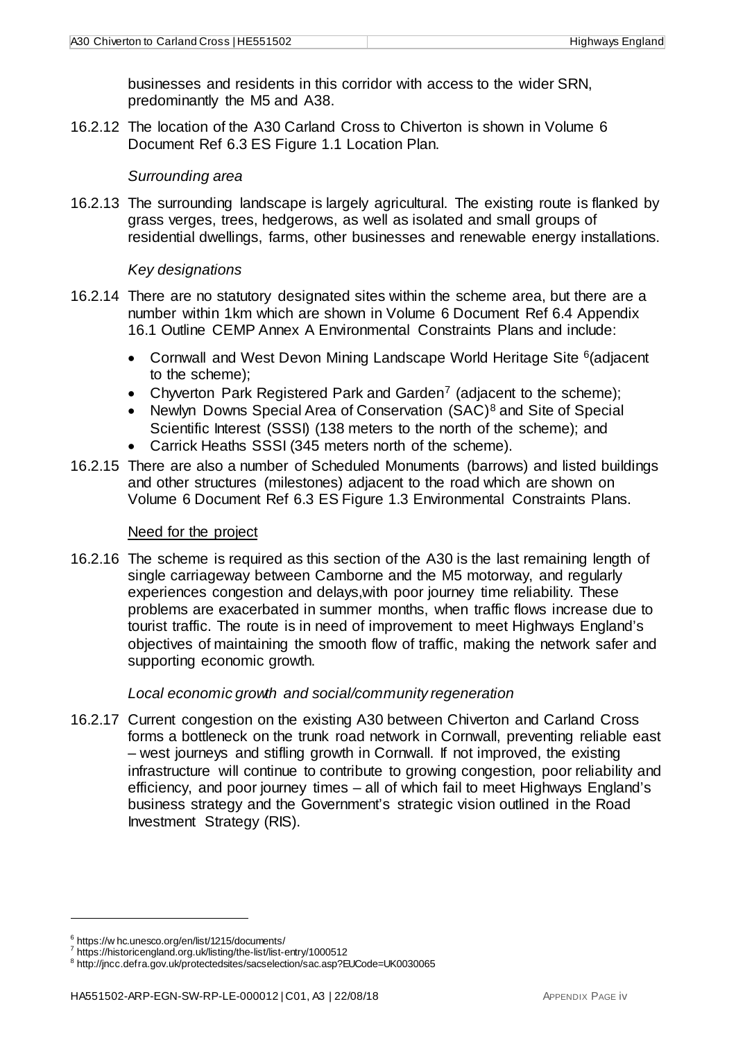businesses and residents in this corridor with access to the wider SRN, predominantly the M5 and A38.

16.2.12 The location of the A30 Carland Cross to Chiverton is shown in Volume 6 Document Ref 6.3 ES Figure 1.1 Location Plan.

*Surrounding area*

16.2.13 The surrounding landscape is largely agricultural. The existing route is flanked by grass verges, trees, hedgerows, as well as isolated and small groups of residential dwellings, farms, other businesses and renewable energy installations.

*Key designations*

16.2.14 There are no statutory designated sites within the scheme area, but there are a number within 1km which are shown in Volume 6 Document Ref 6.4 Appendix 16.1 Outline CEMP Annex A Environmental Constraints Plans and include:

- Cornwall and West Devon Mining Landscape World Heritage Site [6](adjacent to the scheme);
- Chyverton Park Registered Park and Garden[7] (adjacent to the scheme);
- Newlyn Downs Special Area of Conservation (SAC)[8] and Site of Special Scientific Interest (SSSI) (138 meters to the north of the scheme); and
- Carrick Heaths SSSI (345 meters north of the scheme).

16.2.15 There are also a number of Scheduled Monuments (barrows) and listed buildings and other structures (milestones) adjacent to the road which are shown on Volume 6 Document Ref 6.3 ES Figure 1.3 Environmental Constraints Plans.

Need for the project

16.2.16 The scheme is required as this section of the A30 is the last remaining length of single carriageway between Camborne and the M5 motorway, and regularly experiences congestion and delays,with poor journey time reliability. These problems are exacerbated in summer months, when traffic flows increase due to tourist traffic. The route is in need of improvement to meet Highways England's objectives of maintaining the smooth flow of traffic, making the network safer and supporting economic growth.

*Local economic growth and social/community regeneration*

16.2.17 Current congestion on the existing A30 between Chiverton and Carland Cross forms a bottleneck on the trunk road network in Cornwall, preventing reliable east – west journeys and stifling growth in Cornwall. If not improved, the existing infrastructure will continue to contribute to growing congestion, poor reliability and efficiency, and poor journey times – all of which fail to meet Highways England's business strategy and the Government's strategic vision outlined in the Road Investment Strategy (RIS).

---

[6] https://whc.unesco.org/en/list/1215/documents/
[7] https://historicengland.org.uk/listing/the-list/list-entry/1000512
[8] http://jncc.defra.gov.uk/protectedsites/sacselection/sac.asp?EUCode=UK0030065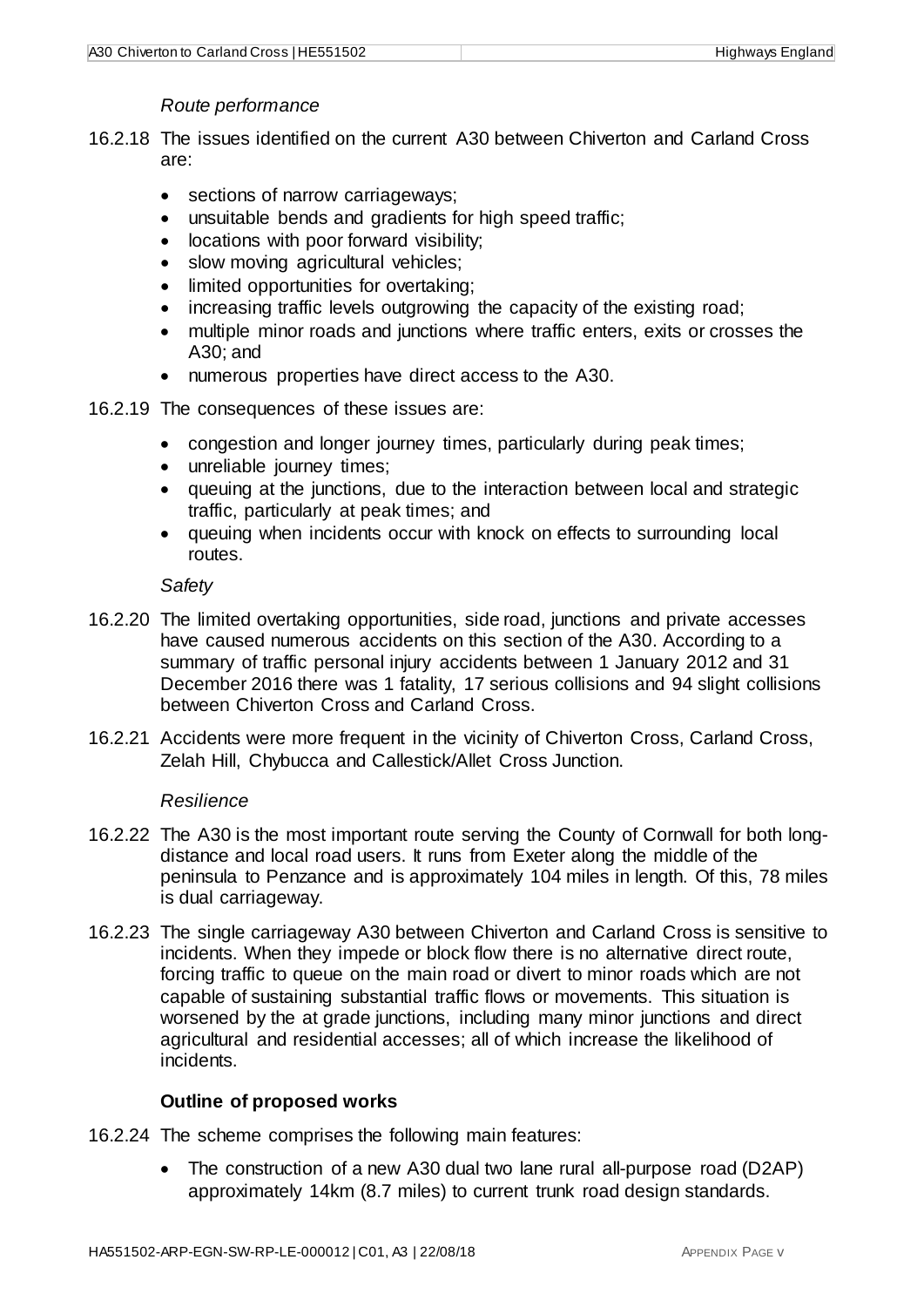*Route performance*

16.2.18 The issues identified on the current A30 between Chiverton and Carland Cross are:

- sections of narrow carriageways;
- unsuitable bends and gradients for high speed traffic;
- locations with poor forward visibility;
- slow moving agricultural vehicles;
- limited opportunities for overtaking;
- increasing traffic levels outgrowing the capacity of the existing road;
- multiple minor roads and junctions where traffic enters, exits or crosses the A30; and
- numerous properties have direct access to the A30.

16.2.19 The consequences of these issues are:

- congestion and longer journey times, particularly during peak times;
- unreliable journey times;
- queuing at the junctions, due to the interaction between local and strategic traffic, particularly at peak times; and
- queuing when incidents occur with knock on effects to surrounding local routes.

*Safety*

16.2.20 The limited overtaking opportunities, side road, junctions and private accesses have caused numerous accidents on this section of the A30. According to a summary of traffic personal injury accidents between 1 January 2012 and 31 December 2016 there was 1 fatality, 17 serious collisions and 94 slight collisions between Chiverton Cross and Carland Cross.

16.2.21 Accidents were more frequent in the vicinity of Chiverton Cross, Carland Cross, Zelah Hill, Chybucca and Callestick/Allet Cross Junction.

*Resilience*

16.2.22 The A30 is the most important route serving the County of Cornwall for both long-distance and local road users. It runs from Exeter along the middle of the peninsula to Penzance and is approximately 104 miles in length. Of this, 78 miles is dual carriageway.

16.2.23 The single carriageway A30 between Chiverton and Carland Cross is sensitive to incidents. When they impede or block flow there is no alternative direct route, forcing traffic to queue on the main road or divert to minor roads which are not capable of sustaining substantial traffic flows or movements. This situation is worsened by the at grade junctions, including many minor junctions and direct agricultural and residential accesses; all of which increase the likelihood of incidents.

**Outline of proposed works**

16.2.24 The scheme comprises the following main features:

- The construction of a new A30 dual two lane rural all-purpose road (D2AP) approximately 14km (8.7 miles) to current trunk road design standards.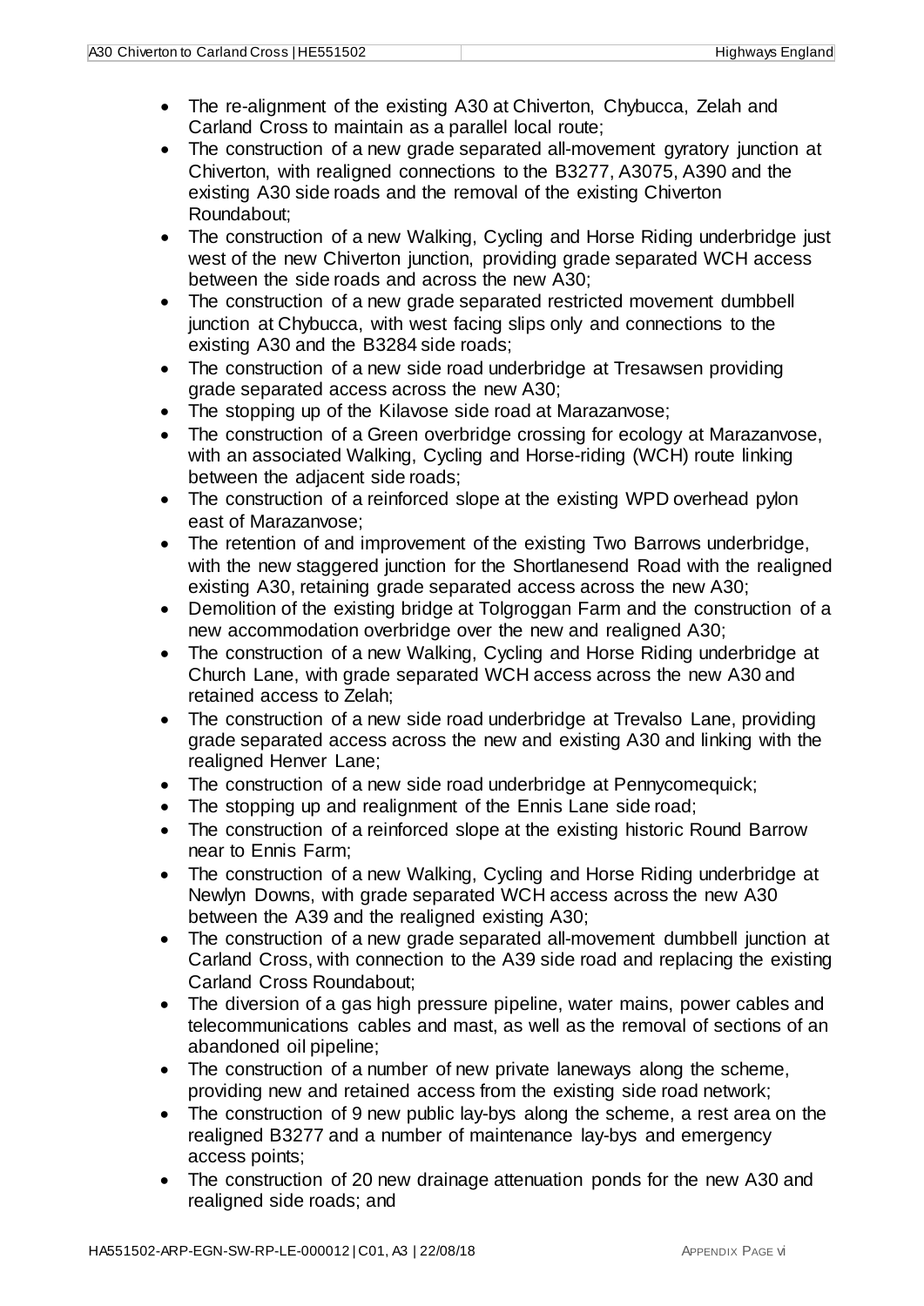- The re-alignment of the existing A30 at Chiverton, Chybucca, Zelah and Carland Cross to maintain as a parallel local route;
- The construction of a new grade separated all-movement gyratory junction at Chiverton, with realigned connections to the B3277, A3075, A390 and the existing A30 side roads and the removal of the existing Chiverton Roundabout;
- The construction of a new Walking, Cycling and Horse Riding underbridge just west of the new Chiverton junction, providing grade separated WCH access between the side roads and across the new A30;
- The construction of a new grade separated restricted movement dumbbell junction at Chybucca, with west facing slips only and connections to the existing A30 and the B3284 side roads;
- The construction of a new side road underbridge at Tresawsen providing grade separated access across the new A30;
- The stopping up of the Kilavose side road at Marazanvose;
- The construction of a Green overbridge crossing for ecology at Marazanvose, with an associated Walking, Cycling and Horse-riding (WCH) route linking between the adjacent side roads;
- The construction of a reinforced slope at the existing WPD overhead pylon east of Marazanvose;
- The retention of and improvement of the existing Two Barrows underbridge, with the new staggered junction for the Shortlanesend Road with the realigned existing A30, retaining grade separated access across the new A30;
- Demolition of the existing bridge at Tolgroggan Farm and the construction of a new accommodation overbridge over the new and realigned A30;
- The construction of a new Walking, Cycling and Horse Riding underbridge at Church Lane, with grade separated WCH access across the new A30 and retained access to Zelah;
- The construction of a new side road underbridge at Trevalso Lane, providing grade separated access across the new and existing A30 and linking with the realigned Henver Lane;
- The construction of a new side road underbridge at Pennycomequick;
- The stopping up and realignment of the Ennis Lane side road;
- The construction of a reinforced slope at the existing historic Round Barrow near to Ennis Farm;
- The construction of a new Walking, Cycling and Horse Riding underbridge at Newlyn Downs, with grade separated WCH access across the new A30 between the A39 and the realigned existing A30;
- The construction of a new grade separated all-movement dumbbell junction at Carland Cross, with connection to the A39 side road and replacing the existing Carland Cross Roundabout;
- The diversion of a gas high pressure pipeline, water mains, power cables and telecommunications cables and mast, as well as the removal of sections of an abandoned oil pipeline;
- The construction of a number of new private laneways along the scheme, providing new and retained access from the existing side road network;
- The construction of 9 new public lay-bys along the scheme, a rest area on the realigned B3277 and a number of maintenance lay-bys and emergency access points;
- The construction of 20 new drainage attenuation ponds for the new A30 and realigned side roads; and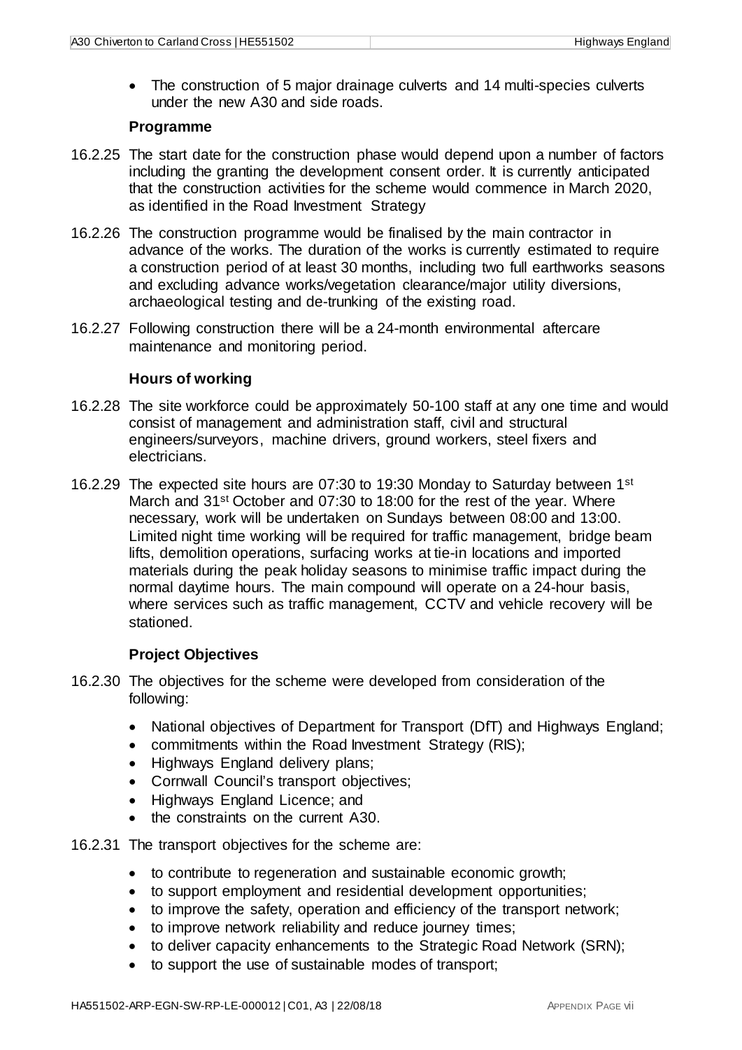- The construction of 5 major drainage culverts and 14 multi-species culverts under the new A30 and side roads.

### Programme

16.2.25 The start date for the construction phase would depend upon a number of factors including the granting the development consent order. It is currently anticipated that the construction activities for the scheme would commence in March 2020, as identified in the Road Investment Strategy

16.2.26 The construction programme would be finalised by the main contractor in advance of the works. The duration of the works is currently estimated to require a construction period of at least 30 months, including two full earthworks seasons and excluding advance works/vegetation clearance/major utility diversions, archaeological testing and de-trunking of the existing road.

16.2.27 Following construction there will be a 24-month environmental aftercare maintenance and monitoring period.

### Hours of working

16.2.28 The site workforce could be approximately 50-100 staff at any one time and would consist of management and administration staff, civil and structural engineers/surveyors, machine drivers, ground workers, steel fixers and electricians.

16.2.29 The expected site hours are 07:30 to 19:30 Monday to Saturday between 1st March and 31st October and 07:30 to 18:00 for the rest of the year. Where necessary, work will be undertaken on Sundays between 08:00 and 13:00. Limited night time working will be required for traffic management, bridge beam lifts, demolition operations, surfacing works at tie-in locations and imported materials during the peak holiday seasons to minimise traffic impact during the normal daytime hours. The main compound will operate on a 24-hour basis, where services such as traffic management, CCTV and vehicle recovery will be stationed.

### Project Objectives

16.2.30 The objectives for the scheme were developed from consideration of the following:

- National objectives of Department for Transport (DfT) and Highways England;
- commitments within the Road Investment Strategy (RIS);
- Highways England delivery plans;
- Cornwall Council's transport objectives;
- Highways England Licence; and
- the constraints on the current A30.

16.2.31 The transport objectives for the scheme are:

- to contribute to regeneration and sustainable economic growth;
- to support employment and residential development opportunities;
- to improve the safety, operation and efficiency of the transport network;
- to improve network reliability and reduce journey times;
- to deliver capacity enhancements to the Strategic Road Network (SRN);
- to support the use of sustainable modes of transport;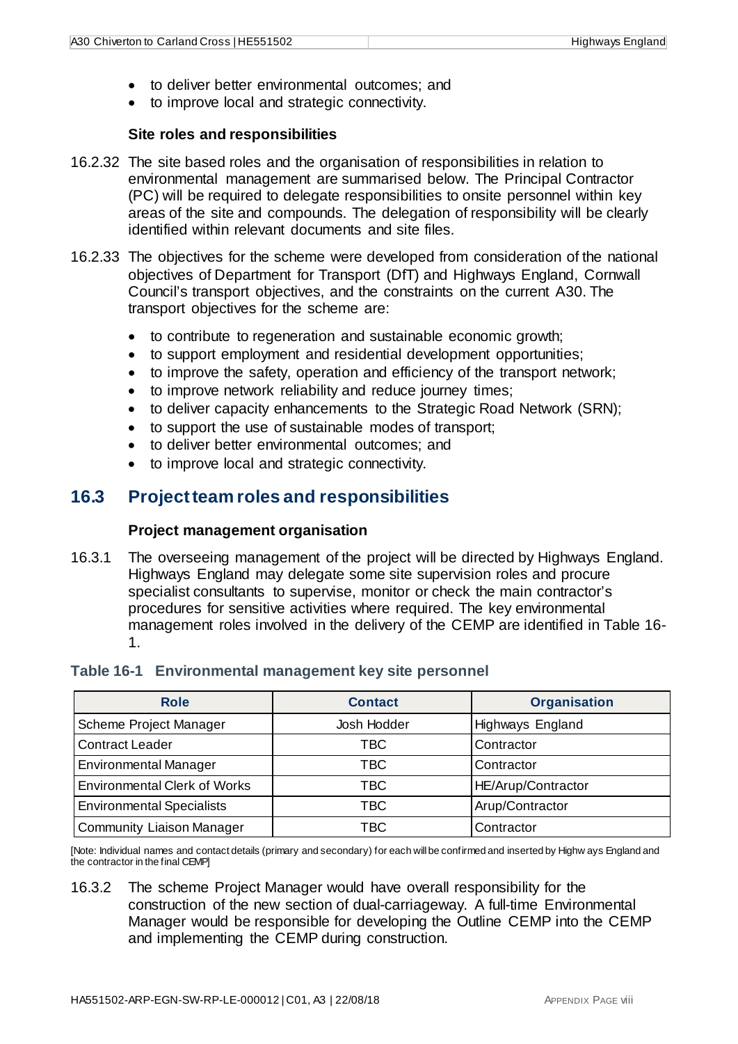- to deliver better environmental outcomes; and
- to improve local and strategic connectivity.

**Site roles and responsibilities**

16.2.32 The site based roles and the organisation of responsibilities in relation to environmental management are summarised below. The Principal Contractor (PC) will be required to delegate responsibilities to onsite personnel within key areas of the site and compounds. The delegation of responsibility will be clearly identified within relevant documents and site files.

16.2.33 The objectives for the scheme were developed from consideration of the national objectives of Department for Transport (DfT) and Highways England, Cornwall Council's transport objectives, and the constraints on the current A30. The transport objectives for the scheme are:

- to contribute to regeneration and sustainable economic growth;
- to support employment and residential development opportunities;
- to improve the safety, operation and efficiency of the transport network;
- to improve network reliability and reduce journey times;
- to deliver capacity enhancements to the Strategic Road Network (SRN);
- to support the use of sustainable modes of transport;
- to deliver better environmental outcomes; and
- to improve local and strategic connectivity.

## 16.3 Project team roles and responsibilities

**Project management organisation**

16.3.1 The overseeing management of the project will be directed by Highways England. Highways England may delegate some site supervision roles and procure specialist consultants to supervise, monitor or check the main contractor's procedures for sensitive activities where required. The key environmental management roles involved in the delivery of the CEMP are identified in Table 16-1.

**Table 16-1 Environmental management key site personnel**

| Role | Contact | Organisation |
|---|---|---|
| Scheme Project Manager | Josh Hodder | Highways England |
| Contract Leader | TBC | Contractor |
| Environmental Manager | TBC | Contractor |
| Environmental Clerk of Works | TBC | HE/Arup/Contractor |
| Environmental Specialists | TBC | Arup/Contractor |
| Community Liaison Manager | TBC | Contractor |

[Note: Individual names and contact details (primary and secondary) for each will be confirmed and inserted by Highways England and the contractor in the final CEMP]

16.3.2 The scheme Project Manager would have overall responsibility for the construction of the new section of dual-carriageway. A full-time Environmental Manager would be responsible for developing the Outline CEMP into the CEMP and implementing the CEMP during construction.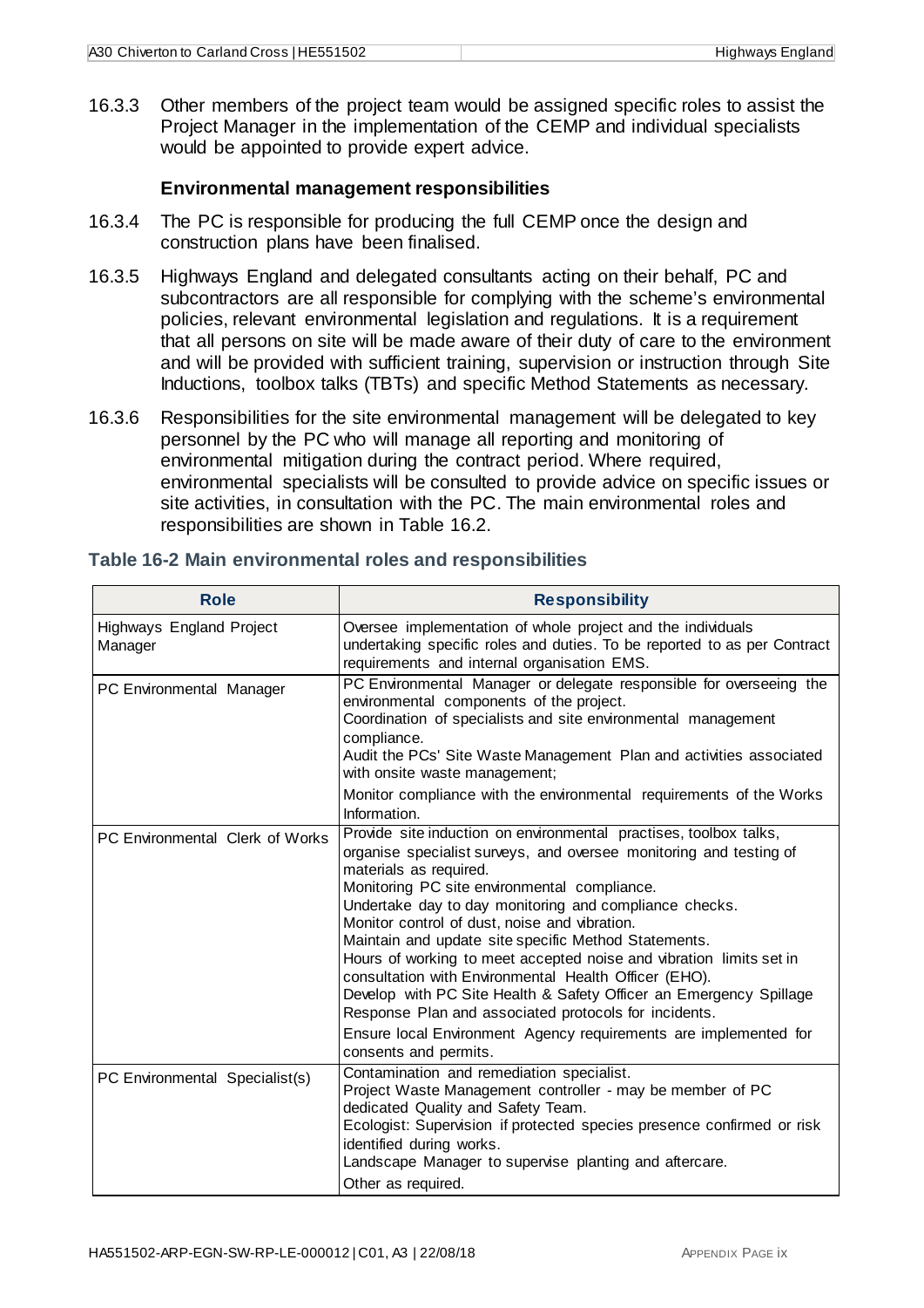16.3.3 Other members of the project team would be assigned specific roles to assist the Project Manager in the implementation of the CEMP and individual specialists would be appointed to provide expert advice.

### Environmental management responsibilities

16.3.4 The PC is responsible for producing the full CEMP once the design and construction plans have been finalised.

16.3.5 Highways England and delegated consultants acting on their behalf, PC and subcontractors are all responsible for complying with the scheme's environmental policies, relevant environmental legislation and regulations. It is a requirement that all persons on site will be made aware of their duty of care to the environment and will be provided with sufficient training, supervision or instruction through Site Inductions, toolbox talks (TBTs) and specific Method Statements as necessary.

16.3.6 Responsibilities for the site environmental management will be delegated to key personnel by the PC who will manage all reporting and monitoring of environmental mitigation during the contract period. Where required, environmental specialists will be consulted to provide advice on specific issues or site activities, in consultation with the PC. The main environmental roles and responsibilities are shown in Table 16.2.

**Table 16-2 Main environmental roles and responsibilities**

| Role | Responsibility |
|---|---|
| Highways England Project Manager | Oversee implementation of whole project and the individuals undertaking specific roles and duties. To be reported to as per Contract requirements and internal organisation EMS. |
| PC Environmental Manager | PC Environmental Manager or delegate responsible for overseeing the environmental components of the project.<br>Coordination of specialists and site environmental management compliance.<br>Audit the PCs' Site Waste Management Plan and activities associated with onsite waste management;<br>Monitor compliance with the environmental requirements of the Works Information. |
| PC Environmental Clerk of Works | Provide site induction on environmental practises, toolbox talks, organise specialist surveys, and oversee monitoring and testing of materials as required.<br>Monitoring PC site environmental compliance.<br>Undertake day to day monitoring and compliance checks.<br>Monitor control of dust, noise and vibration.<br>Maintain and update site specific Method Statements.<br>Hours of working to meet accepted noise and vibration limits set in consultation with Environmental Health Officer (EHO).<br>Develop with PC Site Health & Safety Officer an Emergency Spillage Response Plan and associated protocols for incidents.<br>Ensure local Environment Agency requirements are implemented for consents and permits. |
| PC Environmental Specialist(s) | Contamination and remediation specialist.<br>Project Waste Management controller - may be member of PC dedicated Quality and Safety Team.<br>Ecologist: Supervision if protected species presence confirmed or risk identified during works.<br>Landscape Manager to supervise planting and aftercare.<br>Other as required. |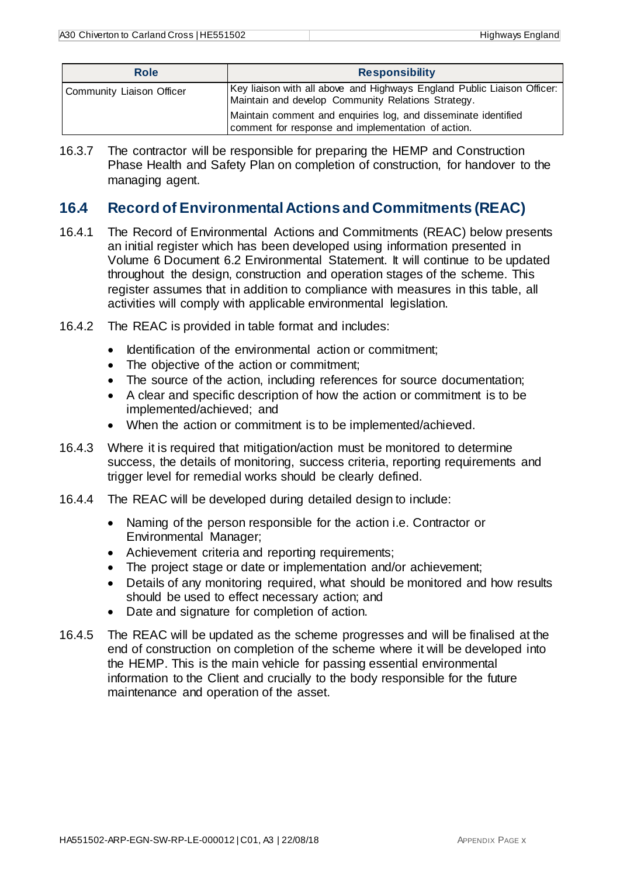| Role | Responsibility |
| --- | --- |
| Community Liaison Officer | Key liaison with all above and Highways England Public Liaison Officer: Maintain and develop Community Relations Strategy.<br>Maintain comment and enquiries log, and disseminate identified comment for response and implementation of action. |

16.3.7 The contractor will be responsible for preparing the HEMP and Construction Phase Health and Safety Plan on completion of construction, for handover to the managing agent.

## 16.4 Record of Environmental Actions and Commitments (REAC)

16.4.1 The Record of Environmental Actions and Commitments (REAC) below presents an initial register which has been developed using information presented in Volume 6 Document 6.2 Environmental Statement. It will continue to be updated throughout the design, construction and operation stages of the scheme. This register assumes that in addition to compliance with measures in this table, all activities will comply with applicable environmental legislation.

16.4.2 The REAC is provided in table format and includes:

- Identification of the environmental action or commitment;
- The objective of the action or commitment;
- The source of the action, including references for source documentation;
- A clear and specific description of how the action or commitment is to be implemented/achieved; and
- When the action or commitment is to be implemented/achieved.

16.4.3 Where it is required that mitigation/action must be monitored to determine success, the details of monitoring, success criteria, reporting requirements and trigger level for remedial works should be clearly defined.

16.4.4 The REAC will be developed during detailed design to include:

- Naming of the person responsible for the action i.e. Contractor or Environmental Manager;
- Achievement criteria and reporting requirements;
- The project stage or date or implementation and/or achievement;
- Details of any monitoring required, what should be monitored and how results should be used to effect necessary action; and
- Date and signature for completion of action.

16.4.5 The REAC will be updated as the scheme progresses and will be finalised at the end of construction on completion of the scheme where it will be developed into the HEMP. This is the main vehicle for passing essential environmental information to the Client and crucially to the body responsible for the future maintenance and operation of the asset.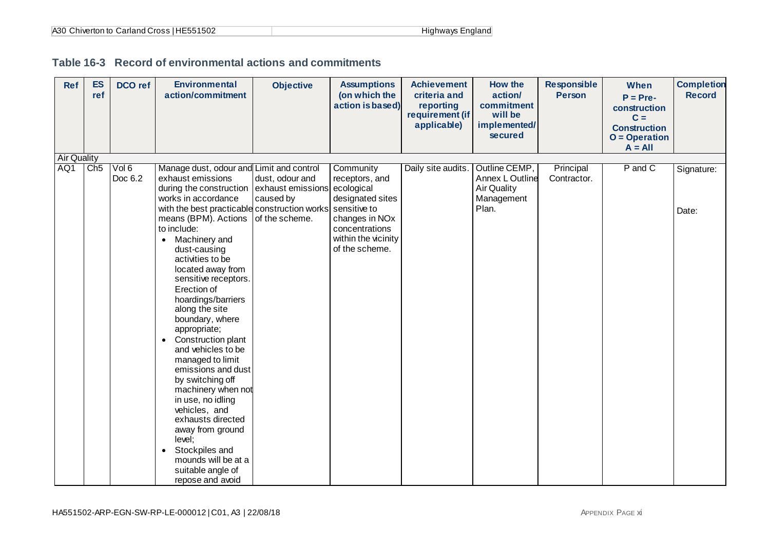## Table 16-3 Record of environmental actions and commitments

| Ref | ES ref | DCO ref | Environmental action/commitment | Objective | Assumptions (on which the action is based) | Achievement criteria and reporting requirement (if applicable) | How the action/ commitment will be implemented/ secured | Responsible Person | When P = Pre-construction C = Construction O = Operation A = All | Completion Record |
|---|---|---|---|---|---|---|---|---|---|---|
| Air Quality | | | | | | | | | | |
| AQ1 | Ch5 | Vol 6 Doc 6.2 | Manage dust, odour and exhaust emissions during the construction works in accordance with the best practicable means (BPM). Actions to include: <br>• Machinery and dust-causing activities to be located away from sensitive receptors. Erection of hoardings/barriers along the site boundary, where appropriate; <br>• Construction plant and vehicles to be managed to limit emissions and dust by switching off machinery when not in use, no idling vehicles, and exhausts directed away from ground level; <br>• Stockpiles and mounds will be at a suitable angle of repose and avoid | Limit and control dust, odour and exhaust emissions caused by construction works of the scheme. | Community receptors, and ecological designated sites sensitive to changes in NOx concentrations within the vicinity of the scheme. | Daily site audits. | Outline CEMP, Annex L Outline Air Quality Management Plan. | Principal Contractor. | P and C | Signature: <br><br>Date: |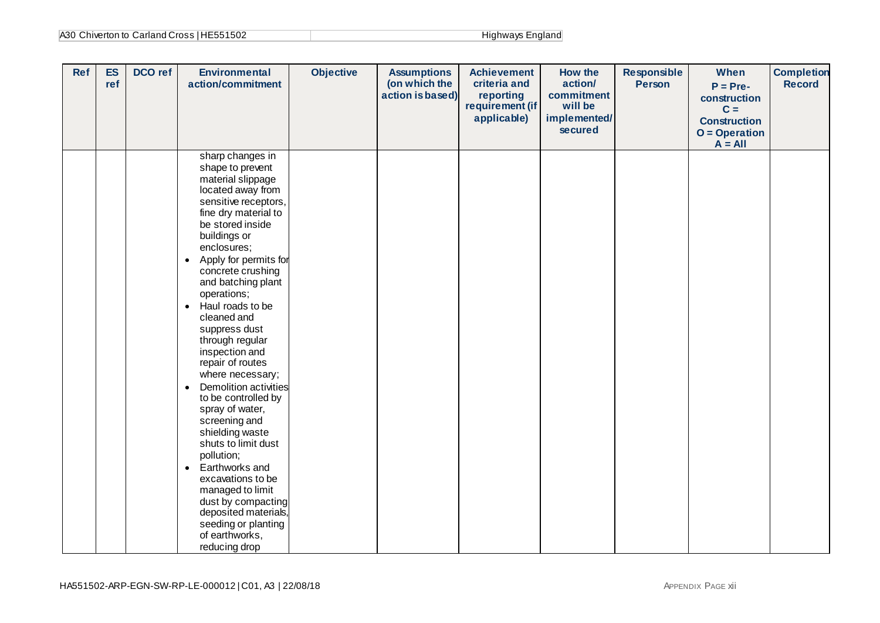| Ref | ES ref | DCO ref | Environmental action/commitment | Objective | Assumptions (on which the action is based) | Achievement criteria and reporting requirement (if applicable) | How the action/ commitment will be implemented/ secured | Responsible Person | When P = Pre-construction C = Construction O = Operation A = All | Completion Record |
|---|---|---|---|---|---|---|---|---|---|---|
| | | | sharp changes in shape to prevent material slippage located away from sensitive receptors, fine dry material to be stored inside buildings or enclosures;<br>• Apply for permits for concrete crushing and batching plant operations;<br>• Haul roads to be cleaned and suppress dust through regular inspection and repair of routes where necessary;<br>• Demolition activities to be controlled by spray of water, screening and shielding waste shuts to limit dust pollution;<br>• Earthworks and excavations to be managed to limit dust by compacting deposited materials, seeding or planting of earthworks, reducing drop | | | | | | | |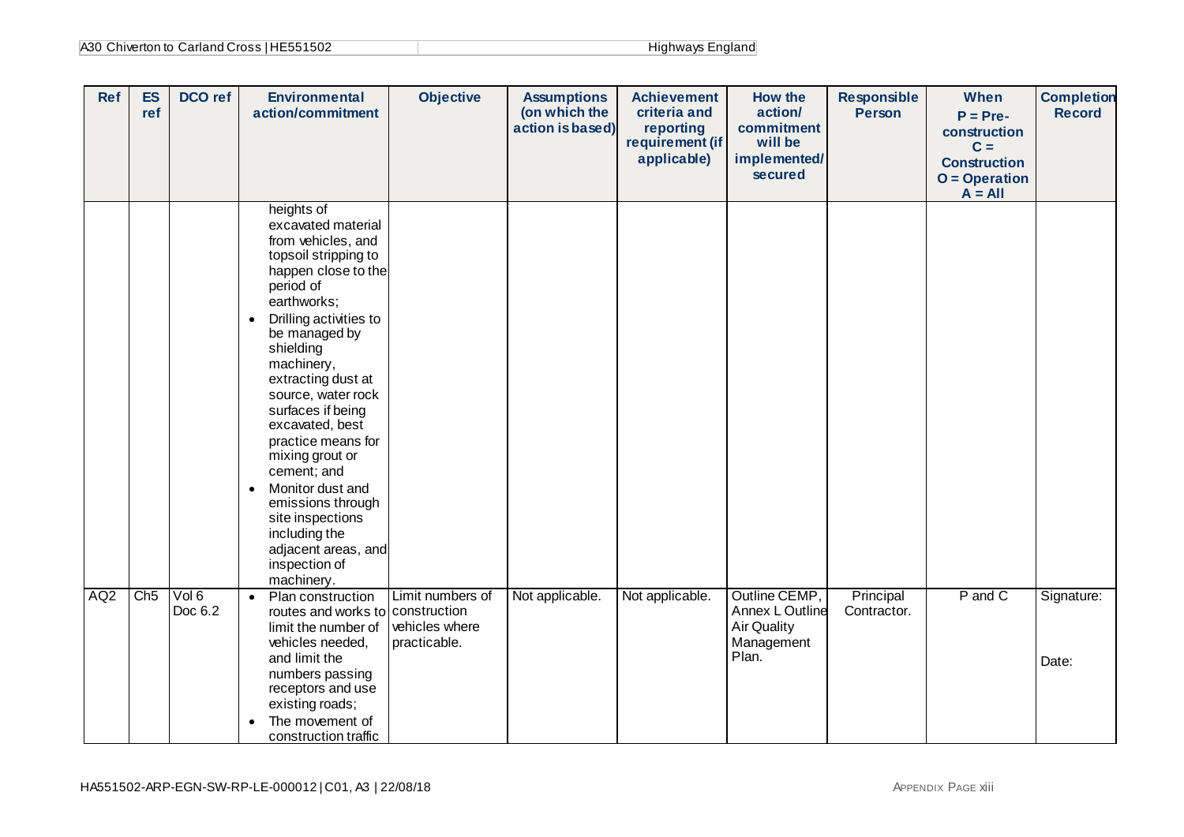| Ref | ES ref | DCO ref | Environmental action/commitment | Objective | Assumptions (on which the action is based) | Achievement criteria and reporting requirement (if applicable) | How the action/ commitment will be implemented/ secured | Responsible Person | When P = Pre-construction C = Construction O = Operation A = All | Completion Record |
|---|---|---|---|---|---|---|---|---|---|---|
| | | | heights of excavated material from vehicles, and topsoil stripping to happen close to the period of earthworks;<br>• Drilling activities to be managed by shielding machinery, extracting dust at source, water rock surfaces if being excavated, best practice means for mixing grout or cement; and<br>• Monitor dust and emissions through site inspections including the adjacent areas, and inspection of machinery. | | | | | | | |
| AQ2 | Ch5 | Vol 6 Doc 6.2 | • Plan construction routes and works to limit the number of vehicles needed, and limit the numbers passing receptors and use existing roads;<br>• The movement of construction traffic | Limit numbers of construction vehicles where practicable. | Not applicable. | Not applicable. | Outline CEMP, Annex L Outline Air Quality Management Plan. | Principal Contractor. | P and C | Signature:<br><br>Date: |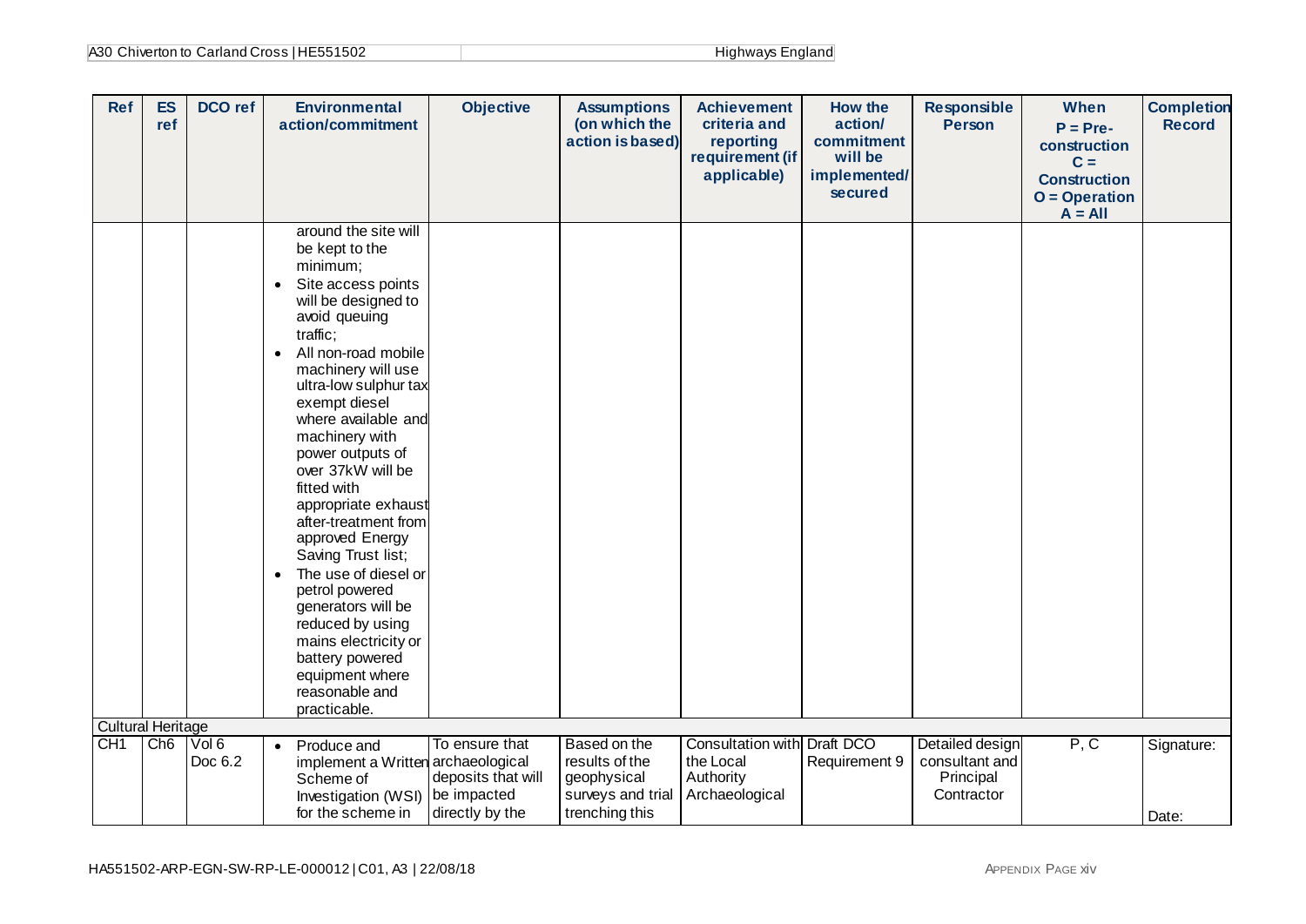| Ref | ES ref | DCO ref | Environmental action/commitment | Objective | Assumptions (on which the action is based) | Achievement criteria and reporting requirement (if applicable) | How the action/ commitment will be implemented/ secured | Responsible Person | When P = Pre-construction C = Construction O = Operation A = All | Completion Record |
|---|---|---|---|---|---|---|---|---|---|---|
| | | | around the site will be kept to the minimum;<br>• Site access points will be designed to avoid queuing traffic;<br>• All non-road mobile machinery will use ultra-low sulphur tax exempt diesel where available and machinery with power outputs of over 37kW will be fitted with appropriate exhaust after-treatment from approved Energy Saving Trust list;<br>• The use of diesel or petrol powered generators will be reduced by using mains electricity or battery powered equipment where reasonable and practicable. | | | | | | | |
| Cultural Heritage | | | | | | | | | | |
| CH1 | Ch6 | Vol 6 Doc 6.2 | • Produce and implement a Written Scheme of Investigation (WSI) for the scheme in | To ensure that archaeological deposits that will be impacted directly by the | Based on the results of the geophysical surveys and trial trenching this | Consultation with the Local Authority Archaeological | Draft DCO Requirement 9 | Detailed design consultant and Principal Contractor | P, C | Signature:<br><br>Date: |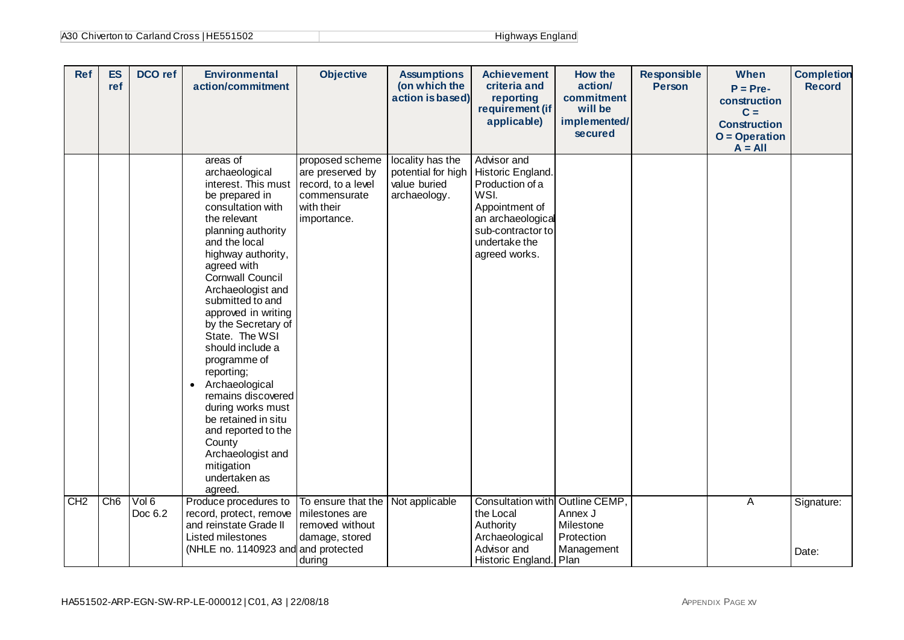| Ref | ES ref | DCO ref | Environmental action/commitment | Objective | Assumptions (on which the action is based) | Achievement criteria and reporting requirement (if applicable) | How the action/ commitment will be implemented/ secured | Responsible Person | When P = Pre-construction C = Construction O = Operation A = All | Completion Record |
|---|---|---|---|---|---|---|---|---|---|---|
| | | | areas of archaeological interest. This must be prepared in consultation with the relevant planning authority and the local highway authority, agreed with Cornwall Council Archaeologist and submitted to and approved in writing by the Secretary of State. The WSI should include a programme of reporting;<br>• Archaeological remains discovered during works must be retained in situ and reported to the County Archaeologist and mitigation undertaken as agreed. | proposed scheme are preserved by record, to a level commensurate with their importance. | locality has the potential for high value buried archaeology. | Advisor and Historic England. Production of a WSI. Appointment of an archaeological sub-contractor to undertake the agreed works. | | | | |
| CH2 | Ch6 | Vol 6 Doc 6.2 | Produce procedures to record, protect, remove and reinstate Grade II Listed milestones (NHLE no. 1140923 and | To ensure that the milestones are removed without damage, stored and protected during | Not applicable | Consultation with the Local Authority Archaeological Advisor and Historic England. | Outline CEMP, Annex J Milestone Protection Management Plan | | A | Signature:<br><br>Date: |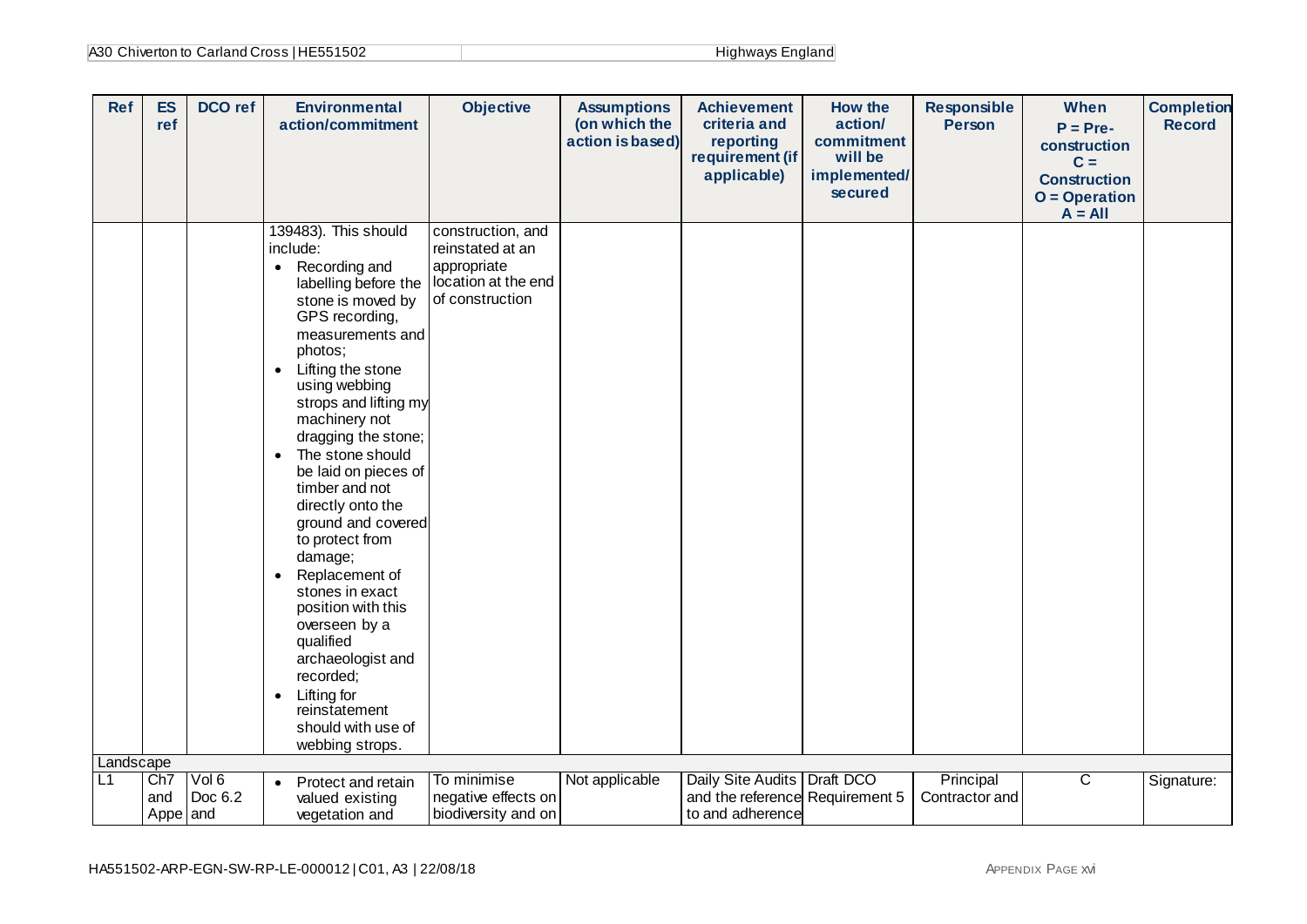| Ref | ES ref | DCO ref | Environmental action/commitment | Objective | Assumptions (on which the action is based) | Achievement criteria and reporting requirement (if applicable) | How the action/ commitment will be implemented/ secured | Responsible Person | When P = Pre-construction C = Construction O = Operation A = All | Completion Record |
|---|---|---|---|---|---|---|---|---|---|---|
| | | | 139483). This should include: <br>• Recording and labelling before the stone is moved by GPS recording, measurements and photos; <br>• Lifting the stone using webbing strops and lifting my machinery not dragging the stone; <br>• The stone should be laid on pieces of timber and not directly onto the ground and covered to protect from damage; <br>• Replacement of stones in exact position with this overseen by a qualified archaeologist and recorded; <br>• Lifting for reinstatement should with use of webbing strops. | construction, and reinstated at an appropriate location at the end of construction | | | | | | |
| Landscape | | | | | | | | | | |
| L1 | Ch7 and Appe | Vol 6 Doc 6.2 and | • Protect and retain valued existing vegetation and | To minimise negative effects on biodiversity and on | Not applicable | Daily Site Audits and the reference to and adherence | Draft DCO Requirement 5 | Principal Contractor and | C | Signature: |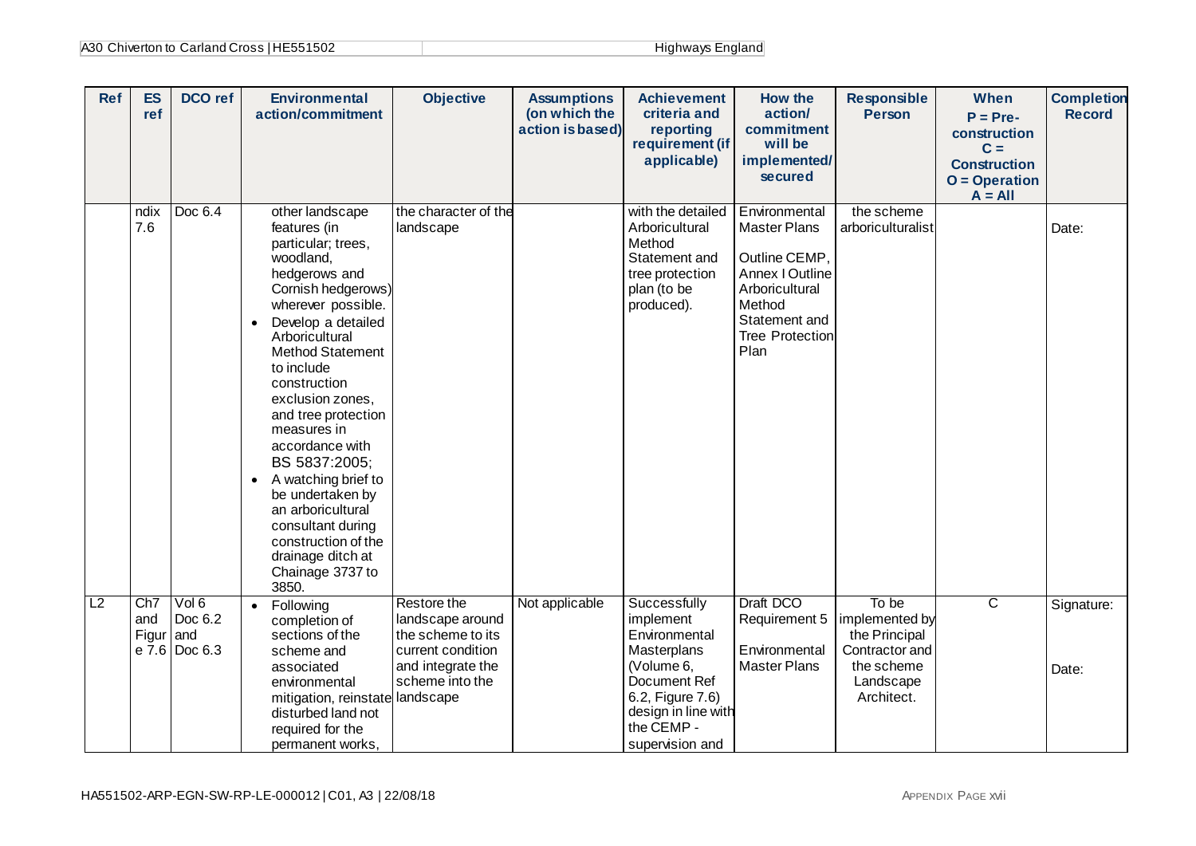| Ref | ES ref | DCO ref | Environmental action/commitment | Objective | Assumptions (on which the action is based) | Achievement criteria and reporting requirement (if applicable) | How the action/ commitment will be implemented/ secured | Responsible Person | When P = Pre-construction C = Construction O = Operation A = All | Completion Record |
|---|---|---|---|---|---|---|---|---|---|---|
| | ndix 7.6 | Doc 6.4 | other landscape features (in particular; trees, woodland, hedgerows and Cornish hedgerows) wherever possible.<br>• Develop a detailed Arboricultural Method Statement to include construction exclusion zones, and tree protection measures in accordance with BS 5837:2005;<br>• A watching brief to be undertaken by an arboricultural consultant during construction of the drainage ditch at Chainage 3737 to 3850. | the character of the landscape | | with the detailed Arboricultural Method Statement and tree protection plan (to be produced). | Environmental Master Plans<br><br>Outline CEMP, Annex I Outline Arboricultural Method Statement and Tree Protection Plan | the scheme arboriculturalist | | Date: |
| L2 | Ch7 and Figure 7.6 | Vol 6 Doc 6.2 and Doc 6.3 | • Following completion of sections of the scheme and associated environmental mitigation, reinstate disturbed land not required for the permanent works, | Restore the landscape around the scheme to its current condition and integrate the scheme into the landscape | Not applicable | Successfully implement Environmental Masterplans (Volume 6, Document Ref 6.2, Figure 7.6) design in line with the CEMP - supervision and | Draft DCO Requirement 5<br><br>Environmental Master Plans | To be implemented by the Principal Contractor and the scheme Landscape Architect. | C | Signature:<br><br>Date: |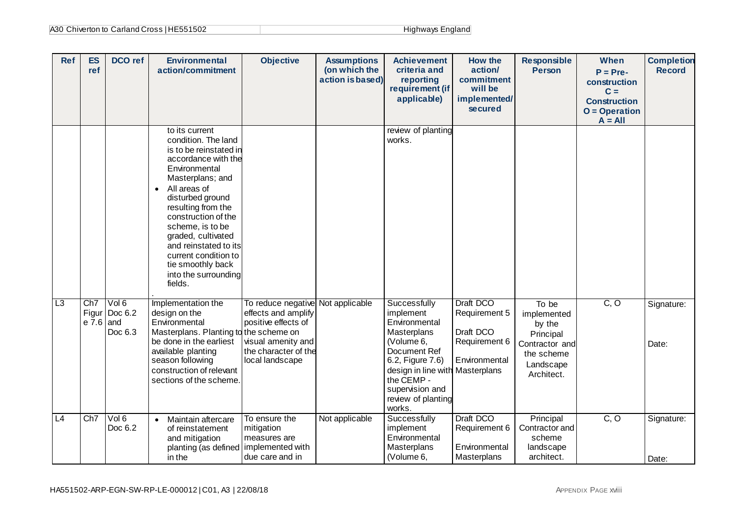| Ref | ES ref | DCO ref | Environmental action/commitment | Objective | Assumptions (on which the action is based) | Achievement criteria and reporting requirement (if applicable) | How the action/ commitment will be implemented/ secured | Responsible Person | When P = Pre-construction C = Construction O = Operation A = All | Completion Record |
|---|---|---|---|---|---|---|---|---|---|---|
| | | | to its current condition. The land is to be reinstated in accordance with the Environmental Masterplans; and<br>• All areas of disturbed ground resulting from the construction of the scheme, is to be graded, cultivated and reinstated to its current condition to tie smoothly back into the surrounding fields.<br>. | | | review of planting works. | | | | |
| L3 | Ch7 Figure 7.6 | Vol 6 Doc 6.2 and Doc 6.3 | Implementation the design on the Environmental Masterplans. Planting to be done in the earliest available planting season following construction of relevant sections of the scheme. | To reduce negative effects and amplify positive effects of the scheme on visual amenity and the character of the local landscape | Not applicable | Successfully implement Environmental Masterplans (Volume 6, Document Ref 6.2, Figure 7.6) design in line with the CEMP - supervision and review of planting works. | Draft DCO Requirement 5<br><br>Draft DCO Requirement 6<br><br>Environmental Masterplans | To be implemented by the Principal Contractor and the scheme Landscape Architect. | C, O | Signature:<br><br>Date: |
| L4 | Ch7 | Vol 6 Doc 6.2 | • Maintain aftercare of reinstatement and mitigation planting (as defined in the | To ensure the mitigation measures are implemented with due care and in | Not applicable | Successfully implement Environmental Masterplans (Volume 6, | Draft DCO Requirement 6<br><br>Environmental Masterplans | Principal Contractor and scheme landscape architect. | C, O | Signature:<br><br>Date: |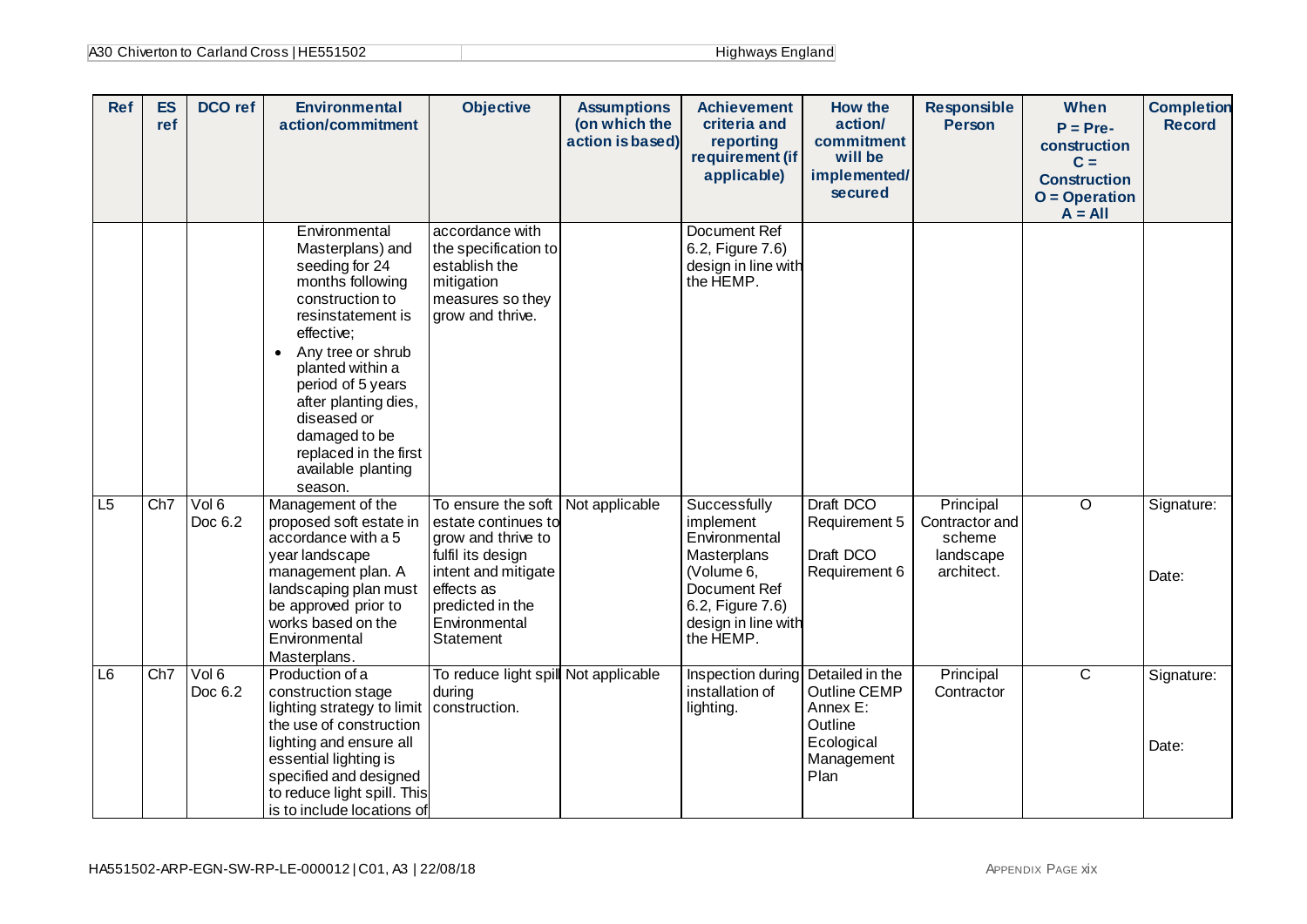| Ref | ES ref | DCO ref | Environmental action/commitment | Objective | Assumptions (on which the action is based) | Achievement criteria and reporting requirement (if applicable) | How the action/ commitment will be implemented/ secured | Responsible Person | When P = Pre-construction C = Construction O = Operation A = All | Completion Record |
|---|---|---|---|---|---|---|---|---|---|---|
| | | | Environmental Masterplans) and seeding for 24 months following construction to resinstatement is effective; <br>• Any tree or shrub planted within a period of 5 years after planting dies, diseased or damaged to be replaced in the first available planting season. | accordance with the specification to establish the mitigation measures so they grow and thrive. | | Document Ref 6.2, Figure 7.6) design in line with the HEMP. | | | | |
| L5 | Ch7 | Vol 6 Doc 6.2 | Management of the proposed soft estate in accordance with a 5 year landscape management plan. A landscaping plan must be approved prior to works based on the Environmental Masterplans. | To ensure the soft estate continues to grow and thrive to fulfil its design intent and mitigate effects as predicted in the Environmental Statement | Not applicable | Successfully implement Environmental Masterplans (Volume 6, Document Ref 6.2, Figure 7.6) design in line with the HEMP. | Draft DCO Requirement 5 <br><br> Draft DCO Requirement 6 | Principal Contractor and scheme landscape architect. | O | Signature: <br><br> Date: |
| L6 | Ch7 | Vol 6 Doc 6.2 | Production of a construction stage lighting strategy to limit the use of construction lighting and ensure all essential lighting is specified and designed to reduce light spill. This is to include locations of | To reduce light spill during construction. | Not applicable | Inspection during installation of lighting. | Detailed in the Outline CEMP Annex E: Outline Ecological Management Plan | Principal Contractor | C | Signature: <br><br> Date: |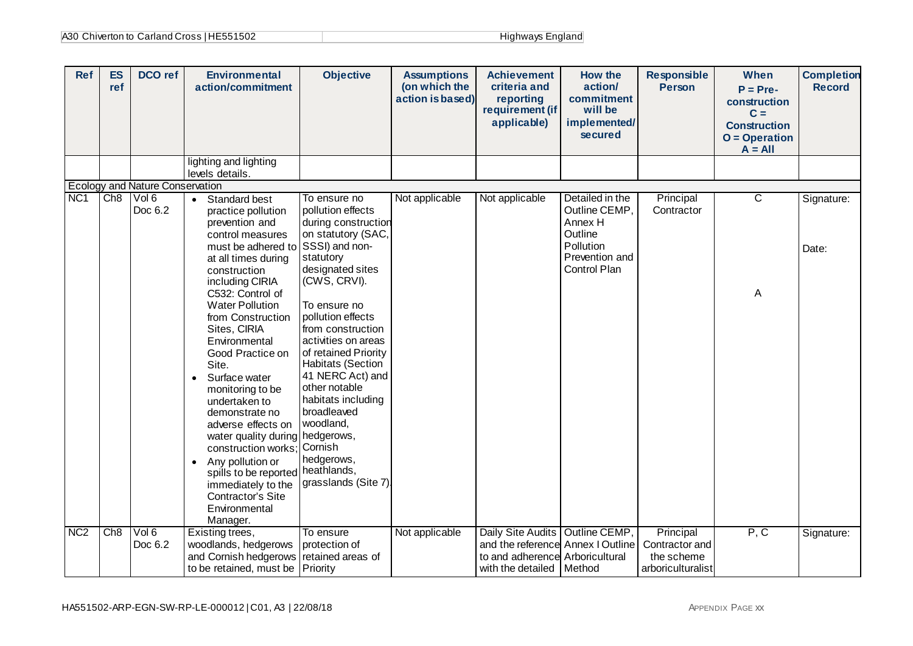| Ref | ES ref | DCO ref | Environmental action/commitment | Objective | Assumptions (on which the action is based) | Achievement criteria and reporting requirement (if applicable) | How the action/ commitment will be implemented/ secured | Responsible Person | When P = Pre-construction C = Construction O = Operation A = All | Completion Record |
|---|---|---|---|---|---|---|---|---|---|---|
| | | | lighting and lighting levels details. | | | | | | | |
| Ecology and Nature Conservation | | | | | | | | | | |
| NC1 | Ch8 | Vol 6 Doc 6.2 | • Standard best practice pollution prevention and control measures must be adhered to at all times during construction including CIRIA C532: Control of Water Pollution from Construction Sites, CIRIA Environmental Good Practice on Site.<br>• Surface water monitoring to be undertaken to demonstrate no adverse effects on water quality during construction works;<br>• Any pollution or spills to be reported immediately to the Contractor's Site Environmental Manager. | To ensure no pollution effects during construction on statutory (SAC, SSSI) and non-statutory designated sites (CWS, CRVI).<br><br>To ensure no pollution effects from construction activities on areas of retained Priority Habitats (Section 41 NERC Act) and other notable habitats including broadleaved woodland, hedgerows, Cornish hedgerows, heathlands, grasslands (Site 7). | Not applicable | Not applicable | Detailed in the Outline CEMP, Annex H Outline Pollution Prevention and Control Plan | Principal Contractor | C<br><br><br><br><br><br>A | Signature:<br><br>Date: |
| NC2 | Ch8 | Vol 6 Doc 6.2 | Existing trees, woodlands, hedgerows and Cornish hedgerows to be retained, must be | To ensure protection of retained areas of Priority | Not applicable | Daily Site Audits and the reference to and adherence with the detailed | Outline CEMP, Annex I Outline Arboricultural Method | Principal Contractor and the scheme arboriculturalist | P, C | Signature: |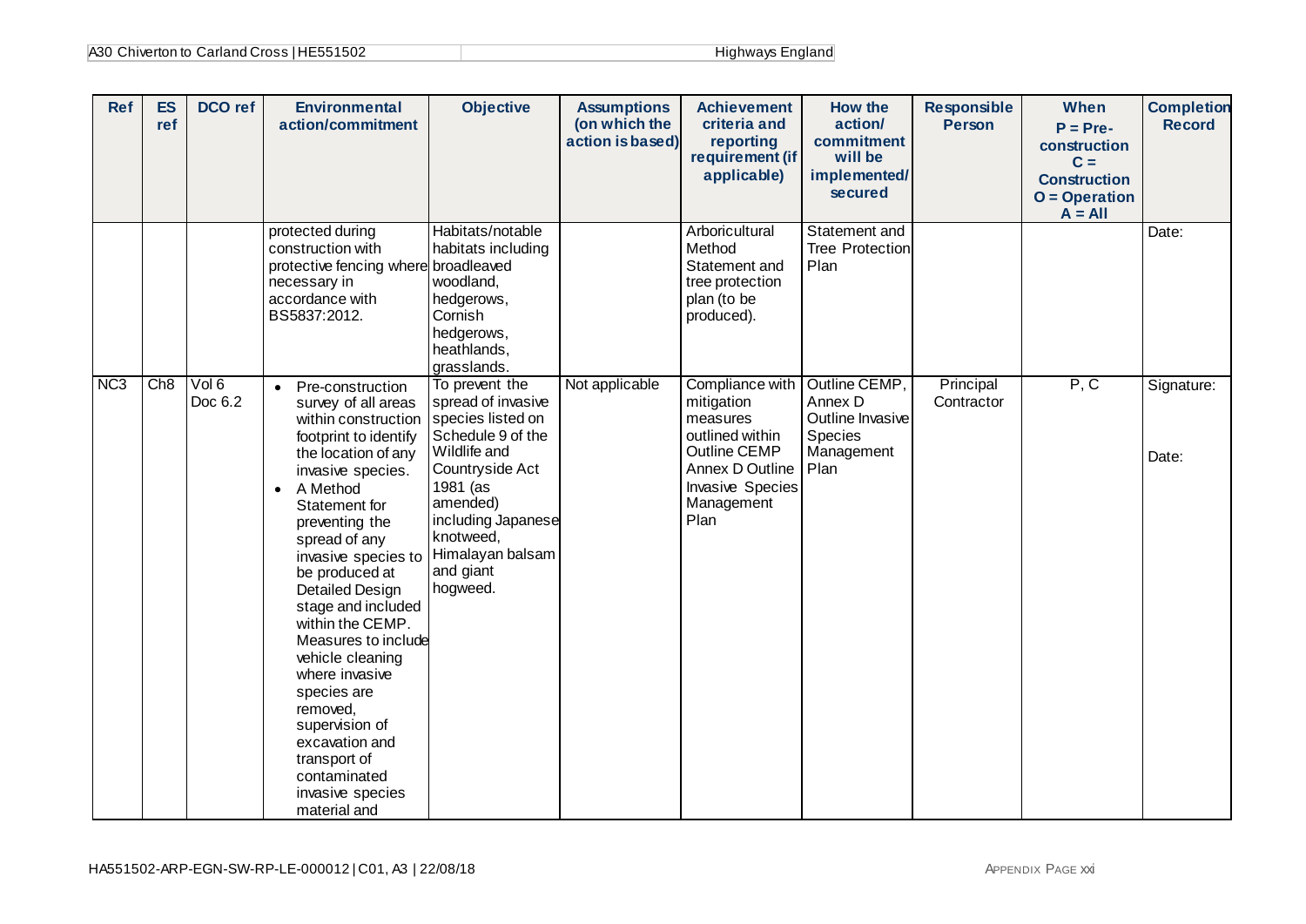| Ref | ES ref | DCO ref | Environmental action/commitment | Objective | Assumptions (on which the action is based) | Achievement criteria and reporting requirement (if applicable) | How the action/ commitment will be implemented/ secured | Responsible Person | When P = Pre-construction C = Construction O = Operation A = All | Completion Record |
|---|---|---|---|---|---|---|---|---|---|---|
| | | | protected during construction with protective fencing where necessary in accordance with BS5837:2012. | Habitats/notable habitats including broadleaved woodland, hedgerows, Cornish hedgerows, heathlands, grasslands. | | Arboricultural Method Statement and tree protection plan (to be produced). | Statement and Tree Protection Plan | | | Date: |
| NC3 | Ch8 | Vol 6 Doc 6.2 | • Pre-construction survey of all areas within construction footprint to identify the location of any invasive species. <br>• A Method Statement for preventing the spread of any invasive species to be produced at Detailed Design stage and included within the CEMP. Measures to include vehicle cleaning where invasive species are removed, supervision of excavation and transport of contaminated invasive species material and | To prevent the spread of invasive species listed on Schedule 9 of the Wildlife and Countryside Act 1981 (as amended) including Japanese knotweed, Himalayan balsam and giant hogweed. | Not applicable | Compliance with mitigation measures outlined within Outline CEMP Annex D Outline Invasive Species Management Plan | Outline CEMP, Annex D Outline Invasive Species Management Plan | Principal Contractor | P, C | Signature: <br><br>Date: |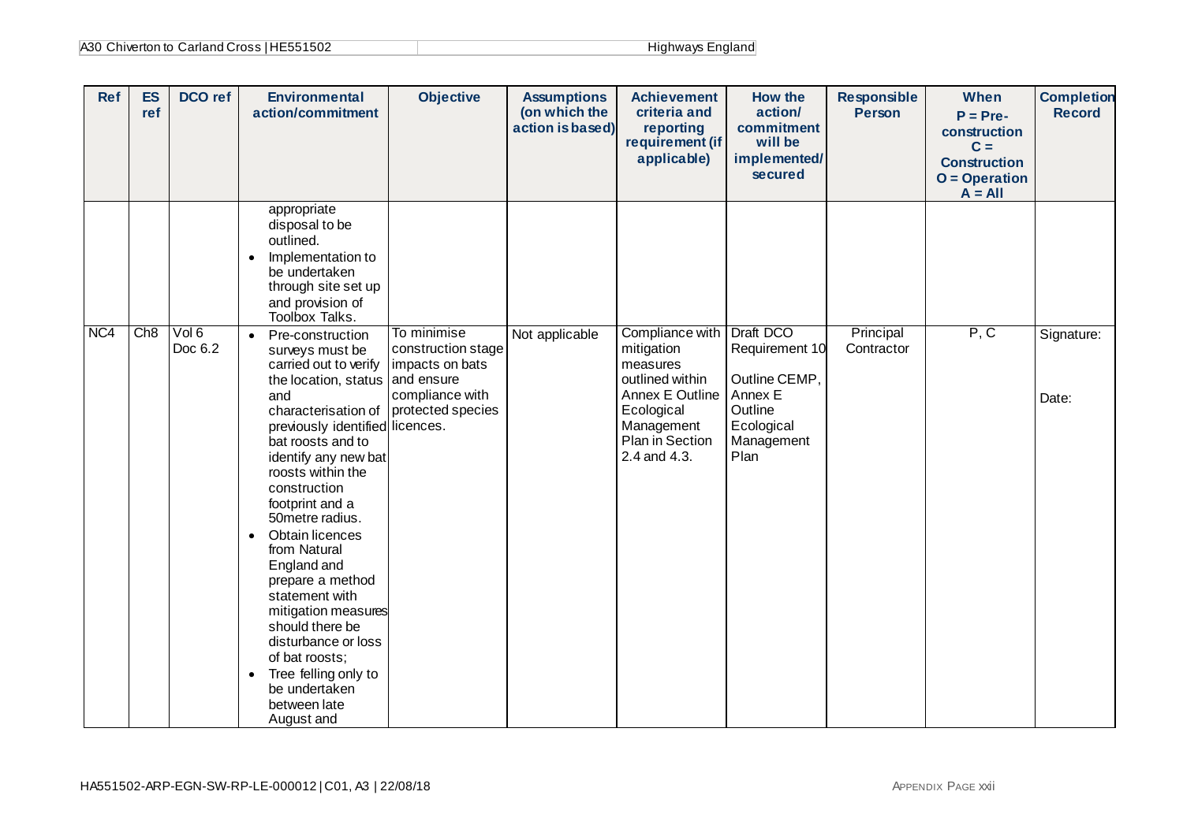| Ref | ES ref | DCO ref | Environmental action/commitment | Objective | Assumptions (on which the action is based) | Achievement criteria and reporting requirement (if applicable) | How the action/ commitment will be implemented/ secured | Responsible Person | When P = Pre-construction C = Construction O = Operation A = All | Completion Record |
|---|---|---|---|---|---|---|---|---|---|---|
| | | | appropriate disposal to be outlined. <br>• Implementation to be undertaken through site set up and provision of Toolbox Talks. | | | | | | | |
| NC4 | Ch8 | Vol 6 Doc 6.2 | • Pre-construction surveys must be carried out to verify the location, status and characterisation of previously identified bat roosts and to identify any new bat roosts within the construction footprint and a 50metre radius. <br>• Obtain licences from Natural England and prepare a method statement with mitigation measures should there be disturbance or loss of bat roosts; <br>• Tree felling only to be undertaken between late August and | To minimise construction stage impacts on bats and ensure compliance with protected species licences. | Not applicable | Compliance with mitigation measures outlined within Annex E Outline Ecological Management Plan in Section 2.4 and 4.3. | Draft DCO Requirement 10 <br><br>Outline CEMP, Annex E Outline Ecological Management Plan | Principal Contractor | P, C | Signature: <br><br>Date: |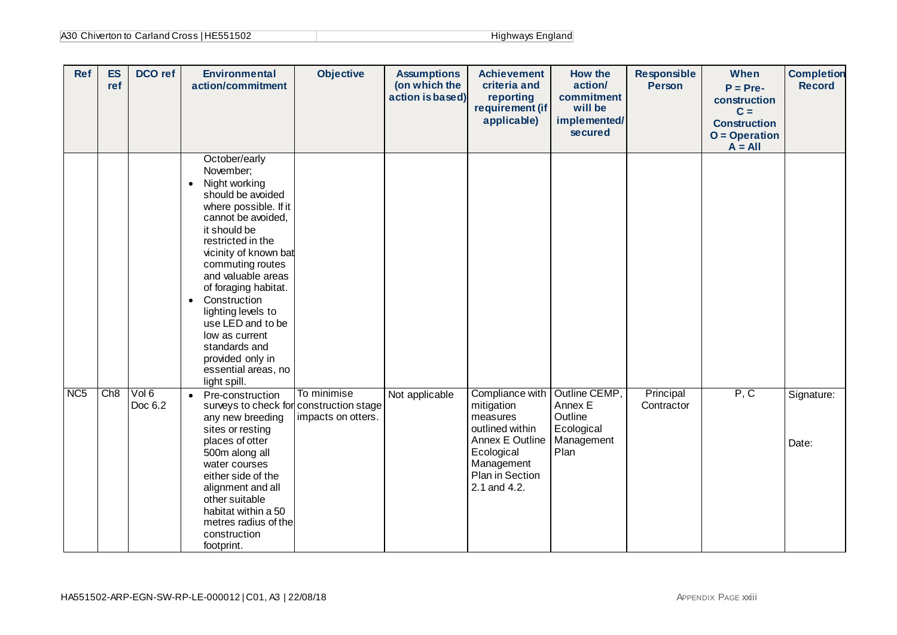| Ref | ES ref | DCO ref | Environmental action/commitment | Objective | Assumptions (on which the action is based) | Achievement criteria and reporting requirement (if applicable) | How the action/ commitment will be implemented/ secured | Responsible Person | When P = Pre-construction C = Construction O = Operation A = All | Completion Record |
|---|---|---|---|---|---|---|---|---|---|---|
| | | | October/early November; <br>• Night working should be avoided where possible. If it cannot be avoided, it should be restricted in the vicinity of known bat commuting routes and valuable areas of foraging habitat. <br>• Construction lighting levels to use LED and to be low as current standards and provided only in essential areas, no light spill. | | | | | | | |
| NC5 | Ch8 | Vol 6 Doc 6.2 | • Pre-construction surveys to check for any new breeding sites or resting places of otter 500m along all water courses either side of the alignment and all other suitable habitat within a 50 metres radius of the construction footprint. | To minimise construction stage impacts on otters. | Not applicable | Compliance with mitigation measures outlined within Annex E Outline Ecological Management Plan in Section 2.1 and 4.2. | Outline CEMP, Annex E Outline Ecological Management Plan | Principal Contractor | P, C | Signature: <br><br>Date: |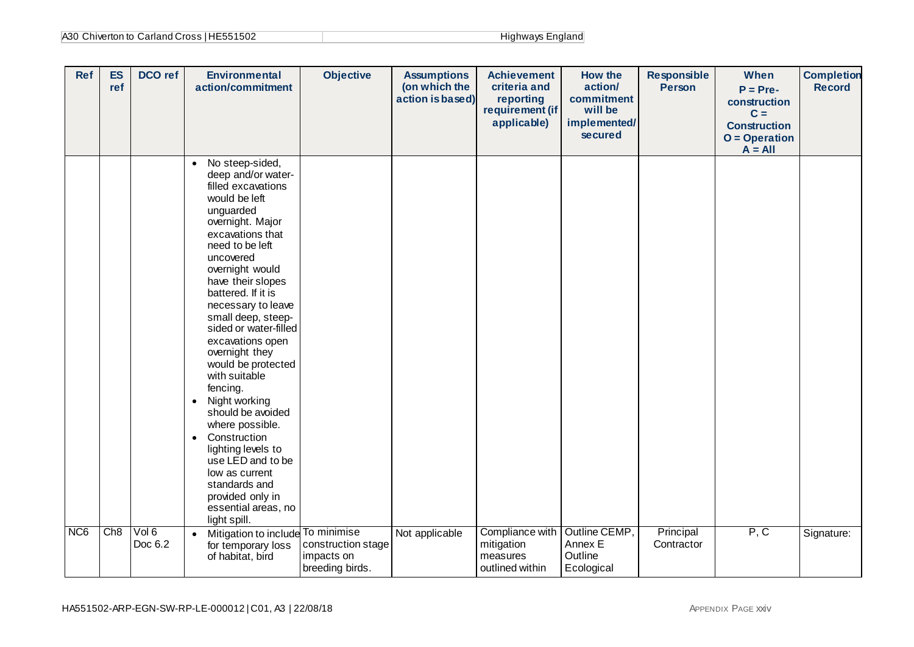| Ref | ES ref | DCO ref | Environmental action/commitment | Objective | Assumptions (on which the action is based) | Achievement criteria and reporting requirement (if applicable) | How the action/ commitment will be implemented/ secured | Responsible Person | When P = Pre-construction C = Construction O = Operation A = All | Completion Record |
|---|---|---|---|---|---|---|---|---|---|---|
| | | | • No steep-sided, deep and/or water-filled excavations would be left unguarded overnight. Major excavations that need to be left uncovered overnight would have their slopes battered. If it is necessary to leave small deep, steep-sided or water-filled excavations open overnight they would be protected with suitable fencing.<br>• Night working should be avoided where possible.<br>• Construction lighting levels to use LED and to be low as current standards and provided only in essential areas, no light spill. | | | | | | | |
| NC6 | Ch8 | Vol 6 Doc 6.2 | • Mitigation to include for temporary loss of habitat, bird | To minimise construction stage impacts on breeding birds. | Not applicable | Compliance with mitigation measures outlined within | Outline CEMP, Annex E Outline Ecological | Principal Contractor | P, C | Signature: |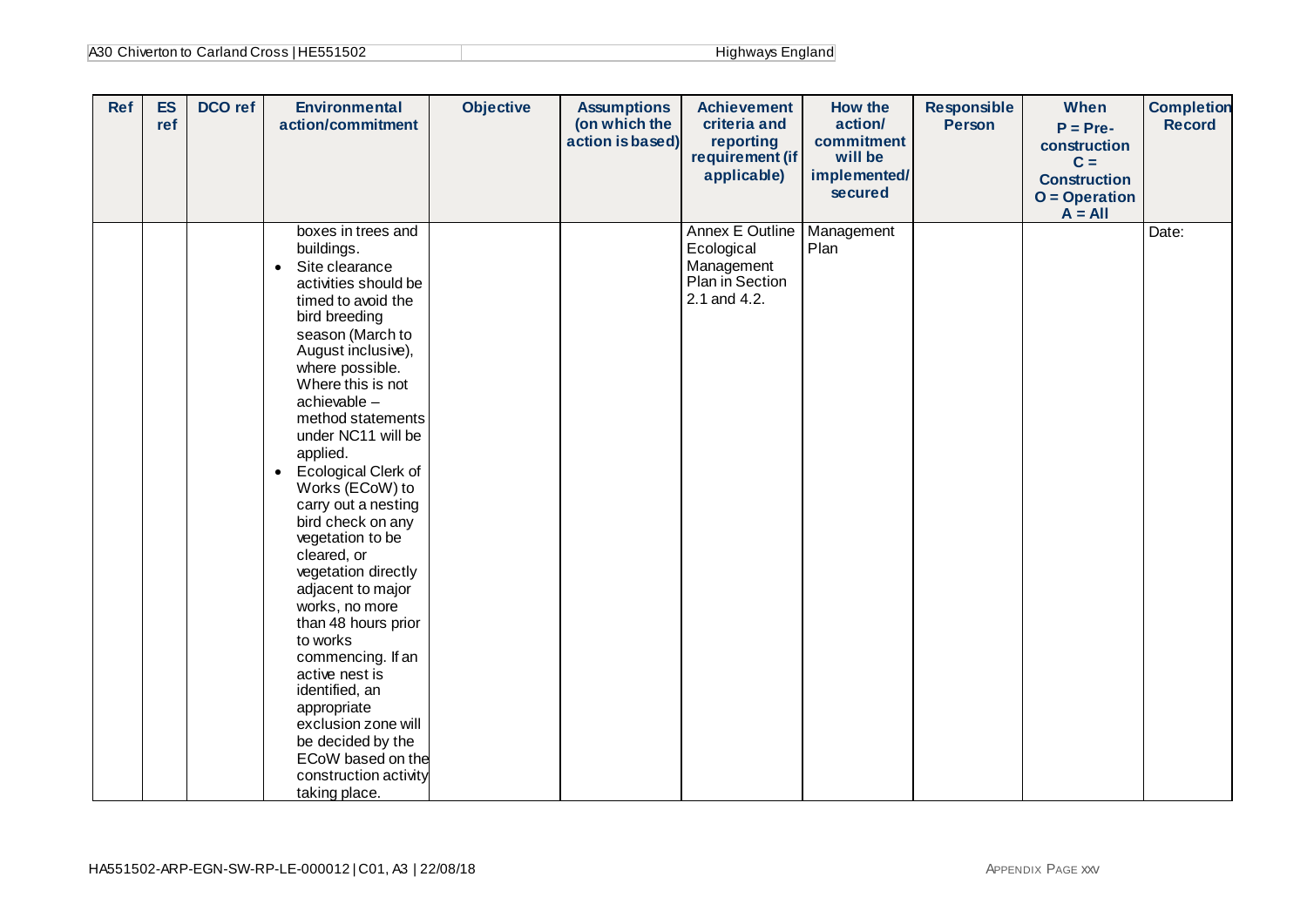| Ref | ES ref | DCO ref | Environmental action/commitment | Objective | Assumptions (on which the action is based) | Achievement criteria and reporting requirement (if applicable) | How the action/ commitment will be implemented/ secured | Responsible Person | When P = Pre-construction C = Construction O = Operation A = All | Completion Record |
|---|---|---|---|---|---|---|---|---|---|---|
| | | | boxes in trees and buildings.<br>• Site clearance activities should be timed to avoid the bird breeding season (March to August inclusive), where possible. Where this is not achievable – method statements under NC11 will be applied.<br>• Ecological Clerk of Works (ECoW) to carry out a nesting bird check on any vegetation to be cleared, or vegetation directly adjacent to major works, no more than 48 hours prior to works commencing. If an active nest is identified, an appropriate exclusion zone will be decided by the ECoW based on the construction activity taking place. | | | Annex E Outline Ecological Management Plan in Section 2.1 and 4.2. | Management Plan | | | Date: |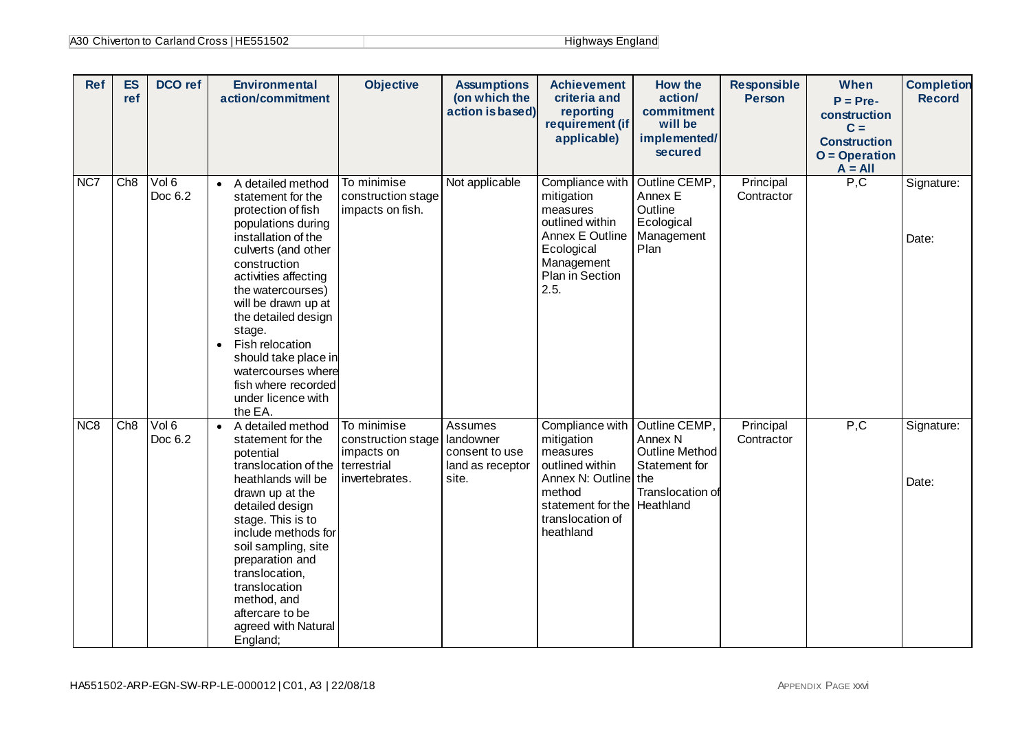| Ref | ES ref | DCO ref | Environmental action/commitment | Objective | Assumptions (on which the action is based) | Achievement criteria and reporting requirement (if applicable) | How the action/ commitment will be implemented/ secured | Responsible Person | When P = Pre-construction C = Construction O = Operation A = All | Completion Record |
|---|---|---|---|---|---|---|---|---|---|---|
| NC7 | Ch8 | Vol 6 Doc 6.2 | • A detailed method statement for the protection of fish populations during installation of the culverts (and other construction activities affecting the watercourses) will be drawn up at the detailed design stage.<br>• Fish relocation should take place in watercourses where fish where recorded under licence with the EA. | To minimise construction stage impacts on fish. | Not applicable | Compliance with mitigation measures outlined within Annex E Outline Ecological Management Plan in Section 2.5. | Outline CEMP, Annex E Outline Ecological Management Plan | Principal Contractor | P,C | Signature:<br><br>Date: |
| NC8 | Ch8 | Vol 6 Doc 6.2 | • A detailed method statement for the potential translocation of the heathlands will be drawn up at the detailed design stage. This is to include methods for soil sampling, site preparation and translocation, translocation method, and aftercare to be agreed with Natural England; | To minimise construction stage impacts on terrestrial invertebrates. | Assumes landowner consent to use land as receptor site. | Compliance with mitigation measures outlined within Annex N: Outline method statement for the translocation of heathland | Outline CEMP, Annex N Outline Method Statement for the Translocation of Heathland | Principal Contractor | P,C | Signature:<br><br>Date: |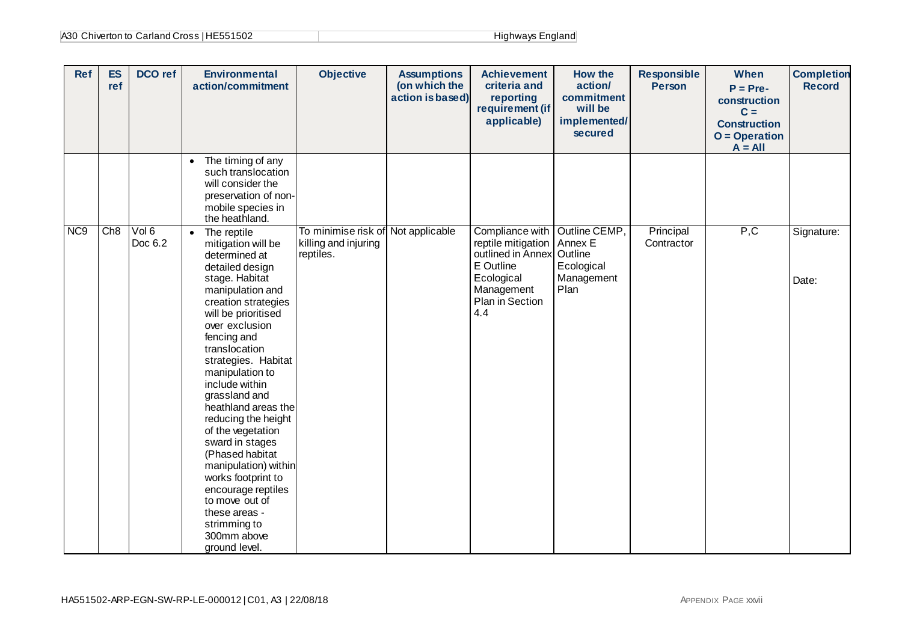| Ref | ES ref | DCO ref | Environmental action/commitment | Objective | Assumptions (on which the action is based) | Achievement criteria and reporting requirement (if applicable) | How the action/ commitment will be implemented/ secured | Responsible Person | When P = Pre-construction C = Construction O = Operation A = All | Completion Record |
|---|---|---|---|---|---|---|---|---|---|---|
| | | | • The timing of any such translocation will consider the preservation of non-mobile species in the heathland. | | | | | | | |
| NC9 | Ch8 | Vol 6 Doc 6.2 | • The reptile mitigation will be determined at detailed design stage. Habitat manipulation and creation strategies will be prioritised over exclusion fencing and translocation strategies. Habitat manipulation to include within grassland and heathland areas the reducing the height of the vegetation sward in stages (Phased habitat manipulation) within works footprint to encourage reptiles to move out of these areas - strimming to 300mm above ground level. | To minimise risk of killing and injuring reptiles. | Not applicable | Compliance with reptile mitigation outlined in Annex E Outline Ecological Management Plan in Section 4.4 | Outline CEMP, Annex E Outline Ecological Management Plan | Principal Contractor | P,C | Signature: Date: |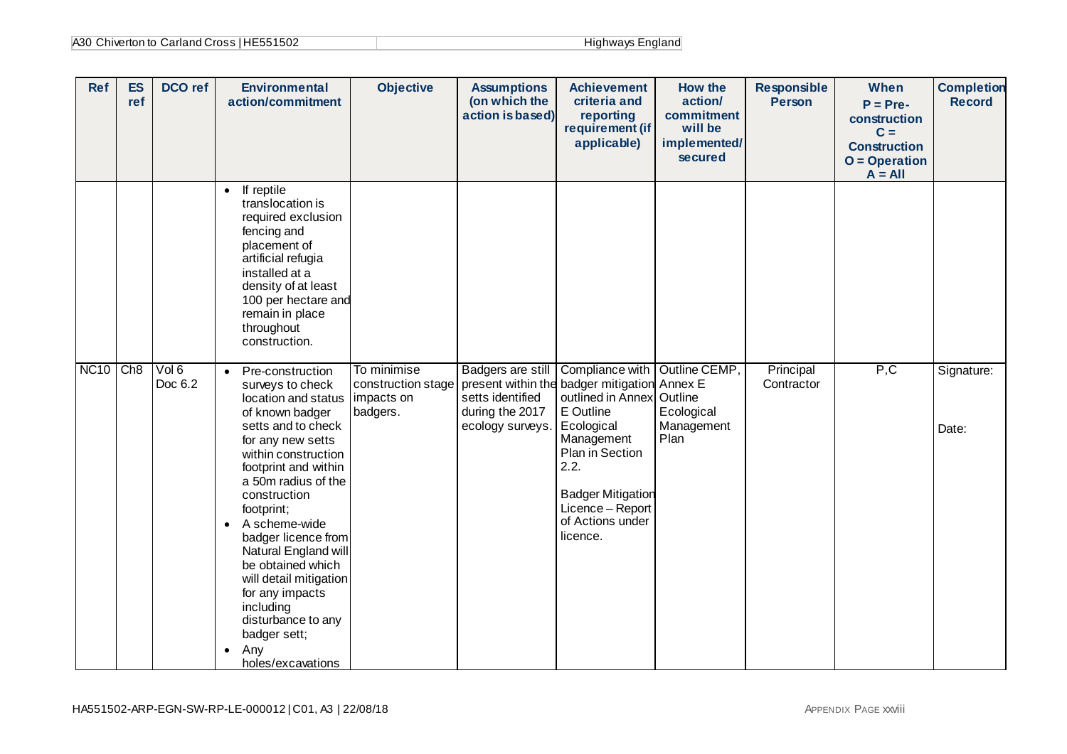| Ref | ES ref | DCO ref | Environmental action/commitment | Objective | Assumptions (on which the action is based) | Achievement criteria and reporting requirement (if applicable) | How the action/ commitment will be implemented/ secured | Responsible Person | When P = Pre-construction C = Construction O = Operation A = All | Completion Record |
|---|---|---|---|---|---|---|---|---|---|---|
| | | | • If reptile translocation is required exclusion fencing and placement of artificial refugia installed at a density of at least 100 per hectare and remain in place throughout construction. | | | | | | | |
| NC10 | Ch8 | Vol 6 Doc 6.2 | • Pre-construction surveys to check location and status of known badger setts and to check for any new setts within construction footprint and within a 50m radius of the construction footprint;<br>• A scheme-wide badger licence from Natural England will be obtained which will detail mitigation for any impacts including disturbance to any badger sett;<br>• Any holes/excavations | To minimise construction stage impacts on badgers. | Badgers are still present within the setts identified during the 2017 ecology surveys. | Compliance with badger mitigation outlined in Annex E Outline Ecological Management Plan in Section 2.2.<br><br>Badger Mitigation Licence – Report of Actions under licence. | Outline CEMP, Annex E Outline Ecological Management Plan | Principal Contractor | P,C | Signature:<br><br>Date: |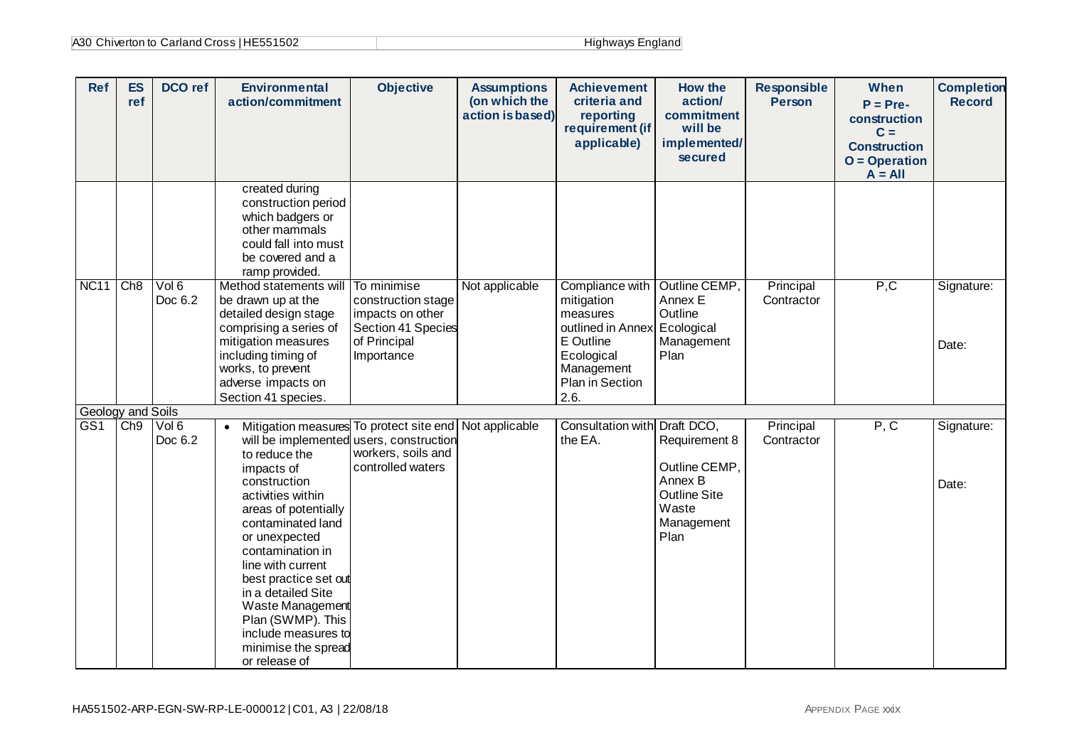| Ref | ES ref | DCO ref | Environmental action/commitment | Objective | Assumptions (on which the action is based) | Achievement criteria and reporting requirement (if applicable) | How the action/ commitment will be implemented/ secured | Responsible Person | When P = Pre-construction C = Construction O = Operation A = All | Completion Record |
|---|---|---|---|---|---|---|---|---|---|---|
| | | | created during construction period which badgers or other mammals could fall into must be covered and a ramp provided. | | | | | | | |
| NC11 | Ch8 | Vol 6 Doc 6.2 | Method statements will be drawn up at the detailed design stage comprising a series of mitigation measures including timing of works, to prevent adverse impacts on Section 41 species. | To minimise construction stage impacts on other Section 41 Species of Principal Importance | Not applicable | Compliance with mitigation measures outlined in Annex E Outline Ecological Management Plan in Section 2.6. | Outline CEMP, Annex E Outline Ecological Management Plan | Principal Contractor | P,C | Signature: Date: |
| Geology and Soils | | | | | | | | | | |
| GS1 | Ch9 | Vol 6 Doc 6.2 | • Mitigation measures will be implemented to reduce the impacts of construction activities within areas of potentially contaminated land or unexpected contamination in line with current best practice set out in a detailed Site Waste Management Plan (SWMP). This include measures to minimise the spread or release of | To protect site end users, construction workers, soils and controlled waters | Not applicable | Consultation with the EA. | Draft DCO, Requirement 8 Outline CEMP, Annex B Outline Site Waste Management Plan | Principal Contractor | P, C | Signature: Date: |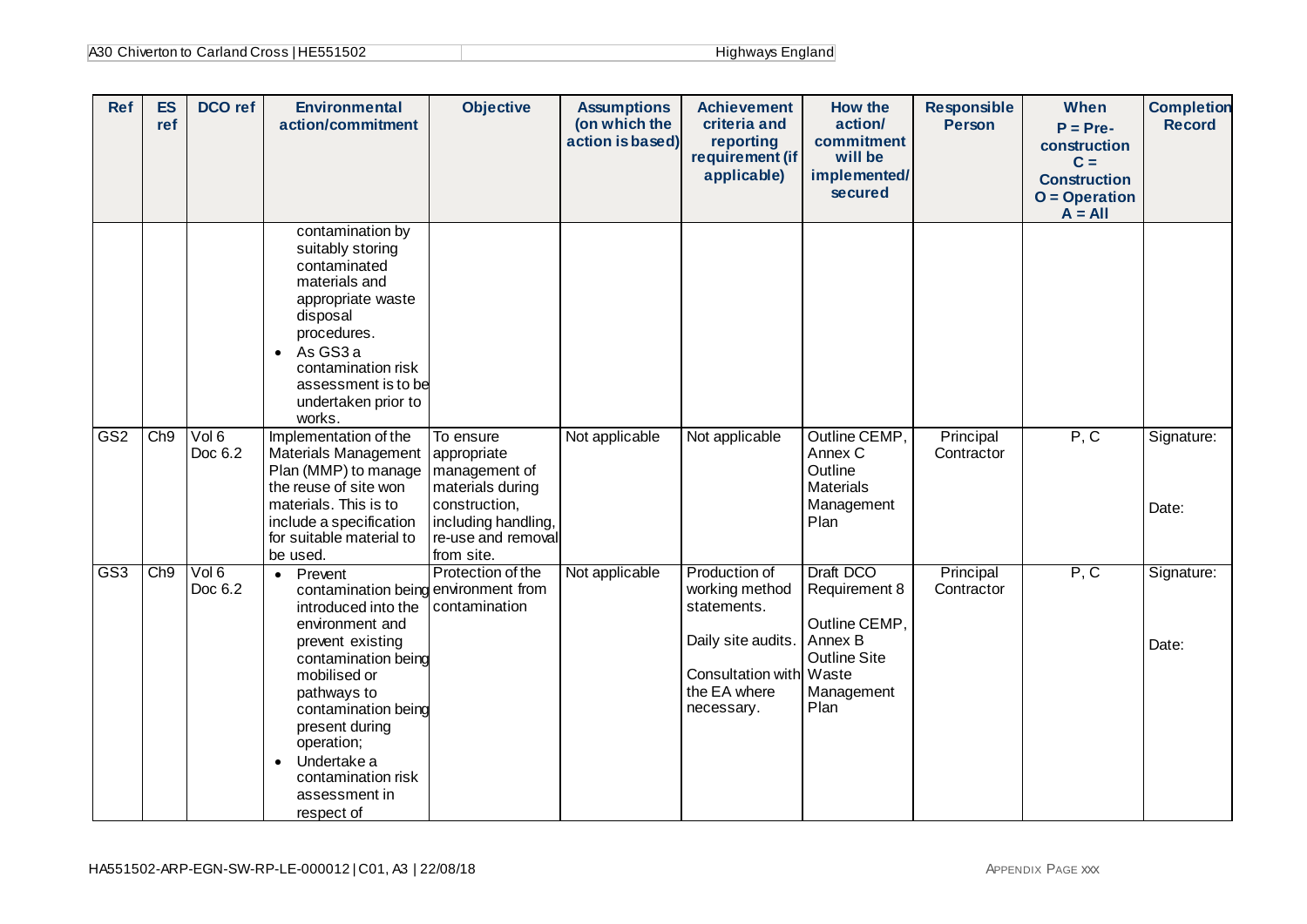| Ref | ES ref | DCO ref | Environmental action/commitment | Objective | Assumptions (on which the action is based) | Achievement criteria and reporting requirement (if applicable) | How the action/ commitment will be implemented/ secured | Responsible Person | When P = Pre-construction C = Construction O = Operation A = All | Completion Record |
|---|---|---|---|---|---|---|---|---|---|---|
| | | | contamination by suitably storing contaminated materials and appropriate waste disposal procedures.<br>• As GS3 a contamination risk assessment is to be undertaken prior to works. | | | | | | | |
| GS2 | Ch9 | Vol 6 Doc 6.2 | Implementation of the Materials Management Plan (MMP) to manage the reuse of site won materials. This is to include a specification for suitable material to be used. | To ensure appropriate management of materials during construction, including handling, re-use and removal from site. | Not applicable | Not applicable | Outline CEMP, Annex C Outline Materials Management Plan | Principal Contractor | P, C | Signature:<br><br>Date: |
| GS3 | Ch9 | Vol 6 Doc 6.2 | • Prevent contamination being introduced into the environment and prevent existing contamination being mobilised or pathways to contamination being present during operation;<br>• Undertake a contamination risk assessment in respect of | Protection of the environment from contamination | Not applicable | Production of working method statements.<br><br>Daily site audits.<br><br>Consultation with the EA where necessary. | Draft DCO Requirement 8<br><br>Outline CEMP, Annex B Outline Site Waste Management Plan | Principal Contractor | P, C | Signature:<br><br>Date: |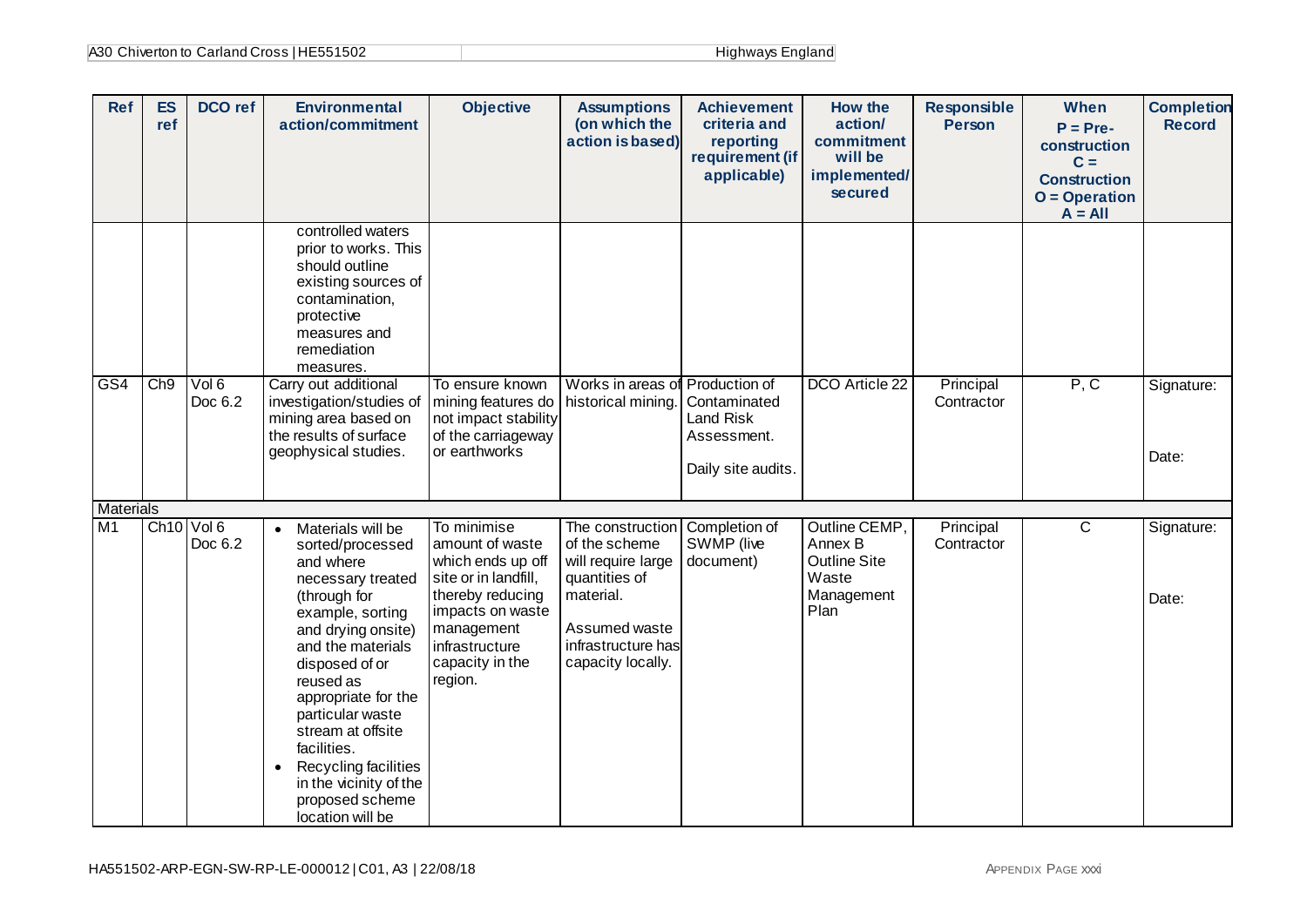| Ref | ES ref | DCO ref | Environmental action/commitment | Objective | Assumptions (on which the action is based) | Achievement criteria and reporting requirement (if applicable) | How the action/ commitment will be implemented/ secured | Responsible Person | When P = Pre-construction C = Construction O = Operation A = All | Completion Record |
|---|---|---|---|---|---|---|---|---|---|---|
| | | | controlled waters prior to works. This should outline existing sources of contamination, protective measures and remediation measures. | | | | | | | |
| GS4 | Ch9 | Vol 6 Doc 6.2 | Carry out additional investigation/studies of mining area based on the results of surface geophysical studies. | To ensure known mining features do not impact stability of the carriageway or earthworks | Works in areas of historical mining. | Production of Contaminated Land Risk Assessment.<br><br>Daily site audits. | DCO Article 22 | Principal Contractor | P, C | Signature:<br><br>Date: |
| Materials | | | | | | | | | | |
| M1 | Ch10 | Vol 6 Doc 6.2 | • Materials will be sorted/processed and where necessary treated (through for example, sorting and drying onsite) and the materials disposed of or reused as appropriate for the particular waste stream at offsite facilities.<br>• Recycling facilities in the vicinity of the proposed scheme location will be | To minimise amount of waste which ends up off site or in landfill, thereby reducing impacts on waste management infrastructure capacity in the region. | The construction of the scheme will require large quantities of material.<br><br>Assumed waste infrastructure has capacity locally. | Completion of SWMP (live document) | Outline CEMP, Annex B Outline Site Waste Management Plan | Principal Contractor | C | Signature:<br><br>Date: |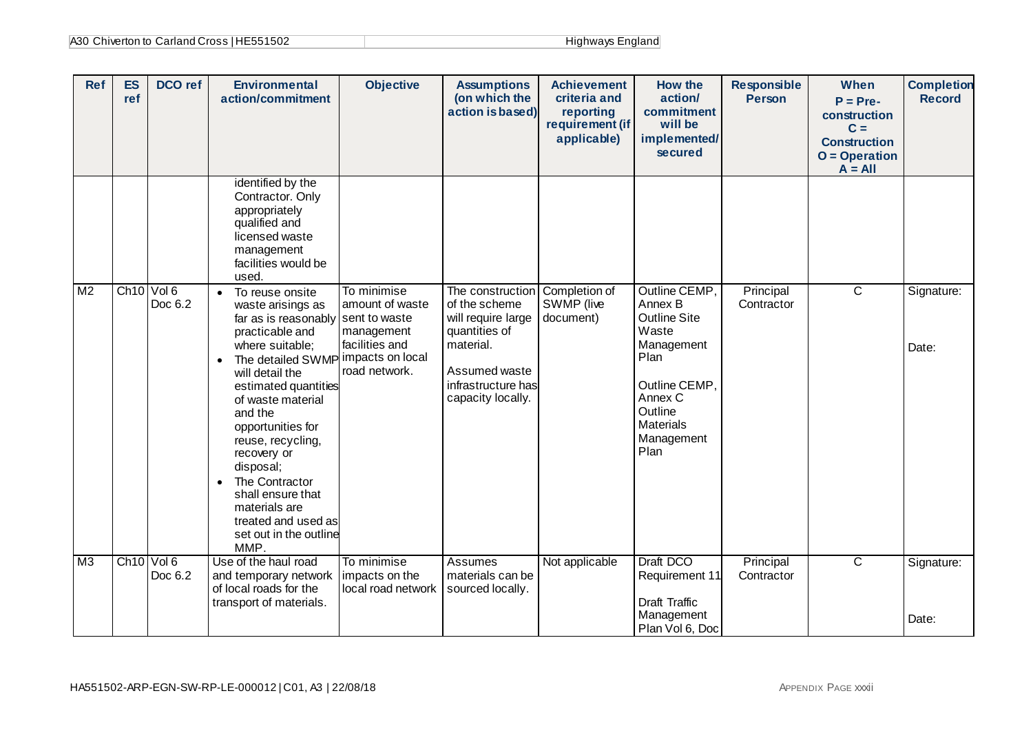| Ref | ES ref | DCO ref | Environmental action/commitment | Objective | Assumptions (on which the action is based) | Achievement criteria and reporting requirement (if applicable) | How the action/ commitment will be implemented/ secured | Responsible Person | When P = Pre-construction C = Construction O = Operation A = All | Completion Record |
|---|---|---|---|---|---|---|---|---|---|---|
| | | | identified by the Contractor. Only appropriately qualified and licensed waste management facilities would be used. | | | | | | | |
| M2 | Ch10 | Vol 6 Doc 6.2 | • To reuse onsite waste arisings as far as is reasonably practicable and where suitable; • The detailed SWMP will detail the estimated quantities of waste material and the opportunities for reuse, recycling, recovery or disposal; • The Contractor shall ensure that materials are treated and used as set out in the outline MMP. | To minimise amount of waste sent to waste management facilities and impacts on local road network. | The construction of the scheme will require large quantities of material. Assumed waste infrastructure has capacity locally. | Completion of SWMP (live document) | Outline CEMP, Annex B Outline Site Waste Management Plan Outline CEMP, Annex C Outline Materials Management Plan | Principal Contractor | C | Signature: Date: |
| M3 | Ch10 | Vol 6 Doc 6.2 | Use of the haul road and temporary network of local roads for the transport of materials. | To minimise impacts on the local road network | Assumes materials can be sourced locally. | Not applicable | Draft DCO Requirement 11 Draft Traffic Management Plan Vol 6, Doc | Principal Contractor | C | Signature: Date: |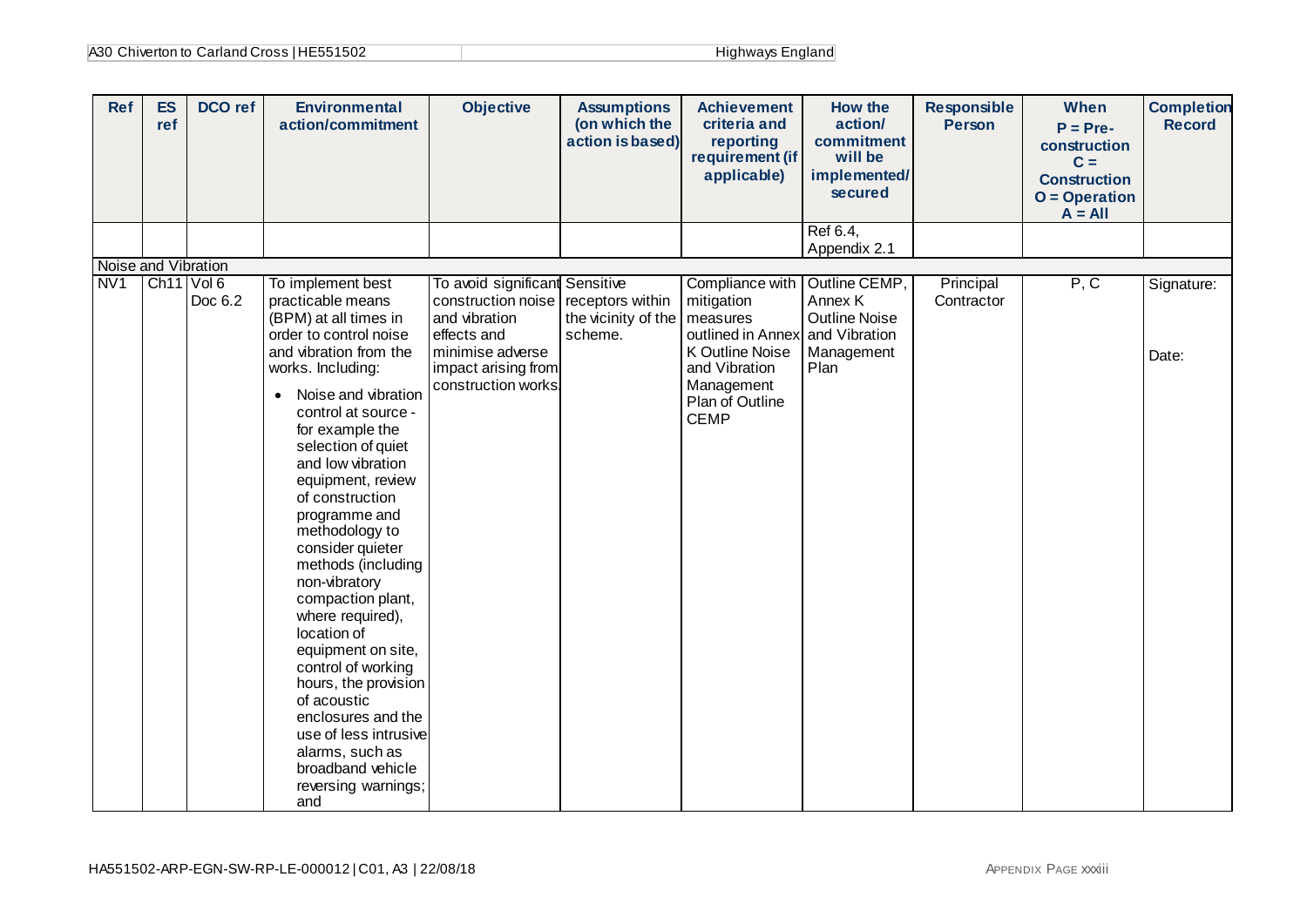| Ref | ES ref | DCO ref | Environmental action/commitment | Objective | Assumptions (on which the action is based) | Achievement criteria and reporting requirement (if applicable) | How the action/ commitment will be implemented/ secured | Responsible Person | When P = Pre-construction C = Construction O = Operation A = All | Completion Record |
|---|---|---|---|---|---|---|---|---|---|---|
| | | | | | | | Ref 6.4, Appendix 2.1 | | | |
| Noise and Vibration | | | | | | | | | | |
| NV1 | Ch11 | Vol 6 Doc 6.2 | To implement best practicable means (BPM) at all times in order to control noise and vibration from the works. Including:<br>• Noise and vibration control at source - for example the selection of quiet and low vibration equipment, review of construction programme and methodology to consider quieter methods (including non-vibratory compaction plant, where required), location of equipment on site, control of working hours, the provision of acoustic enclosures and the use of less intrusive alarms, such as broadband vehicle reversing warnings; and | To avoid significant construction noise and vibration effects and minimise adverse impact arising from construction works. | Sensitive receptors within the vicinity of the scheme. | Compliance with mitigation measures outlined in Annex K Outline Noise and Vibration Management Plan of Outline CEMP | Outline CEMP, Annex K Outline Noise and Vibration Management Plan | Principal Contractor | P, C | Signature:<br><br>Date: |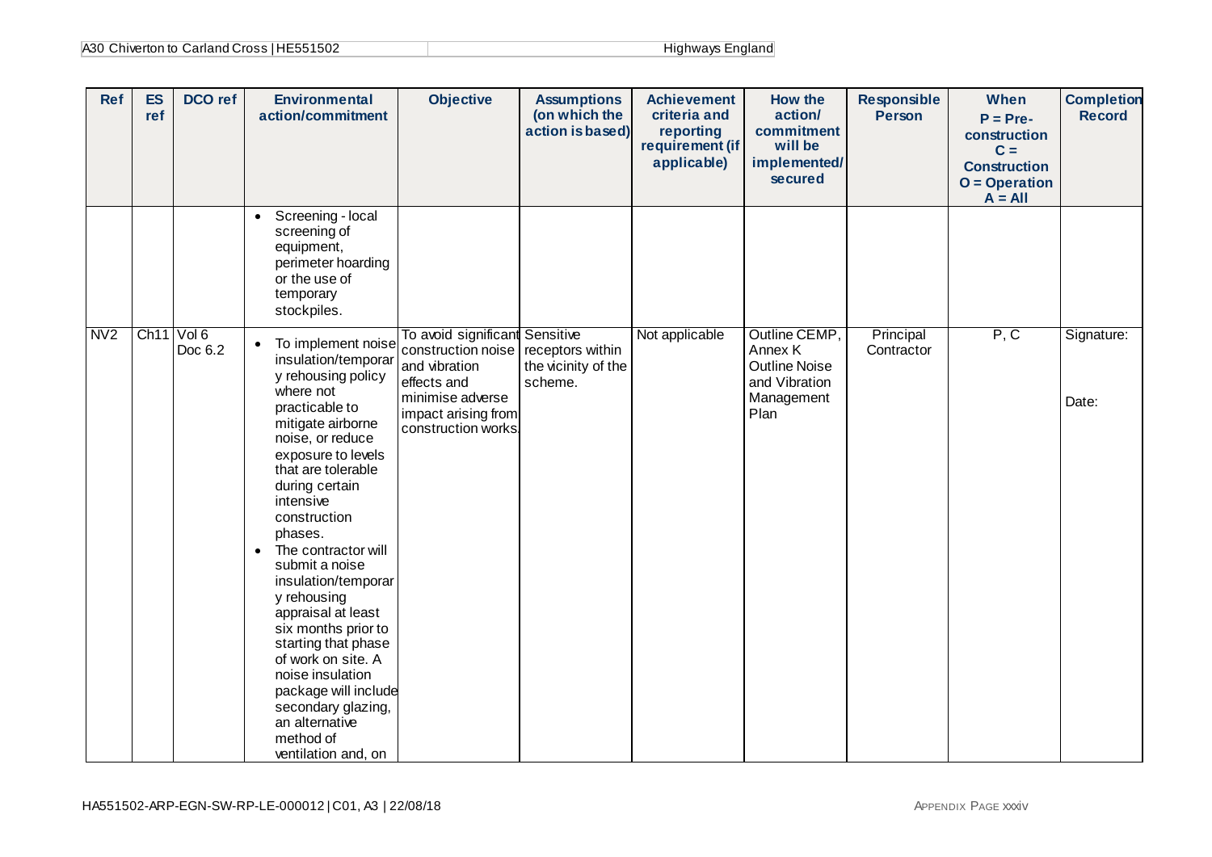| Ref | ES ref | DCO ref | Environmental action/commitment | Objective | Assumptions (on which the action is based) | Achievement criteria and reporting requirement (if applicable) | How the action/ commitment will be implemented/ secured | Responsible Person | When P = Pre-construction C = Construction O = Operation A = All | Completion Record |
|---|---|---|---|---|---|---|---|---|---|---|
| | | | • Screening - local screening of equipment, perimeter hoarding or the use of temporary stockpiles. | | | | | | | |
| NV2 | Ch11 | Vol 6 Doc 6.2 | • To implement noise insulation/temporary rehousing policy where not practicable to mitigate airborne noise, or reduce exposure to levels that are tolerable during certain intensive construction phases. <br> • The contractor will submit a noise insulation/temporary rehousing appraisal at least six months prior to starting that phase of work on site. A noise insulation package will include secondary glazing, an alternative method of ventilation and, on | To avoid significant construction noise and vibration effects and minimise adverse impact arising from construction works. | Sensitive receptors within the vicinity of the scheme. | Not applicable | Outline CEMP, Annex K Outline Noise and Vibration Management Plan | Principal Contractor | P, C | Signature: <br><br> Date: |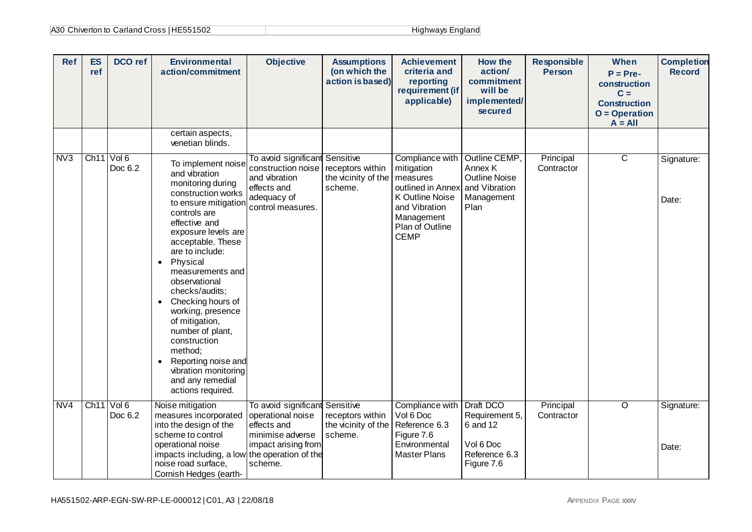| Ref | ES ref | DCO ref | Environmental action/commitment | Objective | Assumptions (on which the action is based) | Achievement criteria and reporting requirement (if applicable) | How the action/ commitment will be implemented/ secured | Responsible Person | When P = Pre-construction C = Construction O = Operation A = All | Completion Record |
|---|---|---|---|---|---|---|---|---|---|---|
| | | | certain aspects, venetian blinds. | | | | | | | |
| NV3 | Ch11 | Vol 6 Doc 6.2 | To implement noise and vibration monitoring during construction works to ensure mitigation controls are effective and exposure levels are acceptable. These are to include:<br>• Physical measurements and observational checks/audits;<br>• Checking hours of working, presence of mitigation, number of plant, construction method;<br>• Reporting noise and vibration monitoring and any remedial actions required. | To avoid significant construction noise and vibration effects and adequacy of control measures. | Sensitive receptors within the vicinity of the scheme. | Compliance with mitigation measures outlined in Annex K Outline Noise and Vibration Management Plan of Outline CEMP | Outline CEMP, Annex K Outline Noise and Vibration Management Plan | Principal Contractor | C | Signature:<br><br>Date: |
| NV4 | Ch11 | Vol 6 Doc 6.2 | Noise mitigation measures incorporated into the design of the scheme to control operational noise impacts including, a low noise road surface, Cornish Hedges (earth- | To avoid significant operational noise effects and minimise adverse impact arising from the operation of the scheme. | Sensitive receptors within the vicinity of the scheme. | Compliance with Vol 6 Doc Reference 6.3 Figure 7.6 Environmental Master Plans | Draft DCO Requirement 5, 6 and 12<br><br>Vol 6 Doc Reference 6.3 Figure 7.6 | Principal Contractor | O | Signature:<br><br>Date: |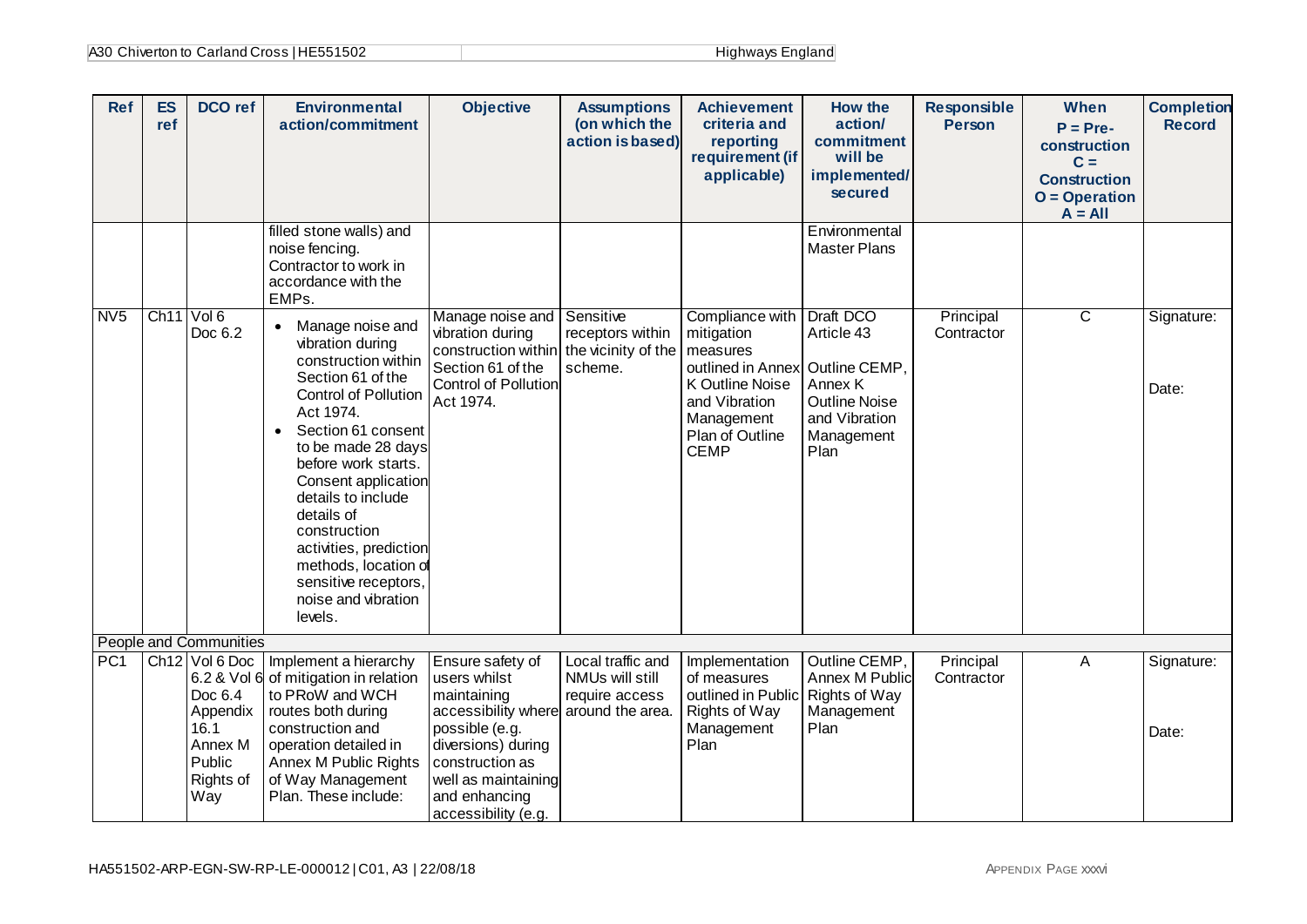| Ref | ES ref | DCO ref | Environmental action/commitment | Objective | Assumptions (on which the action is based) | Achievement criteria and reporting requirement (if applicable) | How the action/ commitment will be implemented/ secured | Responsible Person | When P = Pre-construction C = Construction O = Operation A = All | Completion Record |
|---|---|---|---|---|---|---|---|---|---|---|
| | | | filled stone walls) and noise fencing. Contractor to work in accordance with the EMPs. | | | | Environmental Master Plans | | | |
| NV5 | Ch11 | Vol 6 Doc 6.2 | • Manage noise and vibration during construction within Section 61 of the Control of Pollution Act 1974. • Section 61 consent to be made 28 days before work starts. Consent application details to include details of construction activities, prediction methods, location of sensitive receptors, noise and vibration levels. | Manage noise and vibration during construction within Section 61 of the Control of Pollution Act 1974. | Sensitive receptors within the vicinity of the scheme. | Compliance with mitigation measures outlined in Annex K Outline Noise and Vibration Management Plan of Outline CEMP | Draft DCO Article 43 Outline CEMP, Annex K Outline Noise and Vibration Management Plan | Principal Contractor | C | Signature: Date: |
| People and Communities | | | | | | | | | | |
| PC1 | Ch12 | Vol 6 Doc 6.2 & Vol 6 Doc 6.4 Appendix 16.1 Annex M Public Rights of Way | Implement a hierarchy of mitigation in relation to PRoW and WCH routes both during construction and operation detailed in Annex M Public Rights of Way Management Plan. These include: | Ensure safety of users whilst maintaining accessibility where possible (e.g. diversions) during construction as well as maintaining and enhancing accessibility (e.g. | Local traffic and NMUs will still require access around the area. | Implementation of measures outlined in Public Rights of Way Management Plan | Outline CEMP, Annex M Public Rights of Way Management Plan | Principal Contractor | A | Signature: Date: |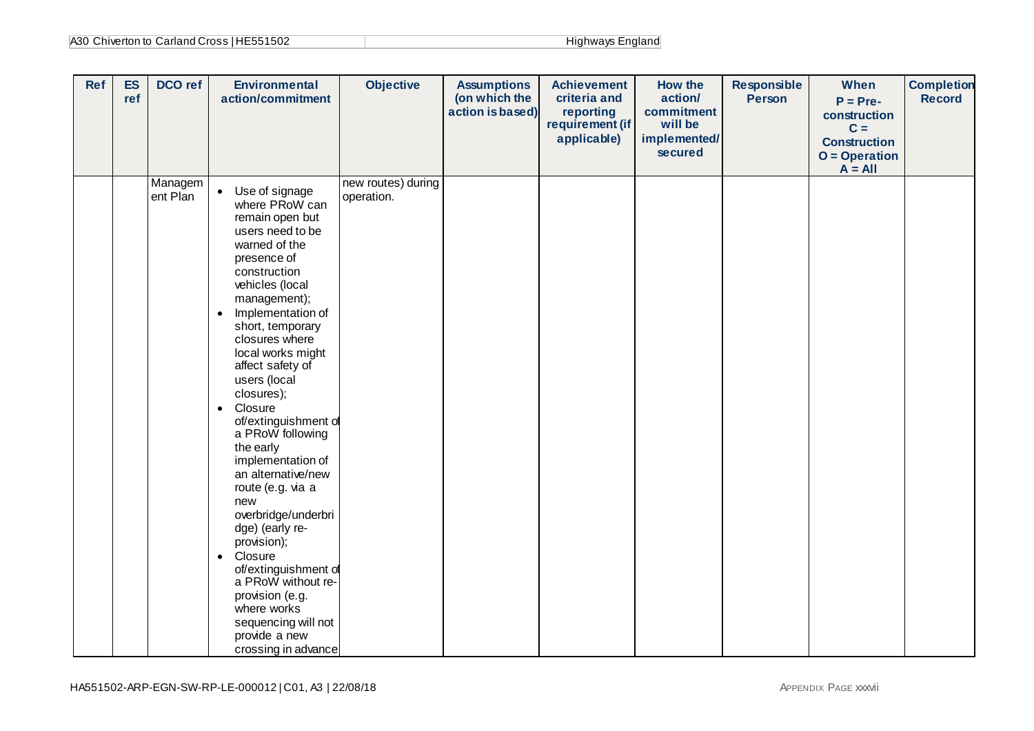| Ref | ES ref | DCO ref | Environmental action/commitment | Objective | Assumptions (on which the action is based) | Achievement criteria and reporting requirement (if applicable) | How the action/ commitment will be implemented/ secured | Responsible Person | When P = Pre-construction C = Construction O = Operation A = All | Completion Record |
|---|---|---|---|---|---|---|---|---|---|---|
| | | Management Plan | • Use of signage where PRoW can remain open but users need to be warned of the presence of construction vehicles (local management);<br>• Implementation of short, temporary closures where local works might affect safety of users (local closures);<br>• Closure of/extinguishment of a PRoW following the early implementation of an alternative/new route (e.g. via a new overbridge/underbridge) (early re-provision);<br>• Closure of/extinguishment of a PRoW without re-provision (e.g. where works sequencing will not provide a new crossing in advance | new routes) during operation. | | | | | | |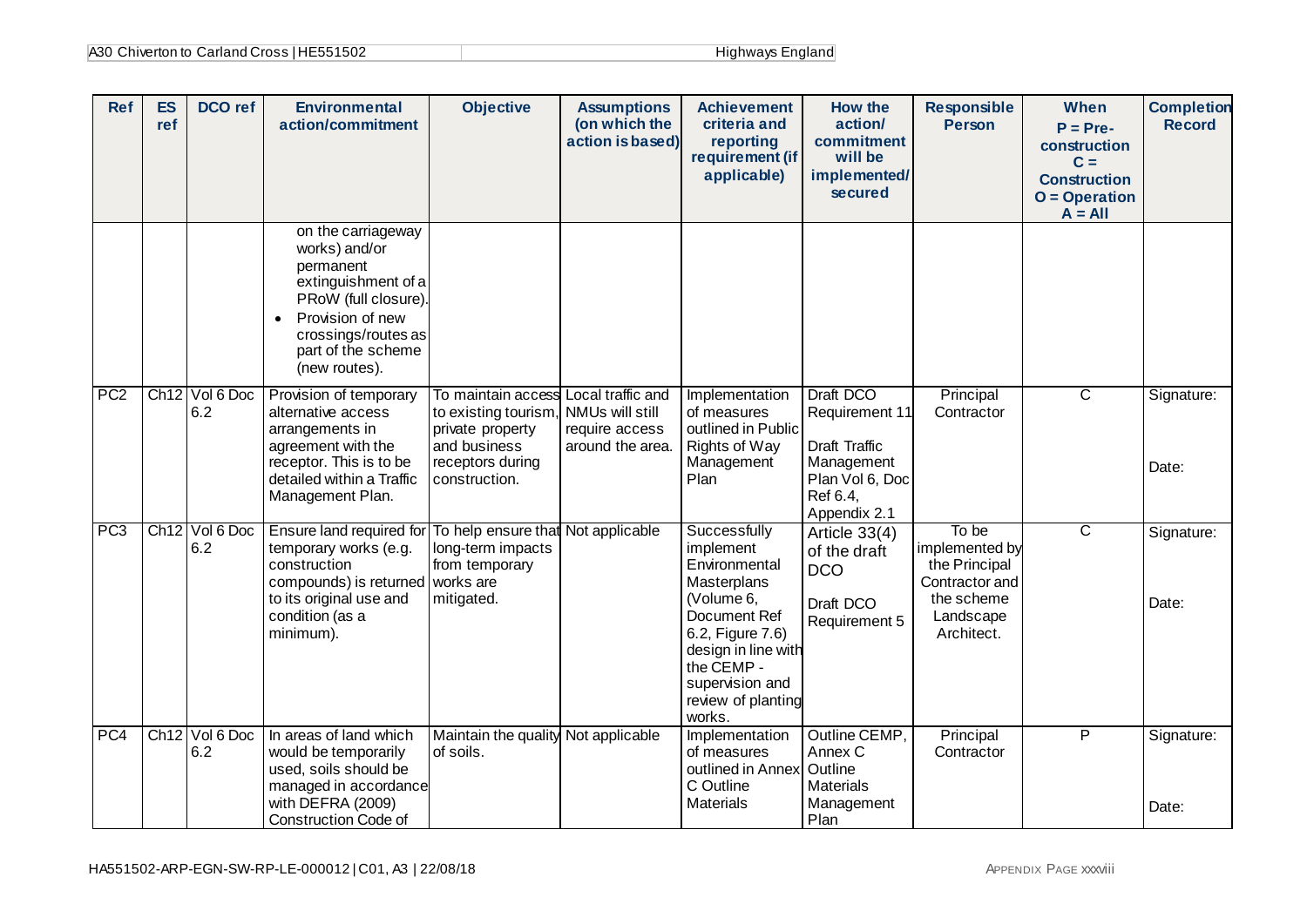| Ref | ES ref | DCO ref | Environmental action/commitment | Objective | Assumptions (on which the action is based) | Achievement criteria and reporting requirement (if applicable) | How the action/ commitment will be implemented/ secured | Responsible Person | When P = Pre-construction C = Construction O = Operation A = All | Completion Record |
|---|---|---|---|---|---|---|---|---|---|---|
| | | | on the carriageway works) and/or permanent extinguishment of a PRoW (full closure).<br>• Provision of new crossings/routes as part of the scheme (new routes). | | | | | | | |
| PC2 | Ch12 | Vol 6 Doc 6.2 | Provision of temporary alternative access arrangements in agreement with the receptor. This is to be detailed within a Traffic Management Plan. | To maintain access to existing tourism, private property and business receptors during construction. | Local traffic and NMUs will still require access around the area. | Implementation of measures outlined in Public Rights of Way Management Plan | Draft DCO Requirement 11<br><br>Draft Traffic Management Plan Vol 6, Doc Ref 6.4, Appendix 2.1 | Principal Contractor | C | Signature:<br><br>Date: |
| PC3 | Ch12 | Vol 6 Doc 6.2 | Ensure land required for temporary works (e.g. construction compounds) is returned to its original use and condition (as a minimum). | To help ensure that long-term impacts from temporary works are mitigated. | Not applicable | Successfully implement Environmental Masterplans (Volume 6, Document Ref 6.2, Figure 7.6) design in line with the CEMP - supervision and review of planting works. | Article 33(4) of the draft DCO<br><br>Draft DCO Requirement 5 | To be implemented by the Principal Contractor and the scheme Landscape Architect. | C | Signature:<br><br>Date: |
| PC4 | Ch12 | Vol 6 Doc 6.2 | In areas of land which would be temporarily used, soils should be managed in accordance with DEFRA (2009) Construction Code of | Maintain the quality of soils. | Not applicable | Implementation of measures outlined in Annex C Outline Materials | Outline CEMP, Annex C Outline Materials Management Plan | Principal Contractor | P | Signature:<br><br>Date: |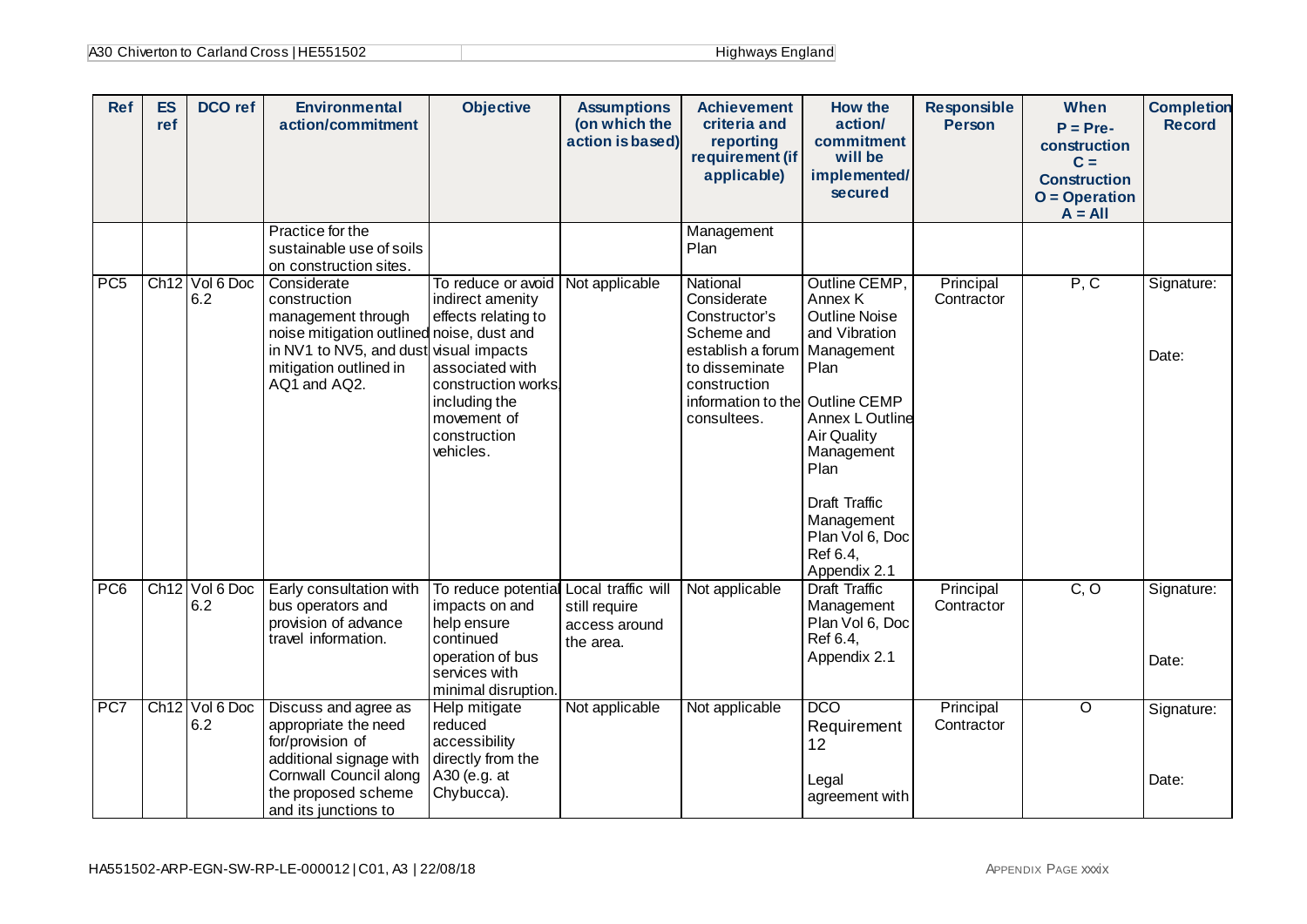| Ref | ES ref | DCO ref | Environmental action/commitment | Objective | Assumptions (on which the action is based) | Achievement criteria and reporting requirement (if applicable) | How the action/ commitment will be implemented/ secured | Responsible Person | When P = Pre-construction C = Construction O = Operation A = All | Completion Record |
|---|---|---|---|---|---|---|---|---|---|---|
| | | | Practice for the sustainable use of soils on construction sites. | | | Management Plan | | | | |
| PC5 | Ch12 | Vol 6 Doc 6.2 | Considerate construction management through noise mitigation outlined in NV1 to NV5, and dust mitigation outlined in AQ1 and AQ2. | To reduce or avoid indirect amenity effects relating to noise, dust and visual impacts associated with construction works, including the movement of construction vehicles. | Not applicable | National Considerate Constructor's Scheme and establish a forum to disseminate construction information to the consultees. | Outline CEMP, Annex K Outline Noise and Vibration Management Plan<br><br>Outline CEMP Annex L Outline Air Quality Management Plan<br><br>Draft Traffic Management Plan Vol 6, Doc Ref 6.4, Appendix 2.1 | Principal Contractor | P, C | Signature:<br><br>Date: |
| PC6 | Ch12 | Vol 6 Doc 6.2 | Early consultation with bus operators and provision of advance travel information. | To reduce potential impacts on and help ensure continued operation of bus services with minimal disruption. | Local traffic will still require access around the area. | Not applicable | Draft Traffic Management Plan Vol 6, Doc Ref 6.4, Appendix 2.1 | Principal Contractor | C, O | Signature:<br><br>Date: |
| PC7 | Ch12 | Vol 6 Doc 6.2 | Discuss and agree as appropriate the need for/provision of additional signage with Cornwall Council along the proposed scheme and its junctions to | Help mitigate reduced accessibility directly from the A30 (e.g. at Chybucca). | Not applicable | Not applicable | DCO Requirement 12<br><br>Legal agreement with | Principal Contractor | O | Signature:<br><br>Date: |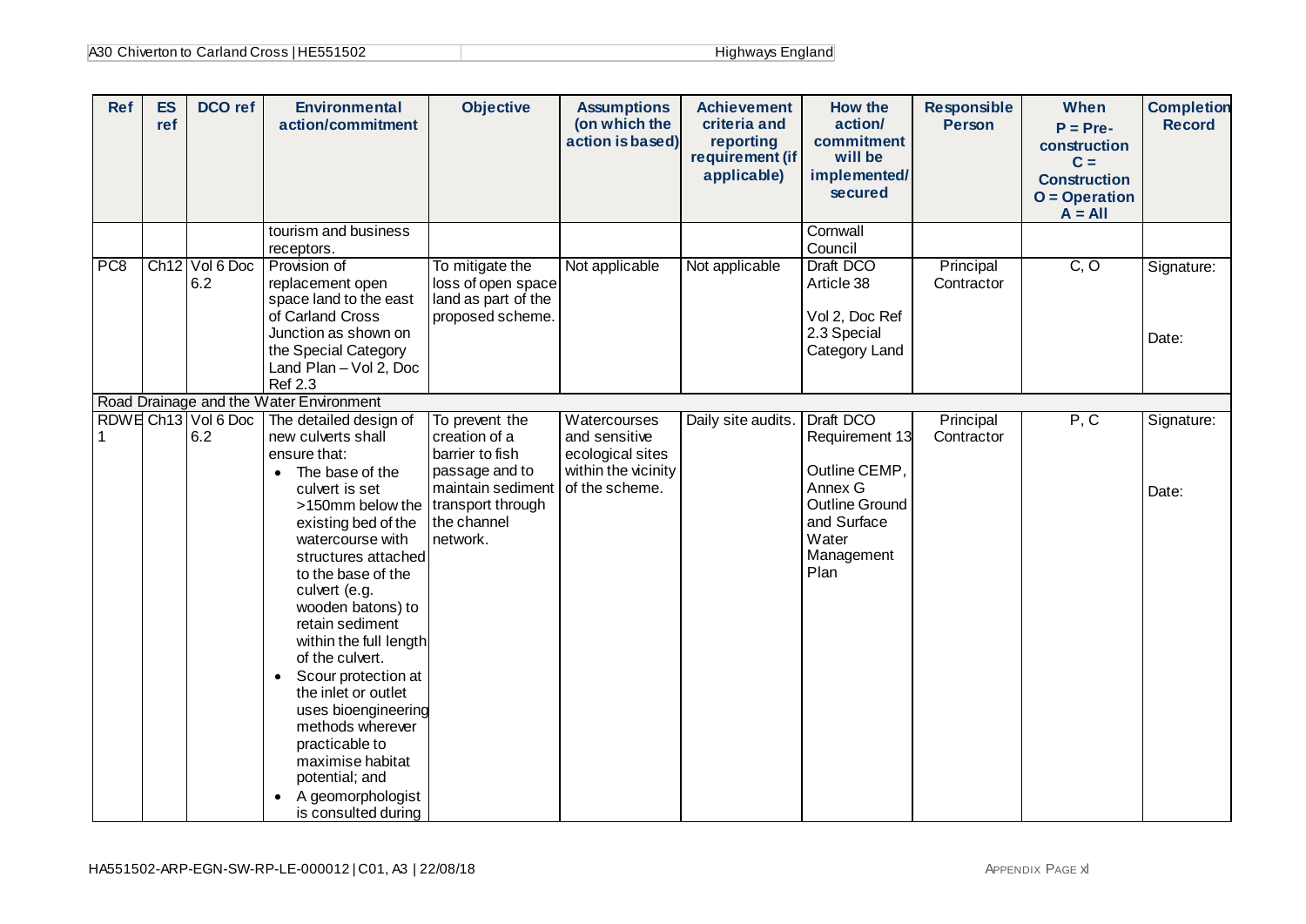| Ref | ES ref | DCO ref | Environmental action/commitment | Objective | Assumptions (on which the action is based) | Achievement criteria and reporting requirement (if applicable) | How the action/ commitment will be implemented/ secured | Responsible Person | When P = Pre-construction C = Construction O = Operation A = All | Completion Record |
|---|---|---|---|---|---|---|---|---|---|---|
| | | | tourism and business receptors. | | | | Cornwall Council | | | |
| PC8 | Ch12 | Vol 6 Doc 6.2 | Provision of replacement open space land to the east of Carland Cross Junction as shown on the Special Category Land Plan – Vol 2, Doc Ref 2.3 | To mitigate the loss of open space land as part of the proposed scheme. | Not applicable | Not applicable | Draft DCO Article 38<br><br>Vol 2, Doc Ref 2.3 Special Category Land | Principal Contractor | C, O | Signature:<br><br>Date: |
| Road Drainage and the Water Environment | | | | | | | | | | |
| RDWE 1 | Ch13 | Vol 6 Doc 6.2 | The detailed design of new culverts shall ensure that:<br>• The base of the culvert is set >150mm below the existing bed of the watercourse with structures attached to the base of the culvert (e.g. wooden batons) to retain sediment within the full length of the culvert.<br>• Scour protection at the inlet or outlet uses bioengineering methods wherever practicable to maximise habitat potential; and<br>• A geomorphologist is consulted during | To prevent the creation of a barrier to fish passage and to maintain sediment transport through the channel network. | Watercourses and sensitive ecological sites within the vicinity of the scheme. | Daily site audits. | Draft DCO Requirement 13<br><br>Outline CEMP, Annex G Outline Ground and Surface Water Management Plan | Principal Contractor | P, C | Signature:<br><br>Date: |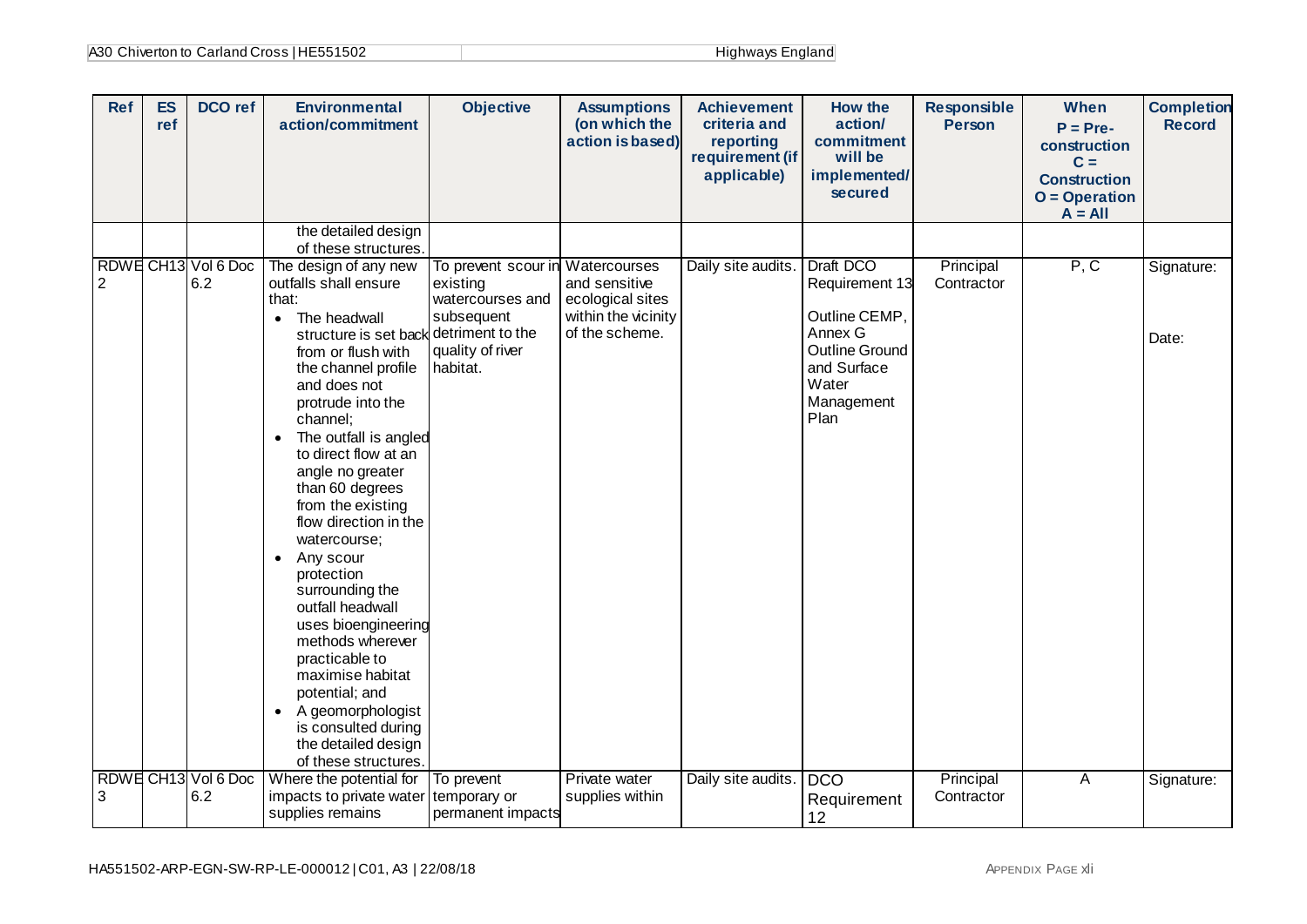| Ref | ES ref | DCO ref | Environmental action/commitment | Objective | Assumptions (on which the action is based) | Achievement criteria and reporting requirement (if applicable) | How the action/ commitment will be implemented/ secured | Responsible Person | When P = Pre-construction C = Construction O = Operation A = All | Completion Record |
|---|---|---|---|---|---|---|---|---|---|---|
| | | | the detailed design of these structures. | | | | | | | |
| RDWE 2 | CH13 | Vol 6 Doc 6.2 | The design of any new outfalls shall ensure that: <br>• The headwall structure is set back from or flush with the channel profile and does not protrude into the channel; <br>• The outfall is angled to direct flow at an angle no greater than 60 degrees from the existing flow direction in the watercourse; <br>• Any scour protection surrounding the outfall headwall uses bioengineering methods wherever practicable to maximise habitat potential; and <br>• A geomorphologist is consulted during the detailed design of these structures. | To prevent scour in existing watercourses and subsequent detriment to the quality of river habitat. | Watercourses and sensitive ecological sites within the vicinity of the scheme. | Daily site audits. | Draft DCO Requirement 13 <br><br>Outline CEMP, Annex G Outline Ground and Surface Water Management Plan | Principal Contractor | P, C | Signature: <br><br>Date: |
| RDWE 3 | CH13 | Vol 6 Doc 6.2 | Where the potential for impacts to private water supplies remains | To prevent temporary or permanent impacts | Private water supplies within | Daily site audits. | DCO Requirement 12 | Principal Contractor | A | Signature: |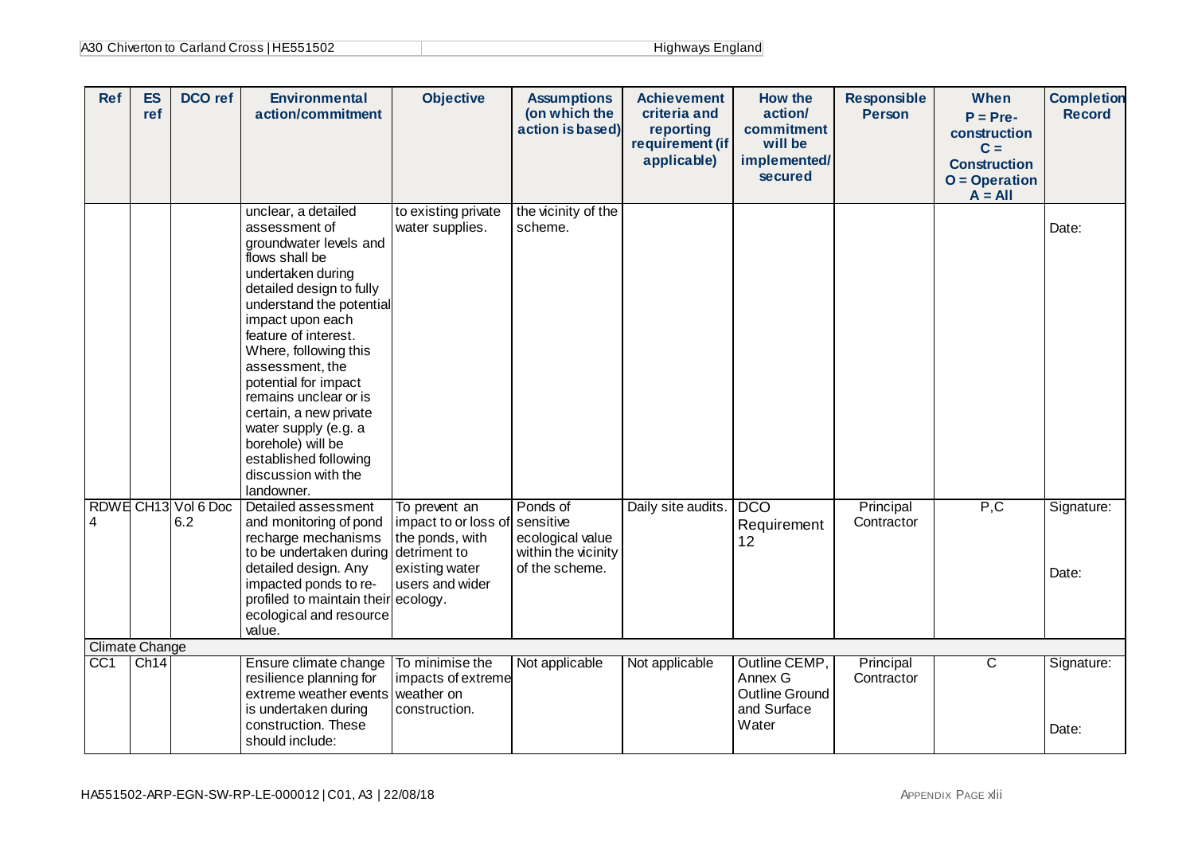| Ref | ES ref | DCO ref | Environmental action/commitment | Objective | Assumptions (on which the action is based) | Achievement criteria and reporting requirement (if applicable) | How the action/ commitment will be implemented/ secured | Responsible Person | When P = Pre-construction C = Construction O = Operation A = All | Completion Record |
|---|---|---|---|---|---|---|---|---|---|---|
| | | | unclear, a detailed assessment of groundwater levels and flows shall be undertaken during detailed design to fully understand the potential impact upon each feature of interest. Where, following this assessment, the potential for impact remains unclear or is certain, a new private water supply (e.g. a borehole) will be established following discussion with the landowner. | to existing private water supplies. | the vicinity of the scheme. | | | | | Date: |
| RDWE 4 | CH13 | Vol 6 Doc 6.2 | Detailed assessment and monitoring of pond recharge mechanisms to be undertaken during detailed design. Any impacted ponds to re-profiled to maintain their ecological and resource value. | To prevent an impact to or loss of the ponds, with detriment to existing water users and wider ecology. | Ponds of sensitive ecological value within the vicinity of the scheme. | Daily site audits. | DCO Requirement 12 | Principal Contractor | P,C | Signature: Date: |
| Climate Change | | | | | | | | | | |
| CC1 | Ch14 | | Ensure climate change resilience planning for extreme weather events is undertaken during construction. These should include: | To minimise the impacts of extreme weather on construction. | Not applicable | Not applicable | Outline CEMP, Annex G Outline Ground and Surface Water | Principal Contractor | C | Signature: Date: |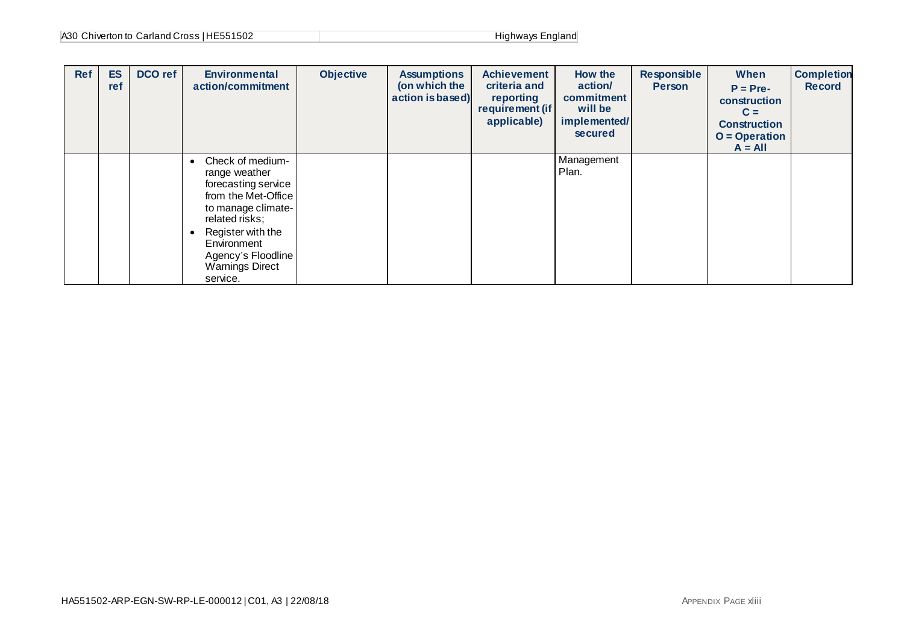| Ref | ES ref | DCO ref | Environmental action/commitment | Objective | Assumptions (on which the action is based) | Achievement criteria and reporting requirement (if applicable) | How the action/ commitment will be implemented/ secured | Responsible Person | When P = Pre-construction C = Construction O = Operation A = All | Completion Record |
|---|---|---|---|---|---|---|---|---|---|---|
| | | | • Check of medium-range weather forecasting service from the Met-Office to manage climate-related risks; • Register with the Environment Agency's Floodline Warnings Direct service. | | | | Management Plan. | | | |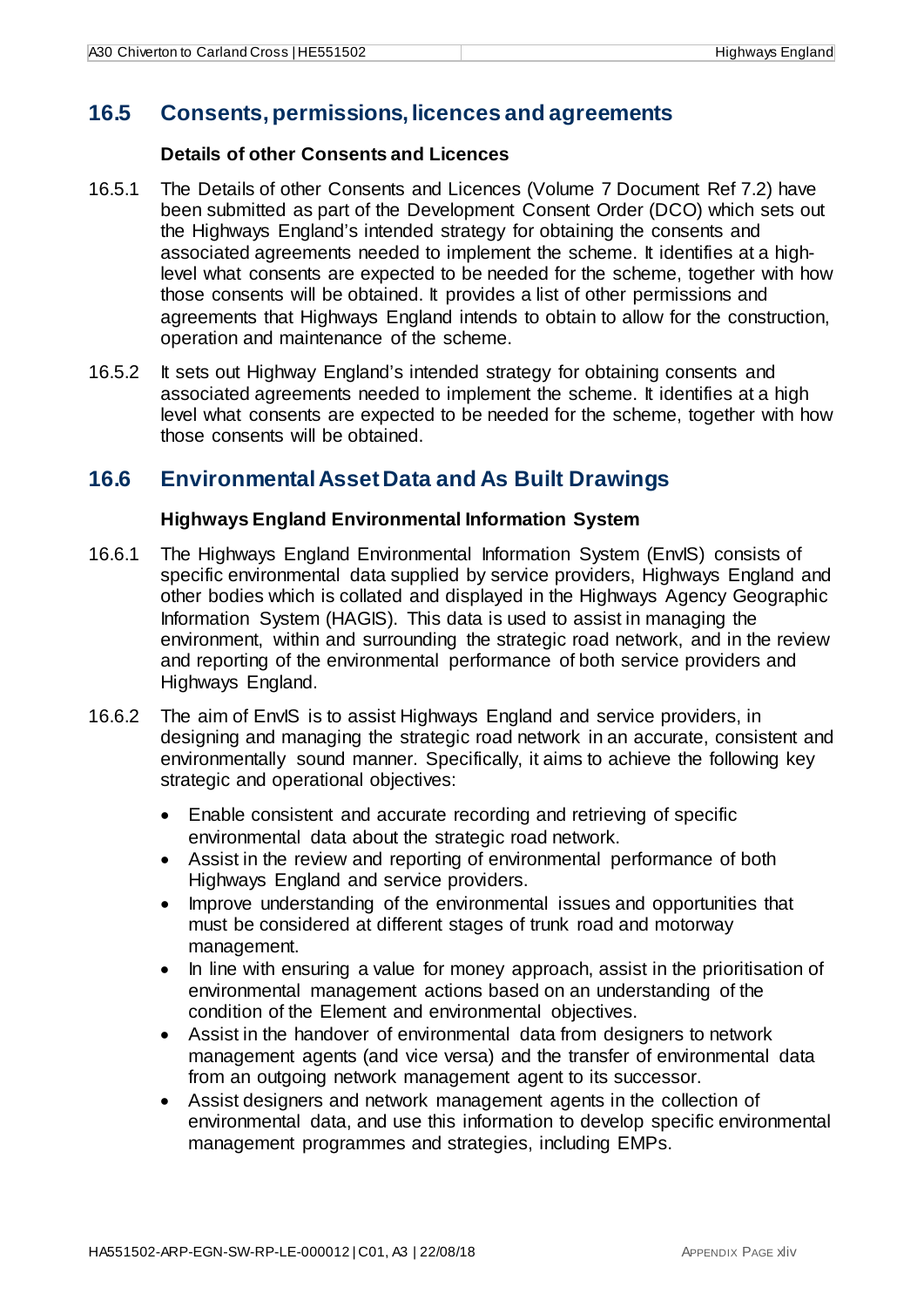## 16.5 Consents, permissions, licences and agreements

### Details of other Consents and Licences

16.5.1 The Details of other Consents and Licences (Volume 7 Document Ref 7.2) have been submitted as part of the Development Consent Order (DCO) which sets out the Highways England's intended strategy for obtaining the consents and associated agreements needed to implement the scheme. It identifies at a high-level what consents are expected to be needed for the scheme, together with how those consents will be obtained. It provides a list of other permissions and agreements that Highways England intends to obtain to allow for the construction, operation and maintenance of the scheme.

16.5.2 It sets out Highway England's intended strategy for obtaining consents and associated agreements needed to implement the scheme. It identifies at a high level what consents are expected to be needed for the scheme, together with how those consents will be obtained.

## 16.6 Environmental Asset Data and As Built Drawings

### Highways England Environmental Information System

16.6.1 The Highways England Environmental Information System (EnvIS) consists of specific environmental data supplied by service providers, Highways England and other bodies which is collated and displayed in the Highways Agency Geographic Information System (HAGIS). This data is used to assist in managing the environment, within and surrounding the strategic road network, and in the review and reporting of the environmental performance of both service providers and Highways England.

16.6.2 The aim of EnvIS is to assist Highways England and service providers, in designing and managing the strategic road network in an accurate, consistent and environmentally sound manner. Specifically, it aims to achieve the following key strategic and operational objectives:

- Enable consistent and accurate recording and retrieving of specific environmental data about the strategic road network.
- Assist in the review and reporting of environmental performance of both Highways England and service providers.
- Improve understanding of the environmental issues and opportunities that must be considered at different stages of trunk road and motorway management.
- In line with ensuring a value for money approach, assist in the prioritisation of environmental management actions based on an understanding of the condition of the Element and environmental objectives.
- Assist in the handover of environmental data from designers to network management agents (and vice versa) and the transfer of environmental data from an outgoing network management agent to its successor.
- Assist designers and network management agents in the collection of environmental data, and use this information to develop specific environmental management programmes and strategies, including EMPs.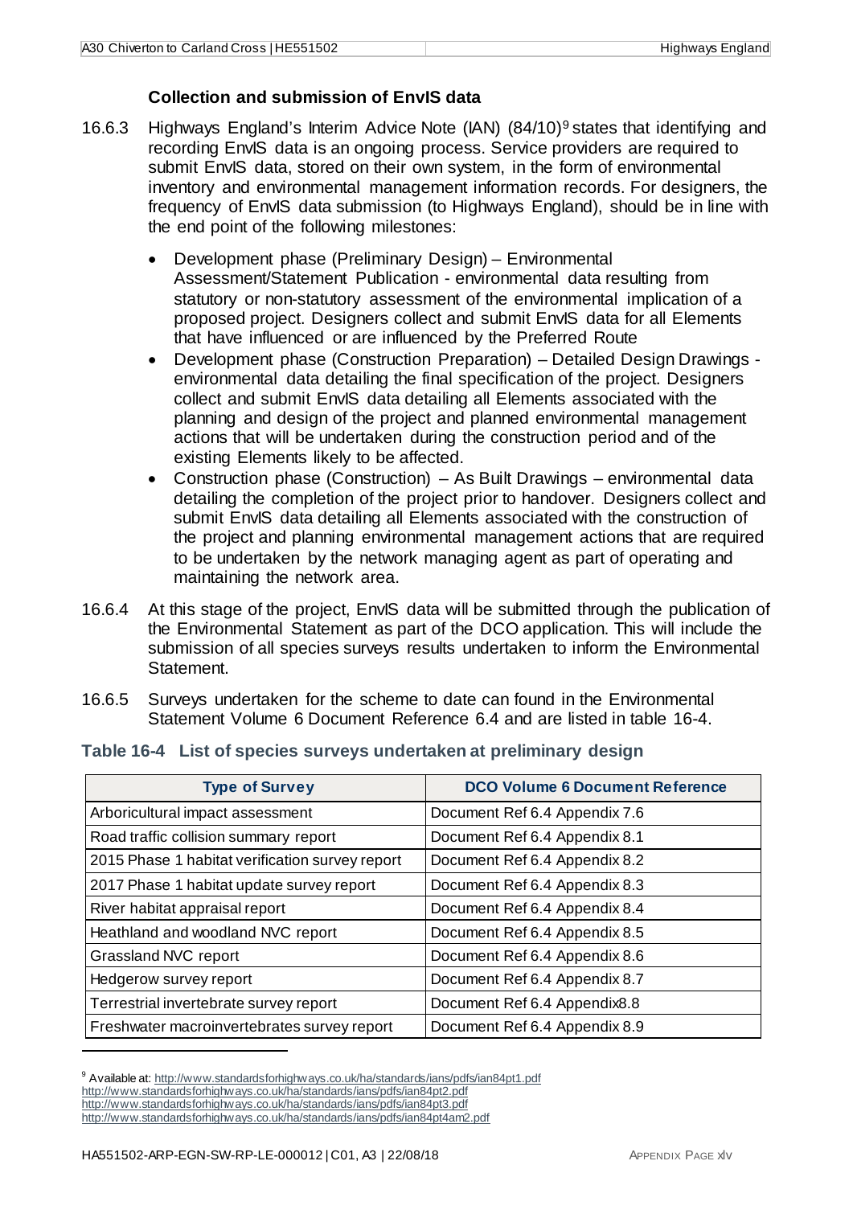### Collection and submission of EnvIS data

16.6.3 Highways England's Interim Advice Note (IAN) (84/10)[9] states that identifying and recording EnvIS data is an ongoing process. Service providers are required to submit EnvIS data, stored on their own system, in the form of environmental inventory and environmental management information records. For designers, the frequency of EnvIS data submission (to Highways England), should be in line with the end point of the following milestones:

- Development phase (Preliminary Design) – Environmental Assessment/Statement Publication - environmental data resulting from statutory or non-statutory assessment of the environmental implication of a proposed project. Designers collect and submit EnvIS data for all Elements that have influenced or are influenced by the Preferred Route
- Development phase (Construction Preparation) – Detailed Design Drawings - environmental data detailing the final specification of the project. Designers collect and submit EnvIS data detailing all Elements associated with the planning and design of the project and planned environmental management actions that will be undertaken during the construction period and of the existing Elements likely to be affected.
- Construction phase (Construction) – As Built Drawings – environmental data detailing the completion of the project prior to handover. Designers collect and submit EnvIS data detailing all Elements associated with the construction of the project and planning environmental management actions that are required to be undertaken by the network managing agent as part of operating and maintaining the network area.

16.6.4 At this stage of the project, EnvIS data will be submitted through the publication of the Environmental Statement as part of the DCO application. This will include the submission of all species surveys results undertaken to inform the Environmental Statement.

16.6.5 Surveys undertaken for the scheme to date can found in the Environmental Statement Volume 6 Document Reference 6.4 and are listed in table 16-4.

**Table 16-4 List of species surveys undertaken at preliminary design**

| Type of Survey | DCO Volume 6 Document Reference |
|---|---|
| Arboricultural impact assessment | Document Ref 6.4 Appendix 7.6 |
| Road traffic collision summary report | Document Ref 6.4 Appendix 8.1 |
| 2015 Phase 1 habitat verification survey report | Document Ref 6.4 Appendix 8.2 |
| 2017 Phase 1 habitat update survey report | Document Ref 6.4 Appendix 8.3 |
| River habitat appraisal report | Document Ref 6.4 Appendix 8.4 |
| Heathland and woodland NVC report | Document Ref 6.4 Appendix 8.5 |
| Grassland NVC report | Document Ref 6.4 Appendix 8.6 |
| Hedgerow survey report | Document Ref 6.4 Appendix 8.7 |
| Terrestrial invertebrate survey report | Document Ref 6.4 Appendix8.8 |
| Freshwater macroinvertebrates survey report | Document Ref 6.4 Appendix 8.9 |

[9] Available at: http://www.standardsforhighways.co.uk/ha/standards/ians/pdfs/ian84pt1.pdf
http://www.standardsforhighways.co.uk/ha/standards/ians/pdfs/ian84pt2.pdf
http://www.standardsforhighways.co.uk/ha/standards/ians/pdfs/ian84pt3.pdf
http://www.standardsforhighways.co.uk/ha/standards/ians/pdfs/ian84pt4am2.pdf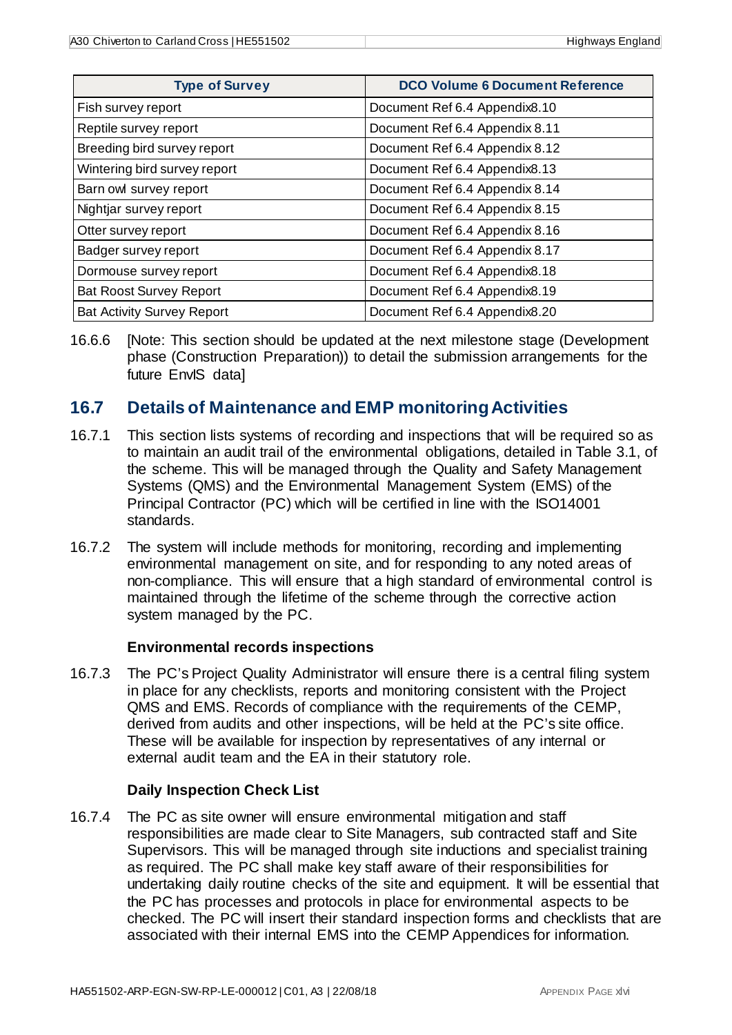| Type of Survey | DCO Volume 6 Document Reference |
|---|---|
| Fish survey report | Document Ref 6.4 Appendix8.10 |
| Reptile survey report | Document Ref 6.4 Appendix 8.11 |
| Breeding bird survey report | Document Ref 6.4 Appendix 8.12 |
| Wintering bird survey report | Document Ref 6.4 Appendix8.13 |
| Barn owl survey report | Document Ref 6.4 Appendix 8.14 |
| Nightjar survey report | Document Ref 6.4 Appendix 8.15 |
| Otter survey report | Document Ref 6.4 Appendix 8.16 |
| Badger survey report | Document Ref 6.4 Appendix 8.17 |
| Dormouse survey report | Document Ref 6.4 Appendix8.18 |
| Bat Roost Survey Report | Document Ref 6.4 Appendix8.19 |
| Bat Activity Survey Report | Document Ref 6.4 Appendix8.20 |

16.6.6 [Note: This section should be updated at the next milestone stage (Development phase (Construction Preparation)) to detail the submission arrangements for the future EnvIS data]

## 16.7 Details of Maintenance and EMP monitoring Activities

16.7.1 This section lists systems of recording and inspections that will be required so as to maintain an audit trail of the environmental obligations, detailed in Table 3.1, of the scheme. This will be managed through the Quality and Safety Management Systems (QMS) and the Environmental Management System (EMS) of the Principal Contractor (PC) which will be certified in line with the ISO14001 standards.

16.7.2 The system will include methods for monitoring, recording and implementing environmental management on site, and for responding to any noted areas of non-compliance. This will ensure that a high standard of environmental control is maintained through the lifetime of the scheme through the corrective action system managed by the PC.

### Environmental records inspections

16.7.3 The PC's Project Quality Administrator will ensure there is a central filing system in place for any checklists, reports and monitoring consistent with the Project QMS and EMS. Records of compliance with the requirements of the CEMP, derived from audits and other inspections, will be held at the PC's site office. These will be available for inspection by representatives of any internal or external audit team and the EA in their statutory role.

### Daily Inspection Check List

16.7.4 The PC as site owner will ensure environmental mitigation and staff responsibilities are made clear to Site Managers, sub contracted staff and Site Supervisors. This will be managed through site inductions and specialist training as required. The PC shall make key staff aware of their responsibilities for undertaking daily routine checks of the site and equipment. It will be essential that the PC has processes and protocols in place for environmental aspects to be checked. The PC will insert their standard inspection forms and checklists that are associated with their internal EMS into the CEMP Appendices for information.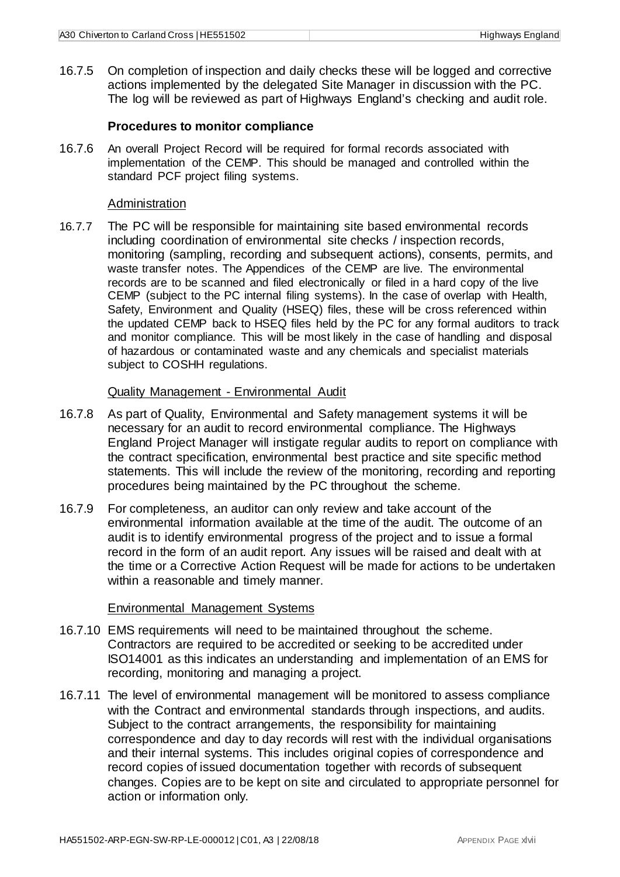16.7.5 On completion of inspection and daily checks these will be logged and corrective actions implemented by the delegated Site Manager in discussion with the PC. The log will be reviewed as part of Highways England's checking and audit role.

**Procedures to monitor compliance**

16.7.6 An overall Project Record will be required for formal records associated with implementation of the CEMP. This should be managed and controlled within the standard PCF project filing systems.

Administration

16.7.7 The PC will be responsible for maintaining site based environmental records including coordination of environmental site checks / inspection records, monitoring (sampling, recording and subsequent actions), consents, permits, and waste transfer notes. The Appendices of the CEMP are live. The environmental records are to be scanned and filed electronically or filed in a hard copy of the live CEMP (subject to the PC internal filing systems). In the case of overlap with Health, Safety, Environment and Quality (HSEQ) files, these will be cross referenced within the updated CEMP back to HSEQ files held by the PC for any formal auditors to track and monitor compliance. This will be most likely in the case of handling and disposal of hazardous or contaminated waste and any chemicals and specialist materials subject to COSHH regulations.

Quality Management - Environmental Audit

16.7.8 As part of Quality, Environmental and Safety management systems it will be necessary for an audit to record environmental compliance. The Highways England Project Manager will instigate regular audits to report on compliance with the contract specification, environmental best practice and site specific method statements. This will include the review of the monitoring, recording and reporting procedures being maintained by the PC throughout the scheme.

16.7.9 For completeness, an auditor can only review and take account of the environmental information available at the time of the audit. The outcome of an audit is to identify environmental progress of the project and to issue a formal record in the form of an audit report. Any issues will be raised and dealt with at the time or a Corrective Action Request will be made for actions to be undertaken within a reasonable and timely manner.

Environmental Management Systems

16.7.10 EMS requirements will need to be maintained throughout the scheme. Contractors are required to be accredited or seeking to be accredited under ISO14001 as this indicates an understanding and implementation of an EMS for recording, monitoring and managing a project.

16.7.11 The level of environmental management will be monitored to assess compliance with the Contract and environmental standards through inspections, and audits. Subject to the contract arrangements, the responsibility for maintaining correspondence and day to day records will rest with the individual organisations and their internal systems. This includes original copies of correspondence and record copies of issued documentation together with records of subsequent changes. Copies are to be kept on site and circulated to appropriate personnel for action or information only.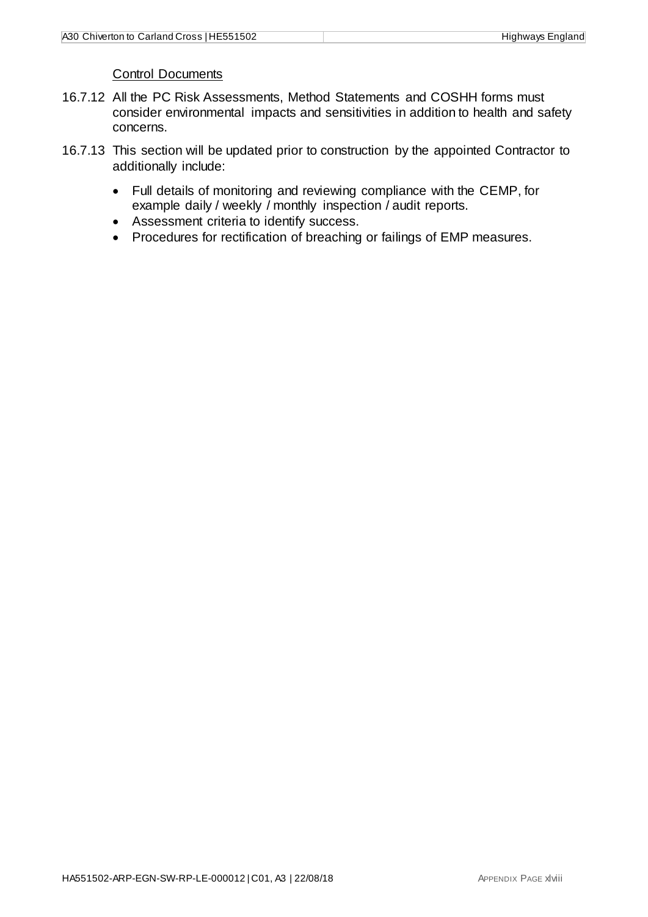Control Documents

16.7.12 All the PC Risk Assessments, Method Statements and COSHH forms must consider environmental impacts and sensitivities in addition to health and safety concerns.

16.7.13 This section will be updated prior to construction by the appointed Contractor to additionally include:

- Full details of monitoring and reviewing compliance with the CEMP, for example daily / weekly / monthly inspection / audit reports.
- Assessment criteria to identify success.
- Procedures for rectification of breaching or failings of EMP measures.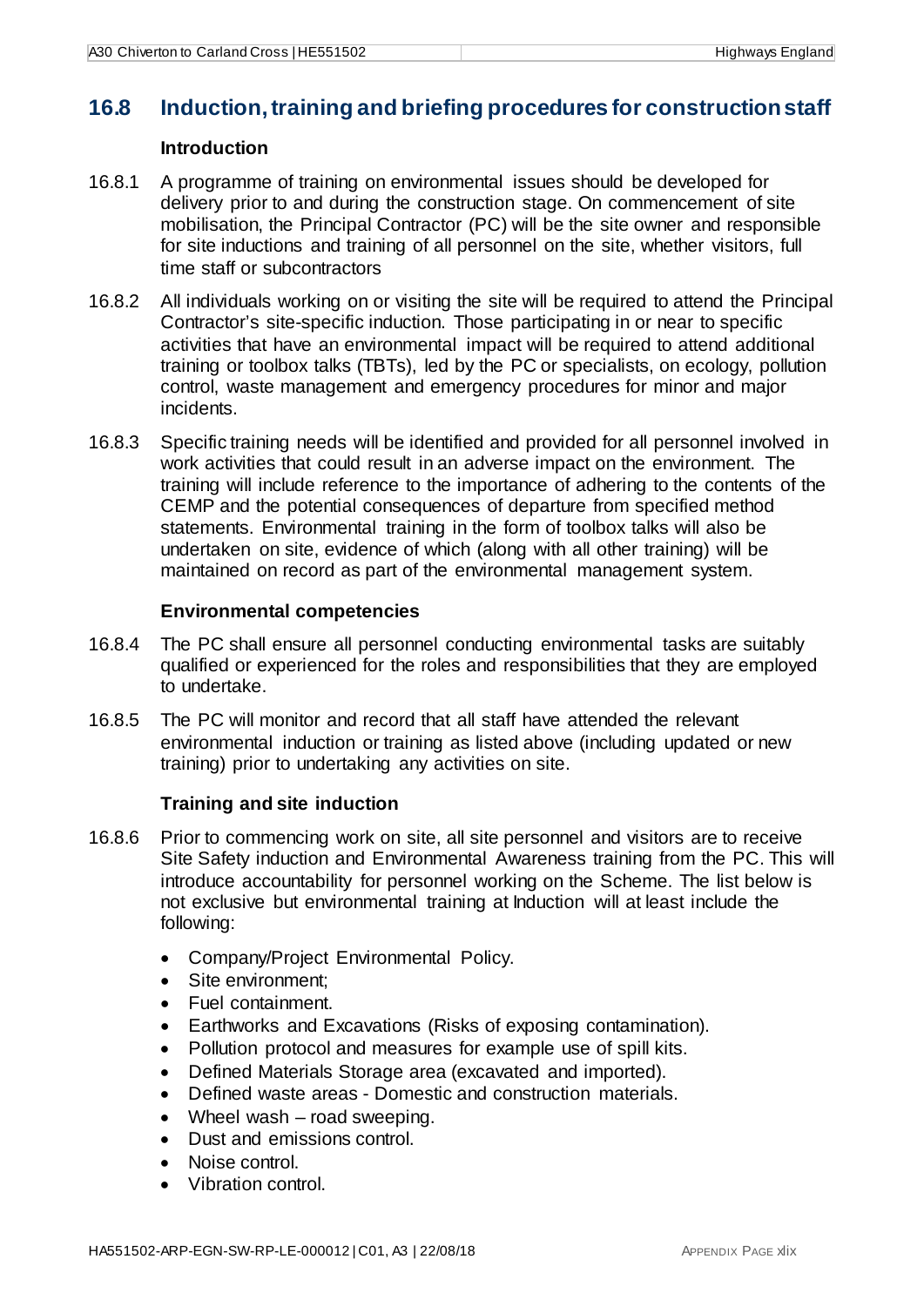## 16.8 Induction, training and briefing procedures for construction staff

### Introduction

16.8.1 A programme of training on environmental issues should be developed for delivery prior to and during the construction stage. On commencement of site mobilisation, the Principal Contractor (PC) will be the site owner and responsible for site inductions and training of all personnel on the site, whether visitors, full time staff or subcontractors

16.8.2 All individuals working on or visiting the site will be required to attend the Principal Contractor's site-specific induction. Those participating in or near to specific activities that have an environmental impact will be required to attend additional training or toolbox talks (TBTs), led by the PC or specialists, on ecology, pollution control, waste management and emergency procedures for minor and major incidents.

16.8.3 Specific training needs will be identified and provided for all personnel involved in work activities that could result in an adverse impact on the environment. The training will include reference to the importance of adhering to the contents of the CEMP and the potential consequences of departure from specified method statements. Environmental training in the form of toolbox talks will also be undertaken on site, evidence of which (along with all other training) will be maintained on record as part of the environmental management system.

### Environmental competencies

16.8.4 The PC shall ensure all personnel conducting environmental tasks are suitably qualified or experienced for the roles and responsibilities that they are employed to undertake.

16.8.5 The PC will monitor and record that all staff have attended the relevant environmental induction or training as listed above (including updated or new training) prior to undertaking any activities on site.

### Training and site induction

16.8.6 Prior to commencing work on site, all site personnel and visitors are to receive Site Safety induction and Environmental Awareness training from the PC. This will introduce accountability for personnel working on the Scheme. The list below is not exclusive but environmental training at Induction will at least include the following:

- Company/Project Environmental Policy.
- Site environment;
- Fuel containment.
- Earthworks and Excavations (Risks of exposing contamination).
- Pollution protocol and measures for example use of spill kits.
- Defined Materials Storage area (excavated and imported).
- Defined waste areas - Domestic and construction materials.
- Wheel wash – road sweeping.
- Dust and emissions control.
- Noise control.
- Vibration control.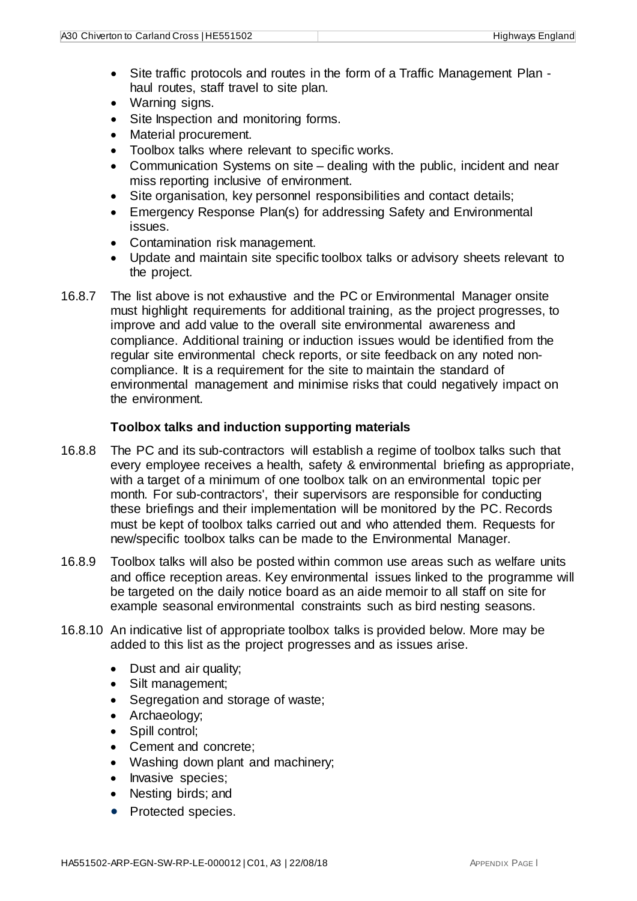- Site traffic protocols and routes in the form of a Traffic Management Plan - haul routes, staff travel to site plan.
- Warning signs.
- Site Inspection and monitoring forms.
- Material procurement.
- Toolbox talks where relevant to specific works.
- Communication Systems on site – dealing with the public, incident and near miss reporting inclusive of environment.
- Site organisation, key personnel responsibilities and contact details;
- Emergency Response Plan(s) for addressing Safety and Environmental issues.
- Contamination risk management.
- Update and maintain site specific toolbox talks or advisory sheets relevant to the project.

16.8.7 The list above is not exhaustive and the PC or Environmental Manager onsite must highlight requirements for additional training, as the project progresses, to improve and add value to the overall site environmental awareness and compliance. Additional training or induction issues would be identified from the regular site environmental check reports, or site feedback on any noted non-compliance. It is a requirement for the site to maintain the standard of environmental management and minimise risks that could negatively impact on the environment.

**Toolbox talks and induction supporting materials**

16.8.8 The PC and its sub-contractors will establish a regime of toolbox talks such that every employee receives a health, safety & environmental briefing as appropriate, with a target of a minimum of one toolbox talk on an environmental topic per month. For sub-contractors', their supervisors are responsible for conducting these briefings and their implementation will be monitored by the PC. Records must be kept of toolbox talks carried out and who attended them. Requests for new/specific toolbox talks can be made to the Environmental Manager.

16.8.9 Toolbox talks will also be posted within common use areas such as welfare units and office reception areas. Key environmental issues linked to the programme will be targeted on the daily notice board as an aide memoir to all staff on site for example seasonal environmental constraints such as bird nesting seasons.

16.8.10 An indicative list of appropriate toolbox talks is provided below. More may be added to this list as the project progresses and as issues arise.

- Dust and air quality;
- Silt management;
- Segregation and storage of waste;
- Archaeology;
- Spill control;
- Cement and concrete;
- Washing down plant and machinery;
- Invasive species;
- Nesting birds; and
- Protected species.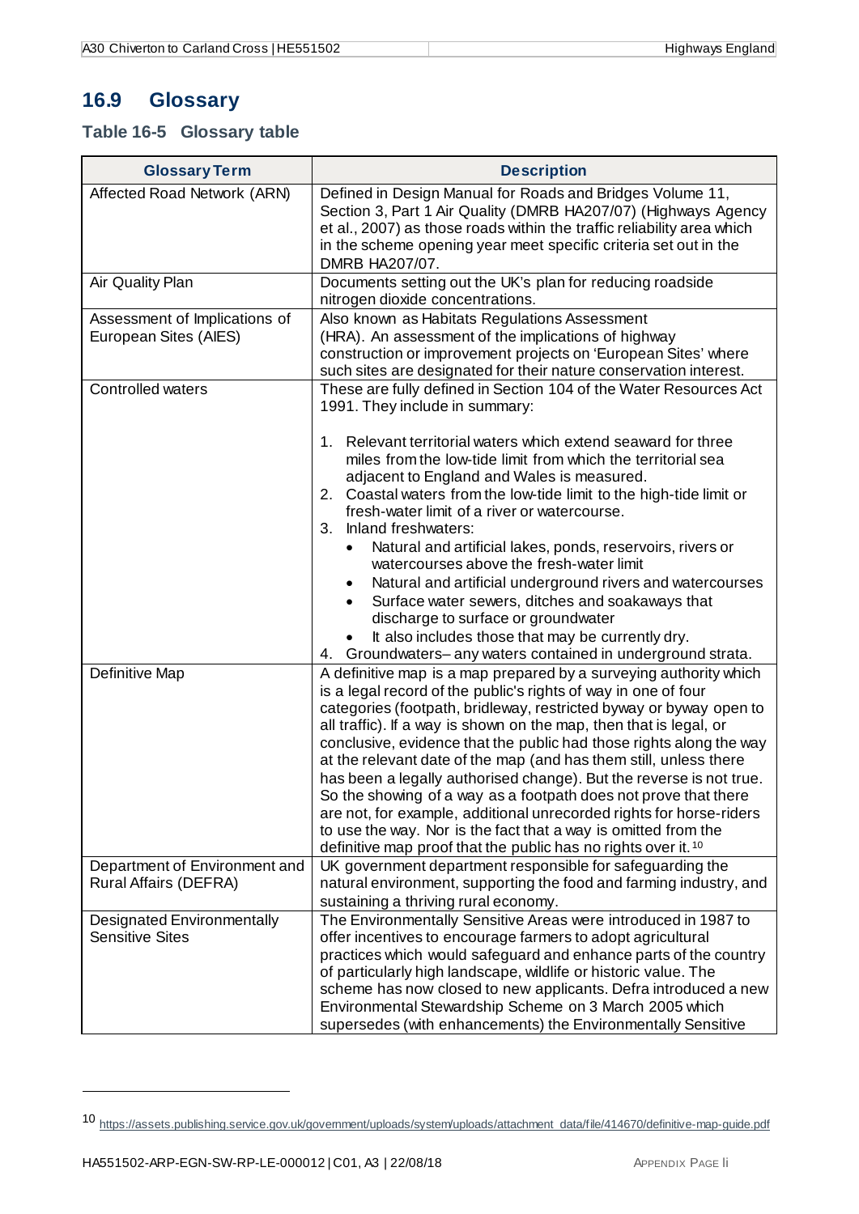## 16.9 Glossary

### Table 16-5 Glossary table

| Glossary Term | Description |
|---|---|
| Affected Road Network (ARN) | Defined in Design Manual for Roads and Bridges Volume 11, Section 3, Part 1 Air Quality (DMRB HA207/07) (Highways Agency et al., 2007) as those roads within the traffic reliability area which in the scheme opening year meet specific criteria set out in the DMRB HA207/07. |
| Air Quality Plan | Documents setting out the UK's plan for reducing roadside nitrogen dioxide concentrations. |
| Assessment of Implications of European Sites (AIES) | Also known as Habitats Regulations Assessment (HRA). An assessment of the implications of highway construction or improvement projects on 'European Sites' where such sites are designated for their nature conservation interest. |
| Controlled waters | These are fully defined in Section 104 of the Water Resources Act 1991. They include in summary:<br><br>1. Relevant territorial waters which extend seaward for three miles from the low-tide limit from which the territorial sea adjacent to England and Wales is measured.<br>2. Coastal waters from the low-tide limit to the high-tide limit or fresh-water limit of a river or watercourse.<br>3. Inland freshwaters:<br>• Natural and artificial lakes, ponds, reservoirs, rivers or watercourses above the fresh-water limit<br>• Natural and artificial underground rivers and watercourses<br>• Surface water sewers, ditches and soakaways that discharge to surface or groundwater<br>• It also includes those that may be currently dry.<br>4. Groundwaters– any waters contained in underground strata. |
| Definitive Map | A definitive map is a map prepared by a surveying authority which is a legal record of the public's rights of way in one of four categories (footpath, bridleway, restricted byway or byway open to all traffic). If a way is shown on the map, then that is legal, or conclusive, evidence that the public had those rights along the way at the relevant date of the map (and has them still, unless there has been a legally authorised change). But the reverse is not true. So the showing of a way as a footpath does not prove that there are not, for example, additional unrecorded rights for horse-riders to use the way. Nor is the fact that a way is omitted from the definitive map proof that the public has no rights over it.[10] |
| Department of Environment and Rural Affairs (DEFRA) | UK government department responsible for safeguarding the natural environment, supporting the food and farming industry, and sustaining a thriving rural economy. |
| Designated Environmentally Sensitive Sites | The Environmentally Sensitive Areas were introduced in 1987 to offer incentives to encourage farmers to adopt agricultural practices which would safeguard and enhance parts of the country of particularly high landscape, wildlife or historic value. The scheme has now closed to new applicants. Defra introduced a new Environmental Stewardship Scheme on 3 March 2005 which supersedes (with enhancements) the Environmentally Sensitive |

[10] https://assets.publishing.service.gov.uk/government/uploads/system/uploads/attachment_data/file/414670/definitive-map-guide.pdf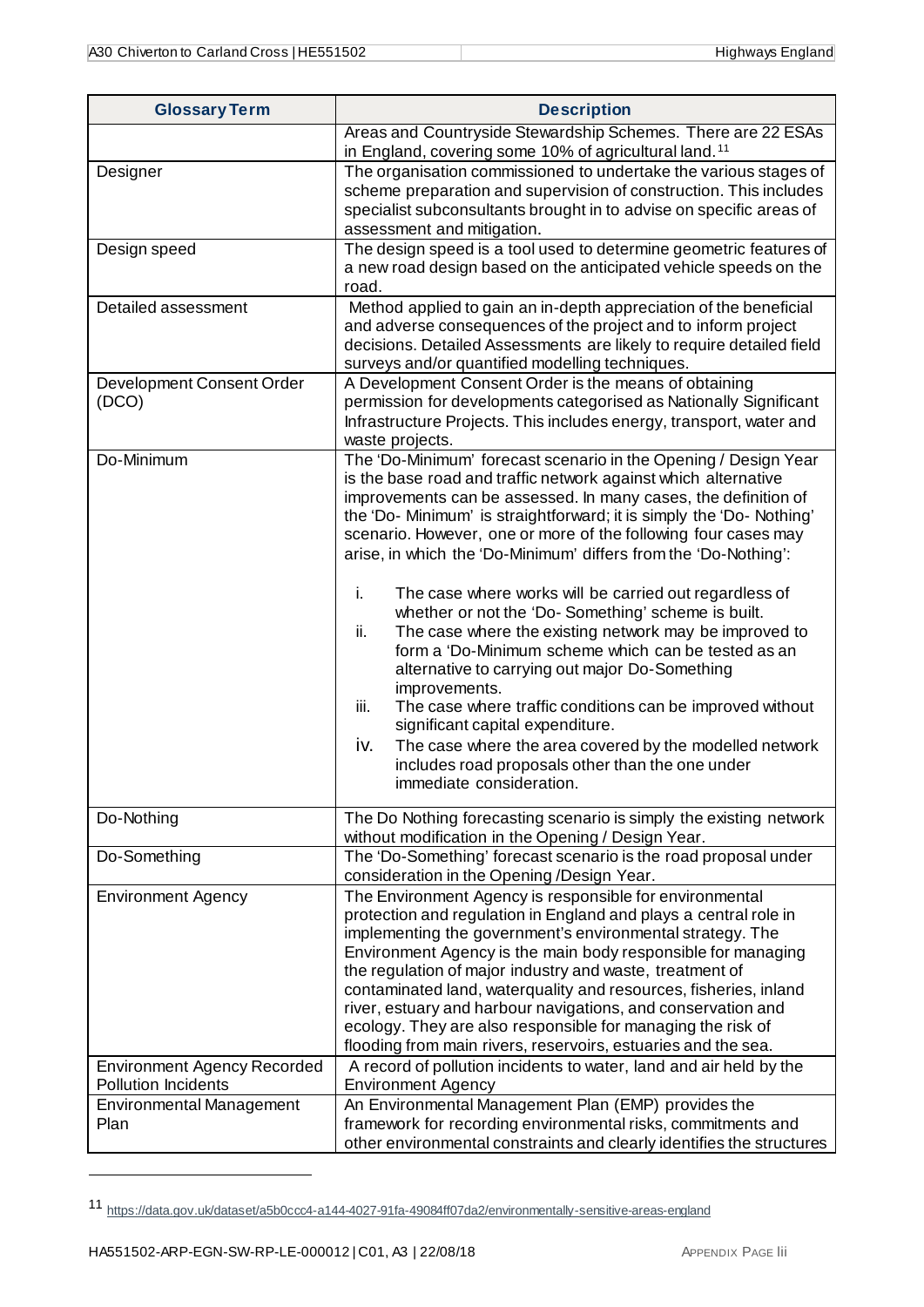| Glossary Term | Description |
|---|---|
| | Areas and Countryside Stewardship Schemes. There are 22 ESAs in England, covering some 10% of agricultural land.[11] |
| Designer | The organisation commissioned to undertake the various stages of scheme preparation and supervision of construction. This includes specialist subconsultants brought in to advise on specific areas of assessment and mitigation. |
| Design speed | The design speed is a tool used to determine geometric features of a new road design based on the anticipated vehicle speeds on the road. |
| Detailed assessment | Method applied to gain an in-depth appreciation of the beneficial and adverse consequences of the project and to inform project decisions. Detailed Assessments are likely to require detailed field surveys and/or quantified modelling techniques. |
| Development Consent Order (DCO) | A Development Consent Order is the means of obtaining permission for developments categorised as Nationally Significant Infrastructure Projects. This includes energy, transport, water and waste projects. |
| Do-Minimum | The 'Do-Minimum' forecast scenario in the Opening / Design Year is the base road and traffic network against which alternative improvements can be assessed. In many cases, the definition of the 'Do- Minimum' is straightforward; it is simply the 'Do- Nothing' scenario. However, one or more of the following four cases may arise, in which the 'Do-Minimum' differs from the 'Do-Nothing':<br><br>i. The case where works will be carried out regardless of whether or not the 'Do- Something' scheme is built.<br>ii. The case where the existing network may be improved to form a 'Do-Minimum scheme which can be tested as an alternative to carrying out major Do-Something improvements.<br>iii. The case where traffic conditions can be improved without significant capital expenditure.<br>iv. The case where the area covered by the modelled network includes road proposals other than the one under immediate consideration. |
| Do-Nothing | The Do Nothing forecasting scenario is simply the existing network without modification in the Opening / Design Year. |
| Do-Something | The 'Do-Something' forecast scenario is the road proposal under consideration in the Opening /Design Year. |
| Environment Agency | The Environment Agency is responsible for environmental protection and regulation in England and plays a central role in implementing the government's environmental strategy. The Environment Agency is the main body responsible for managing the regulation of major industry and waste, treatment of contaminated land, waterquality and resources, fisheries, inland river, estuary and harbour navigations, and conservation and ecology. They are also responsible for managing the risk of flooding from main rivers, reservoirs, estuaries and the sea. |
| Environment Agency Recorded Pollution Incidents | A record of pollution incidents to water, land and air held by the Environment Agency |
| Environmental Management Plan | An Environmental Management Plan (EMP) provides the framework for recording environmental risks, commitments and other environmental constraints and clearly identifies the structures |

[11] https://data.gov.uk/dataset/a5b0ccc4-a144-4027-91fa-49084ff07da2/environmentally-sensitive-areas-england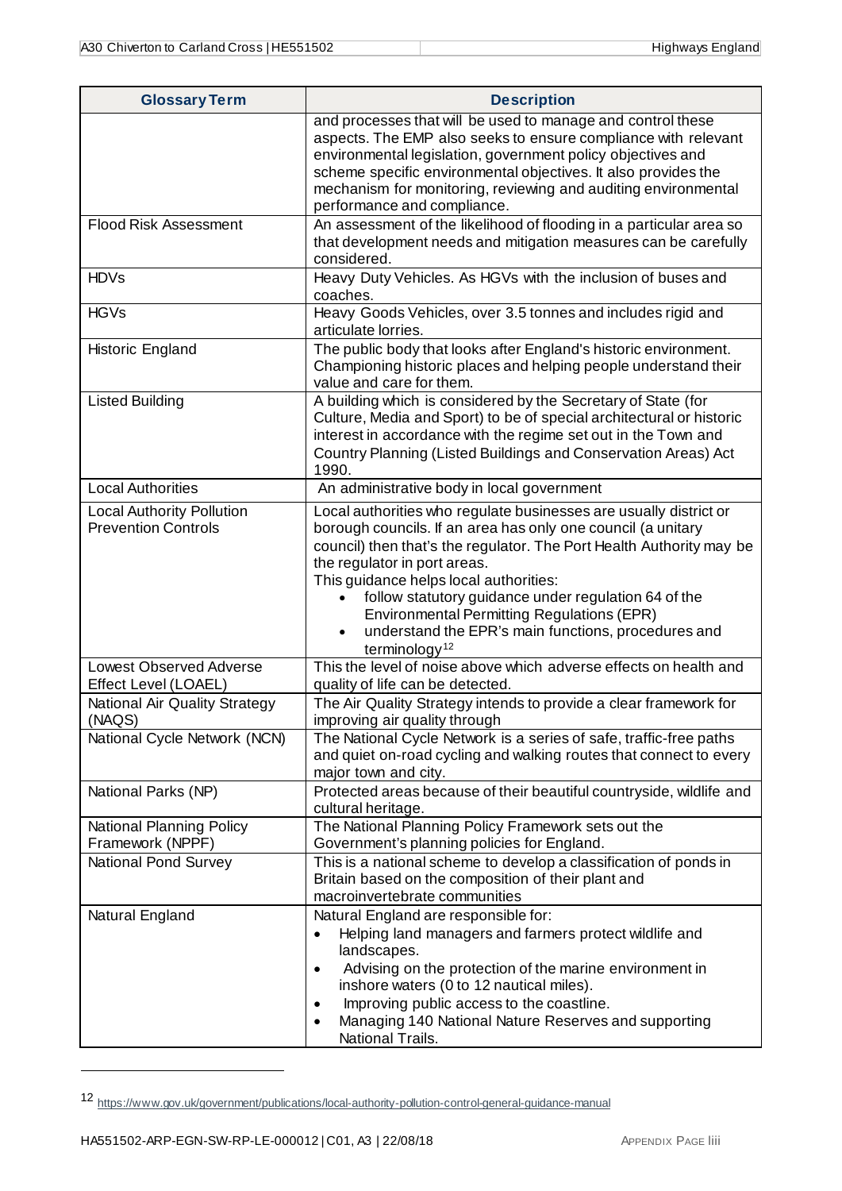| Glossary Term | Description |
| --- | --- |
| | and processes that will be used to manage and control these aspects. The EMP also seeks to ensure compliance with relevant environmental legislation, government policy objectives and scheme specific environmental objectives. It also provides the mechanism for monitoring, reviewing and auditing environmental performance and compliance. |
| Flood Risk Assessment | An assessment of the likelihood of flooding in a particular area so that development needs and mitigation measures can be carefully considered. |
| HDVs | Heavy Duty Vehicles. As HGVs with the inclusion of buses and coaches. |
| HGVs | Heavy Goods Vehicles, over 3.5 tonnes and includes rigid and articulate lorries. |
| Historic England | The public body that looks after England's historic environment. Championing historic places and helping people understand their value and care for them. |
| Listed Building | A building which is considered by the Secretary of State (for Culture, Media and Sport) to be of special architectural or historic interest in accordance with the regime set out in the Town and Country Planning (Listed Buildings and Conservation Areas) Act 1990. |
| Local Authorities | An administrative body in local government |
| Local Authority Pollution Prevention Controls | Local authorities who regulate businesses are usually district or borough councils. If an area has only one council (a unitary council) then that's the regulator. The Port Health Authority may be the regulator in port areas.<br>This guidance helps local authorities:<br>• follow statutory guidance under regulation 64 of the Environmental Permitting Regulations (EPR)<br>• understand the EPR's main functions, procedures and terminology[12] |
| Lowest Observed Adverse Effect Level (LOAEL) | This the level of noise above which adverse effects on health and quality of life can be detected. |
| National Air Quality Strategy (NAQS) | The Air Quality Strategy intends to provide a clear framework for improving air quality through |
| National Cycle Network (NCN) | The National Cycle Network is a series of safe, traffic-free paths and quiet on-road cycling and walking routes that connect to every major town and city. |
| National Parks (NP) | Protected areas because of their beautiful countryside, wildlife and cultural heritage. |
| National Planning Policy Framework (NPPF) | The National Planning Policy Framework sets out the Government's planning policies for England. |
| National Pond Survey | This is a national scheme to develop a classification of ponds in Britain based on the composition of their plant and macroinvertebrate communities |
| Natural England | Natural England are responsible for:<br>• Helping land managers and farmers protect wildlife and landscapes.<br>• Advising on the protection of the marine environment in inshore waters (0 to 12 nautical miles).<br>• Improving public access to the coastline.<br>• Managing 140 National Nature Reserves and supporting National Trails. |

[12] https://www.gov.uk/government/publications/local-authority-pollution-control-general-guidance-manual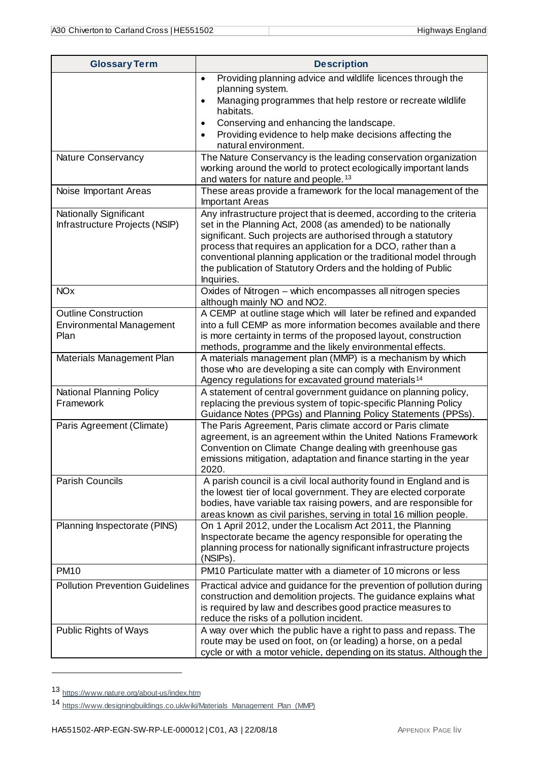| Glossary Term | Description |
|---|---|
| | • Providing planning advice and wildlife licences through the planning system.<br>• Managing programmes that help restore or recreate wildlife habitats.<br>• Conserving and enhancing the landscape.<br>• Providing evidence to help make decisions affecting the natural environment. |
| Nature Conservancy | The Nature Conservancy is the leading conservation organization working around the world to protect ecologically important lands and waters for nature and people.[13] |
| Noise Important Areas | These areas provide a framework for the local management of the Important Areas |
| Nationally Significant Infrastructure Projects (NSIP) | Any infrastructure project that is deemed, according to the criteria set in the Planning Act, 2008 (as amended) to be nationally significant. Such projects are authorised through a statutory process that requires an application for a DCO, rather than a conventional planning application or the traditional model through the publication of Statutory Orders and the holding of Public Inquiries. |
| $NO_x$ | Oxides of Nitrogen – which encompasses all nitrogen species although mainly NO and $NO_2$. |
| Outline Construction Environmental Management Plan | A CEMP at outline stage which will later be refined and expanded into a full CEMP as more information becomes available and there is more certainty in terms of the proposed layout, construction methods, programme and the likely environmental effects. |
| Materials Management Plan | A materials management plan (MMP) is a mechanism by which those who are developing a site can comply with Environment Agency regulations for excavated ground materials[14] |
| National Planning Policy Framework | A statement of central government guidance on planning policy, replacing the previous system of topic-specific Planning Policy Guidance Notes (PPGs) and Planning Policy Statements (PPSs). |
| Paris Agreement (Climate) | The Paris Agreement, Paris climate accord or Paris climate agreement, is an agreement within the United Nations Framework Convention on Climate Change dealing with greenhouse gas emissions mitigation, adaptation and finance starting in the year 2020. |
| Parish Councils | A parish council is a civil local authority found in England and is the lowest tier of local government. They are elected corporate bodies, have variable tax raising powers, and are responsible for areas known as civil parishes, serving in total 16 million people. |
| Planning Inspectorate (PINS) | On 1 April 2012, under the Localism Act 2011, the Planning Inspectorate became the agency responsible for operating the planning process for nationally significant infrastructure projects (NSIPs). |
| PM10 | PM10 Particulate matter with a diameter of 10 microns or less |
| Pollution Prevention Guidelines | Practical advice and guidance for the prevention of pollution during construction and demolition projects. The guidance explains what is required by law and describes good practice measures to reduce the risks of a pollution incident. |
| Public Rights of Ways | A way over which the public have a right to pass and repass. The route may be used on foot, on (or leading) a horse, on a pedal cycle or with a motor vehicle, depending on its status. Although the |

[13] https://www.nature.org/about-us/index.htm

[14] https://www.designingbuildings.co.uk/wiki/Materials_Management_Plan_(MMP)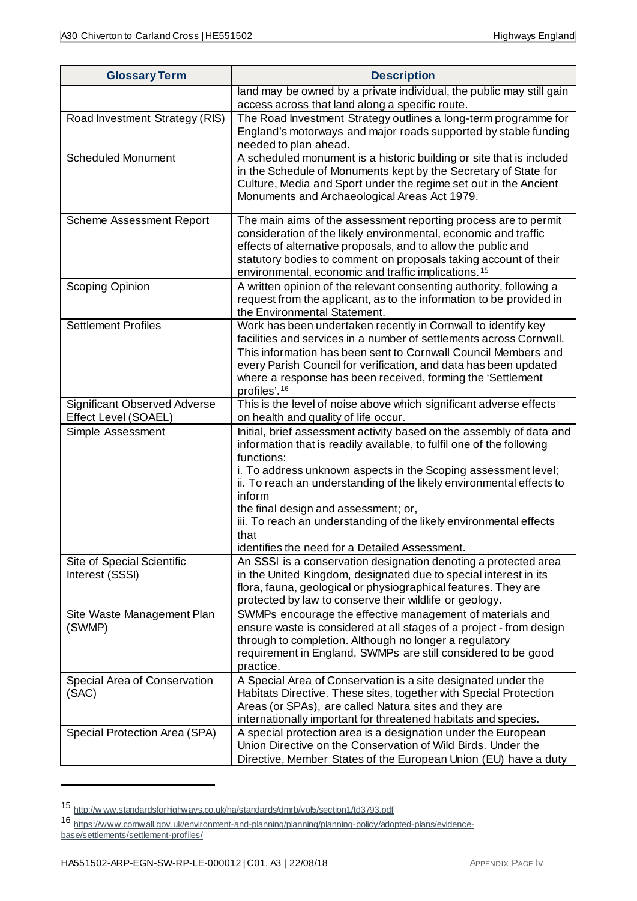| Glossary Term | Description |
|---|---|
| | land may be owned by a private individual, the public may still gain access across that land along a specific route. |
| Road Investment Strategy (RIS) | The Road Investment Strategy outlines a long-term programme for England's motorways and major roads supported by stable funding needed to plan ahead. |
| Scheduled Monument | A scheduled monument is a historic building or site that is included in the Schedule of Monuments kept by the Secretary of State for Culture, Media and Sport under the regime set out in the Ancient Monuments and Archaeological Areas Act 1979. |
| Scheme Assessment Report | The main aims of the assessment reporting process are to permit consideration of the likely environmental, economic and traffic effects of alternative proposals, and to allow the public and statutory bodies to comment on proposals taking account of their environmental, economic and traffic implications.[15] |
| Scoping Opinion | A written opinion of the relevant consenting authority, following a request from the applicant, as to the information to be provided in the Environmental Statement. |
| Settlement Profiles | Work has been undertaken recently in Cornwall to identify key facilities and services in a number of settlements across Cornwall. This information has been sent to Cornwall Council Members and every Parish Council for verification, and data has been updated where a response has been received, forming the 'Settlement profiles'.[16] |
| Significant Observed Adverse Effect Level (SOAEL) | This is the level of noise above which significant adverse effects on health and quality of life occur. |
| Simple Assessment | Initial, brief assessment activity based on the assembly of data and information that is readily available, to fulfil one of the following functions:<br>i. To address unknown aspects in the Scoping assessment level;<br>ii. To reach an understanding of the likely environmental effects to inform<br>the final design and assessment; or,<br>iii. To reach an understanding of the likely environmental effects that<br>identifies the need for a Detailed Assessment. |
| Site of Special Scientific Interest (SSSI) | An SSSI is a conservation designation denoting a protected area in the United Kingdom, designated due to special interest in its flora, fauna, geological or physiographical features. They are protected by law to conserve their wildlife or geology. |
| Site Waste Management Plan (SWMP) | SWMPs encourage the effective management of materials and ensure waste is considered at all stages of a project - from design through to completion. Although no longer a regulatory requirement in England, SWMPs are still considered to be good practice. |
| Special Area of Conservation (SAC) | A Special Area of Conservation is a site designated under the Habitats Directive. These sites, together with Special Protection Areas (or SPAs), are called Natura sites and they are internationally important for threatened habitats and species. |
| Special Protection Area (SPA) | A special protection area is a designation under the European Union Directive on the Conservation of Wild Birds. Under the Directive, Member States of the European Union (EU) have a duty |

[15] http://www.standardsforhighways.co.uk/ha/standards/dmrb/vol5/section1/td3793.pdf

[16] https://www.cornwall.gov.uk/environment-and-planning/planning/planning-policy/adopted-plans/evidence-base/settlements/settlement-profiles/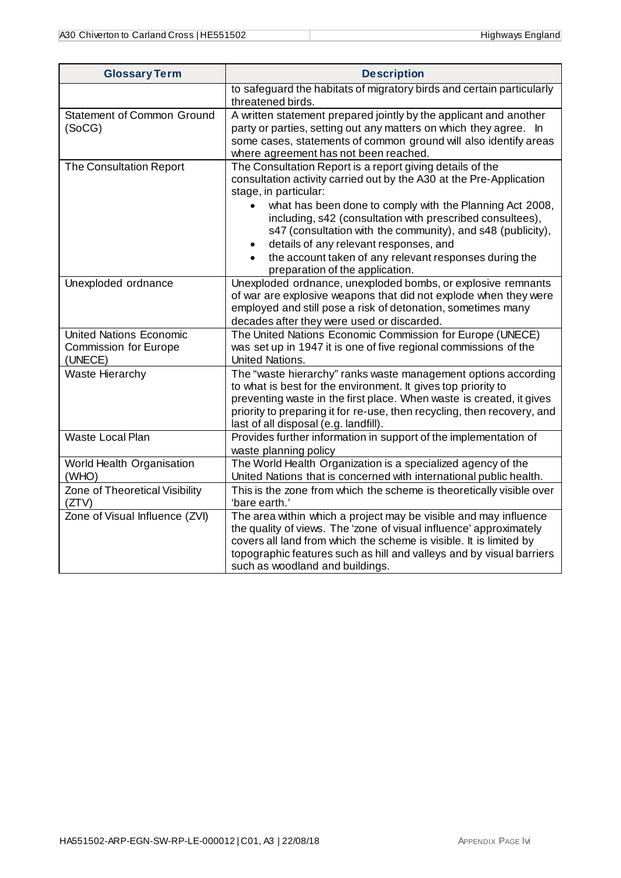| Glossary Term | Description |
|---|---|
| | to safeguard the habitats of migratory birds and certain particularly threatened birds. |
| Statement of Common Ground (SoCG) | A written statement prepared jointly by the applicant and another party or parties, setting out any matters on which they agree. In some cases, statements of common ground will also identify areas where agreement has not been reached. |
| The Consultation Report | The Consultation Report is a report giving details of the consultation activity carried out by the A30 at the Pre-Application stage, in particular: <br>• what has been done to comply with the Planning Act 2008, including, s42 (consultation with prescribed consultees), s47 (consultation with the community), and s48 (publicity), <br>• details of any relevant responses, and <br>• the account taken of any relevant responses during the preparation of the application. |
| Unexploded ordnance | Unexploded ordnance, unexploded bombs, or explosive remnants of war are explosive weapons that did not explode when they were employed and still pose a risk of detonation, sometimes many decades after they were used or discarded. |
| United Nations Economic Commission for Europe (UNECE) | The United Nations Economic Commission for Europe (UNECE) was set up in 1947 it is one of five regional commissions of the United Nations. |
| Waste Hierarchy | The "waste hierarchy" ranks waste management options according to what is best for the environment. It gives top priority to preventing waste in the first place. When waste is created, it gives priority to preparing it for re-use, then recycling, then recovery, and last of all disposal (e.g. landfill). |
| Waste Local Plan | Provides further information in support of the implementation of waste planning policy |
| World Health Organisation (WHO) | The World Health Organization is a specialized agency of the United Nations that is concerned with international public health. |
| Zone of Theoretical Visibility (ZTV) | This is the zone from which the scheme is theoretically visible over 'bare earth.' |
| Zone of Visual Influence (ZVI) | The area within which a project may be visible and may influence the quality of views. The 'zone of visual influence' approximately covers all land from which the scheme is visible. It is limited by topographic features such as hill and valleys and by visual barriers such as woodland and buildings. |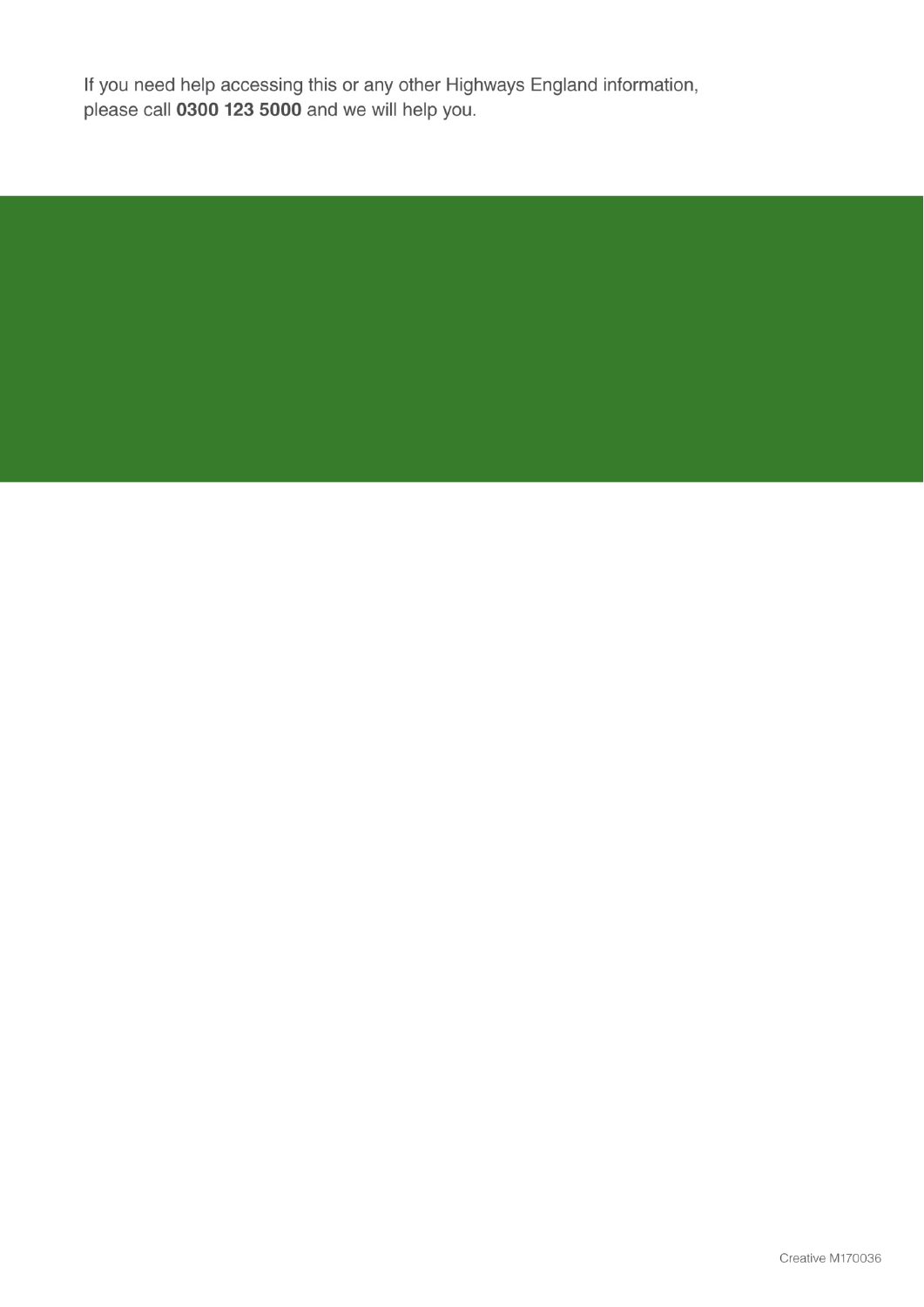If you need help accessing this or any other Highways England information, please call **0300 123 5000** and we will help you.

Creative M170036